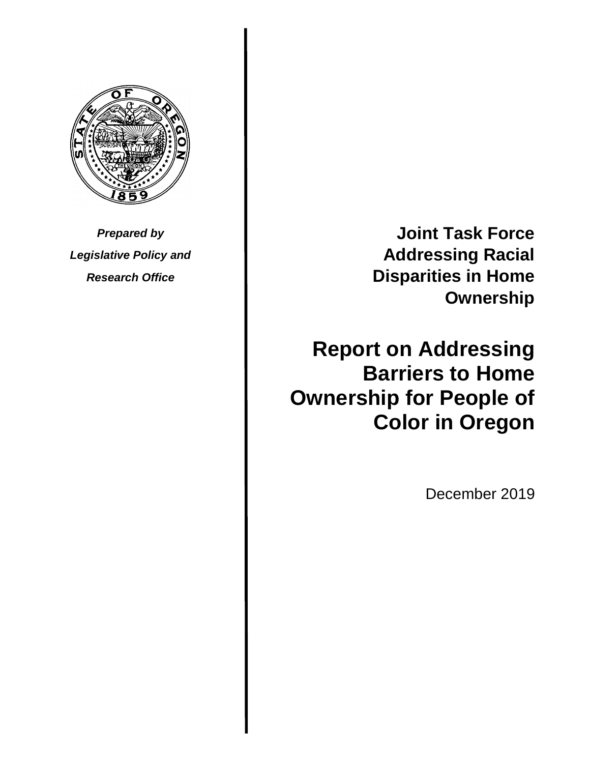*Prepared by*

*Legislative Policy and*

*Research Office*

**Joint Task Force Addressing Racial Disparities in Home Ownership**

# Report on Addressing Barriers to Home Ownership for People of Color in Oregon

December 2019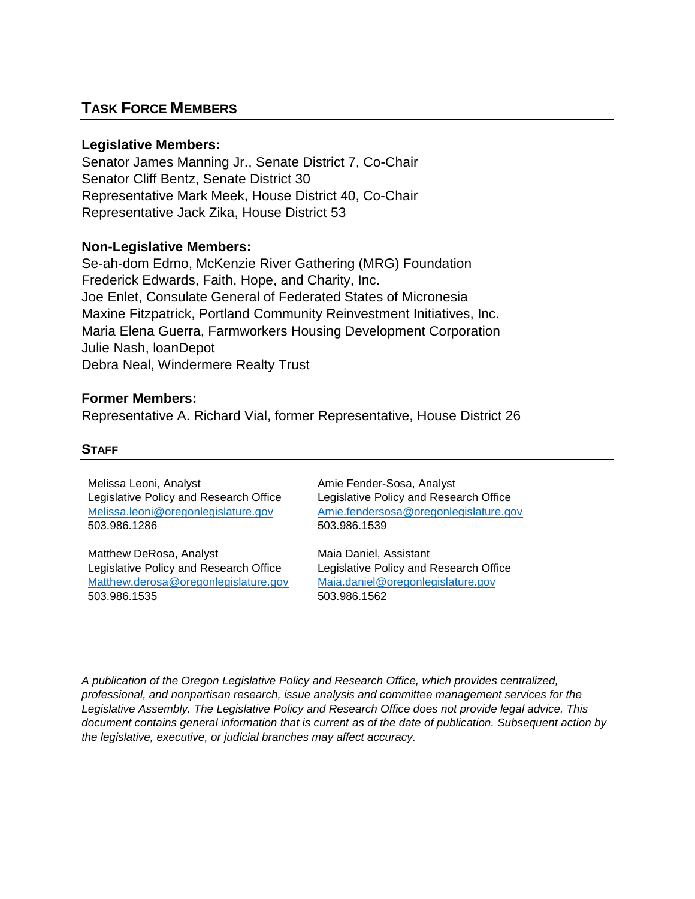## TASK FORCE MEMBERS

**Legislative Members:**
Senator James Manning Jr., Senate District 7, Co-Chair
Senator Cliff Bentz, Senate District 30
Representative Mark Meek, House District 40, Co-Chair
Representative Jack Zika, House District 53

**Non-Legislative Members:**
Se-ah-dom Edmo, McKenzie River Gathering (MRG) Foundation
Frederick Edwards, Faith, Hope, and Charity, Inc.
Joe Enlet, Consulate General of Federated States of Micronesia
Maxine Fitzpatrick, Portland Community Reinvestment Initiatives, Inc.
Maria Elena Guerra, Farmworkers Housing Development Corporation
Julie Nash, loanDepot
Debra Neal, Windermere Realty Trust

**Former Members:**
Representative A. Richard Vial, former Representative, House District 26

## STAFF

Melissa Leoni, Analyst
Legislative Policy and Research Office
Melissa.leoni@oregonlegislature.gov
503.986.1286

Matthew DeRosa, Analyst
Legislative Policy and Research Office
Matthew.derosa@oregonlegislature.gov
503.986.1535

Amie Fender-Sosa, Analyst
Legislative Policy and Research Office
Amie.fendersosa@oregonlegislature.gov
503.986.1539

Maia Daniel, Assistant
Legislative Policy and Research Office
Maia.daniel@oregonlegislature.gov
503.986.1562

*A publication of the Oregon Legislative Policy and Research Office, which provides centralized, professional, and nonpartisan research, issue analysis and committee management services for the Legislative Assembly. The Legislative Policy and Research Office does not provide legal advice. This document contains general information that is current as of the date of publication. Subsequent action by the legislative, executive, or judicial branches may affect accuracy.*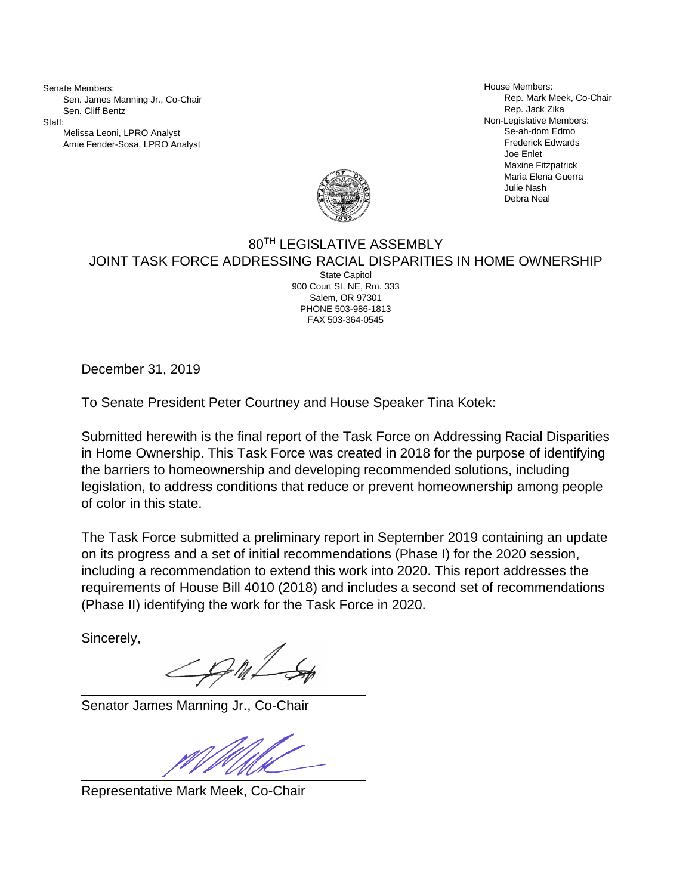Senate Members:
- Sen. James Manning Jr., Co-Chair
- Sen. Cliff Bentz

Staff:
- Melissa Leoni, LPRO Analyst
- Amie Fender-Sosa, LPRO Analyst

House Members:
- Rep. Mark Meek, Co-Chair
- Rep. Jack Zika

Non-Legislative Members:
- Se-ah-dom Edmo
- Frederick Edwards
- Joe Enlet
- Maxine Fitzpatrick
- Maria Elena Guerra
- Julie Nash
- Debra Neal

# 80TH LEGISLATIVE ASSEMBLY
## JOINT TASK FORCE ADDRESSING RACIAL DISPARITIES IN HOME OWNERSHIP

State Capitol
900 Court St. NE, Rm. 333
Salem, OR 97301
PHONE 503-986-1813
FAX 503-364-0545

December 31, 2019

To Senate President Peter Courtney and House Speaker Tina Kotek:

Submitted herewith is the final report of the Task Force on Addressing Racial Disparities in Home Ownership. This Task Force was created in 2018 for the purpose of identifying the barriers to homeownership and developing recommended solutions, including legislation, to address conditions that reduce or prevent homeownership among people of color in this state.

The Task Force submitted a preliminary report in September 2019 containing an update on its progress and a set of initial recommendations (Phase I) for the 2020 session, including a recommendation to extend this work into 2020. This report addresses the requirements of House Bill 4010 (2018) and includes a second set of recommendations (Phase II) identifying the work for the Task Force in 2020.

Sincerely,

Senator James Manning Jr., Co-Chair

Representative Mark Meek, Co-Chair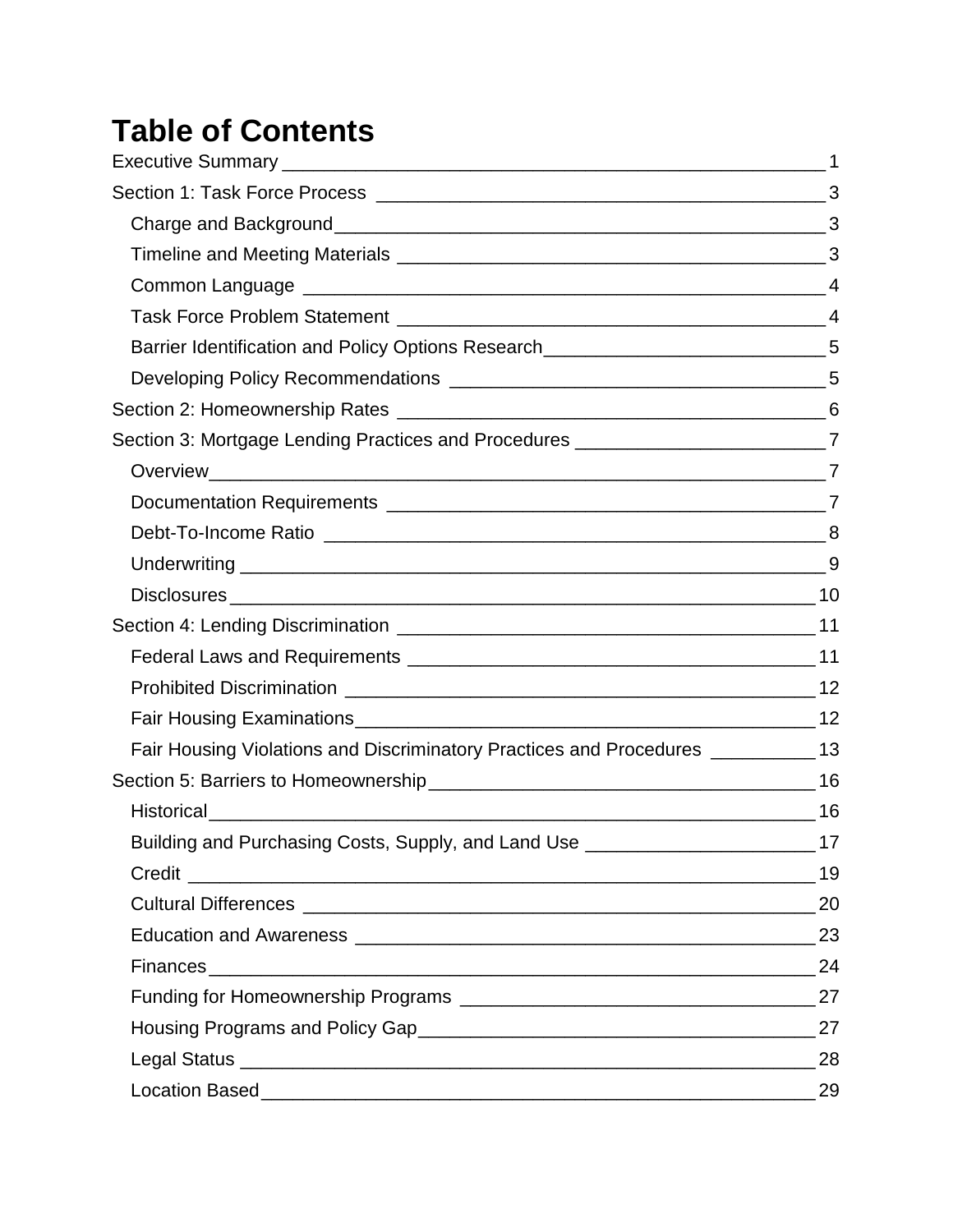# Table of Contents

Executive Summary ... 1

Section 1: Task Force Process ... 3

- Charge and Background ... 3
- Timeline and Meeting Materials ... 3
- Common Language ... 4
- Task Force Problem Statement ... 4
- Barrier Identification and Policy Options Research ... 5
- Developing Policy Recommendations ... 5

Section 2: Homeownership Rates ... 6

Section 3: Mortgage Lending Practices and Procedures ... 7

- Overview ... 7
- Documentation Requirements ... 7
- Debt-To-Income Ratio ... 8
- Underwriting ... 9
- Disclosures ... 10

Section 4: Lending Discrimination ... 11

- Federal Laws and Requirements ... 11
- Prohibited Discrimination ... 12
- Fair Housing Examinations ... 12
- Fair Housing Violations and Discriminatory Practices and Procedures ... 13

Section 5: Barriers to Homeownership ... 16

- Historical ... 16
- Building and Purchasing Costs, Supply, and Land Use ... 17
- Credit ... 19
- Cultural Differences ... 20
- Education and Awareness ... 23
- Finances ... 24
- Funding for Homeownership Programs ... 27
- Housing Programs and Policy Gap ... 27
- Legal Status ... 28
- Location Based ... 29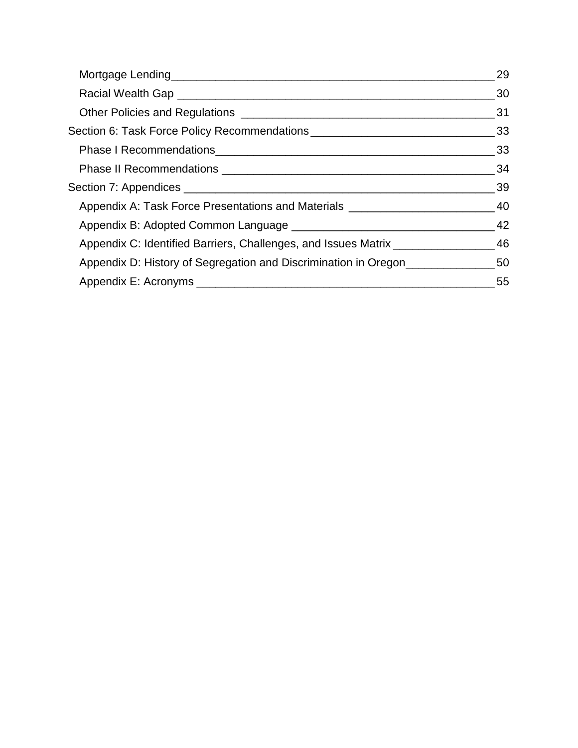- Mortgage Lending — 29
- Racial Wealth Gap — 30
- Other Policies and Regulations — 31

Section 6: Task Force Policy Recommendations — 33

- Phase I Recommendations — 33
- Phase II Recommendations — 34

Section 7: Appendices — 39

- Appendix A: Task Force Presentations and Materials — 40
- Appendix B: Adopted Common Language — 42
- Appendix C: Identified Barriers, Challenges, and Issues Matrix — 46
- Appendix D: History of Segregation and Discrimination in Oregon — 50
- Appendix E: Acronyms — 55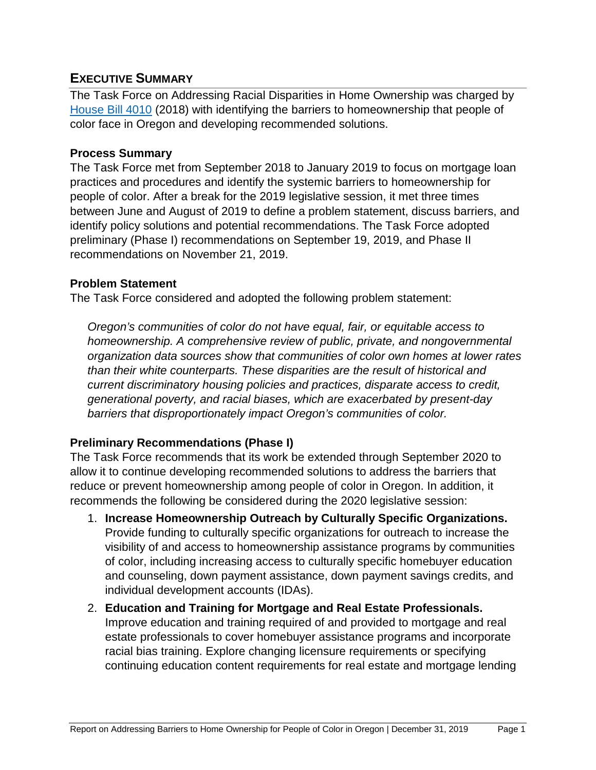## EXECUTIVE SUMMARY

The Task Force on Addressing Racial Disparities in Home Ownership was charged by House Bill 4010 (2018) with identifying the barriers to homeownership that people of color face in Oregon and developing recommended solutions.

### Process Summary

The Task Force met from September 2018 to January 2019 to focus on mortgage loan practices and procedures and identify the systemic barriers to homeownership for people of color. After a break for the 2019 legislative session, it met three times between June and August of 2019 to define a problem statement, discuss barriers, and identify policy solutions and potential recommendations. The Task Force adopted preliminary (Phase I) recommendations on September 19, 2019, and Phase II recommendations on November 21, 2019.

### Problem Statement

The Task Force considered and adopted the following problem statement:

*Oregon's communities of color do not have equal, fair, or equitable access to homeownership. A comprehensive review of public, private, and nongovernmental organization data sources show that communities of color own homes at lower rates than their white counterparts. These disparities are the result of historical and current discriminatory housing policies and practices, disparate access to credit, generational poverty, and racial biases, which are exacerbated by present-day barriers that disproportionately impact Oregon's communities of color.*

### Preliminary Recommendations (Phase I)

The Task Force recommends that its work be extended through September 2020 to allow it to continue developing recommended solutions to address the barriers that reduce or prevent homeownership among people of color in Oregon. In addition, it recommends the following be considered during the 2020 legislative session:

1. **Increase Homeownership Outreach by Culturally Specific Organizations.** Provide funding to culturally specific organizations for outreach to increase the visibility of and access to homeownership assistance programs by communities of color, including increasing access to culturally specific homebuyer education and counseling, down payment assistance, down payment savings credits, and individual development accounts (IDAs).
2. **Education and Training for Mortgage and Real Estate Professionals.** Improve education and training required of and provided to mortgage and real estate professionals to cover homebuyer assistance programs and incorporate racial bias training. Explore changing licensure requirements or specifying continuing education content requirements for real estate and mortgage lending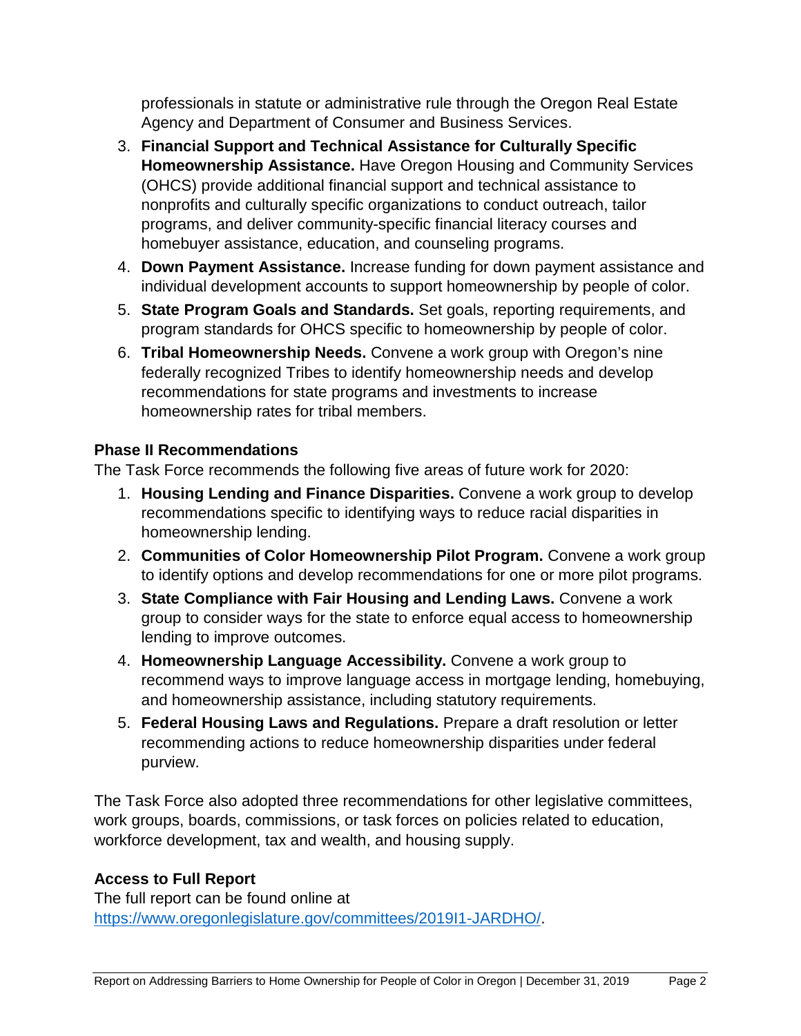professionals in statute or administrative rule through the Oregon Real Estate Agency and Department of Consumer and Business Services.

3. **Financial Support and Technical Assistance for Culturally Specific Homeownership Assistance.** Have Oregon Housing and Community Services (OHCS) provide additional financial support and technical assistance to nonprofits and culturally specific organizations to conduct outreach, tailor programs, and deliver community-specific financial literacy courses and homebuyer assistance, education, and counseling programs.
4. **Down Payment Assistance.** Increase funding for down payment assistance and individual development accounts to support homeownership by people of color.
5. **State Program Goals and Standards.** Set goals, reporting requirements, and program standards for OHCS specific to homeownership by people of color.
6. **Tribal Homeownership Needs.** Convene a work group with Oregon's nine federally recognized Tribes to identify homeownership needs and develop recommendations for state programs and investments to increase homeownership rates for tribal members.

**Phase II Recommendations**

The Task Force recommends the following five areas of future work for 2020:

1. **Housing Lending and Finance Disparities.** Convene a work group to develop recommendations specific to identifying ways to reduce racial disparities in homeownership lending.
2. **Communities of Color Homeownership Pilot Program.** Convene a work group to identify options and develop recommendations for one or more pilot programs.
3. **State Compliance with Fair Housing and Lending Laws.** Convene a work group to consider ways for the state to enforce equal access to homeownership lending to improve outcomes.
4. **Homeownership Language Accessibility.** Convene a work group to recommend ways to improve language access in mortgage lending, homebuying, and homeownership assistance, including statutory requirements.
5. **Federal Housing Laws and Regulations.** Prepare a draft resolution or letter recommending actions to reduce homeownership disparities under federal purview.

The Task Force also adopted three recommendations for other legislative committees, work groups, boards, commissions, or task forces on policies related to education, workforce development, tax and wealth, and housing supply.

**Access to Full Report**

The full report can be found online at https://www.oregonlegislature.gov/committees/2019I1-JARDHO/.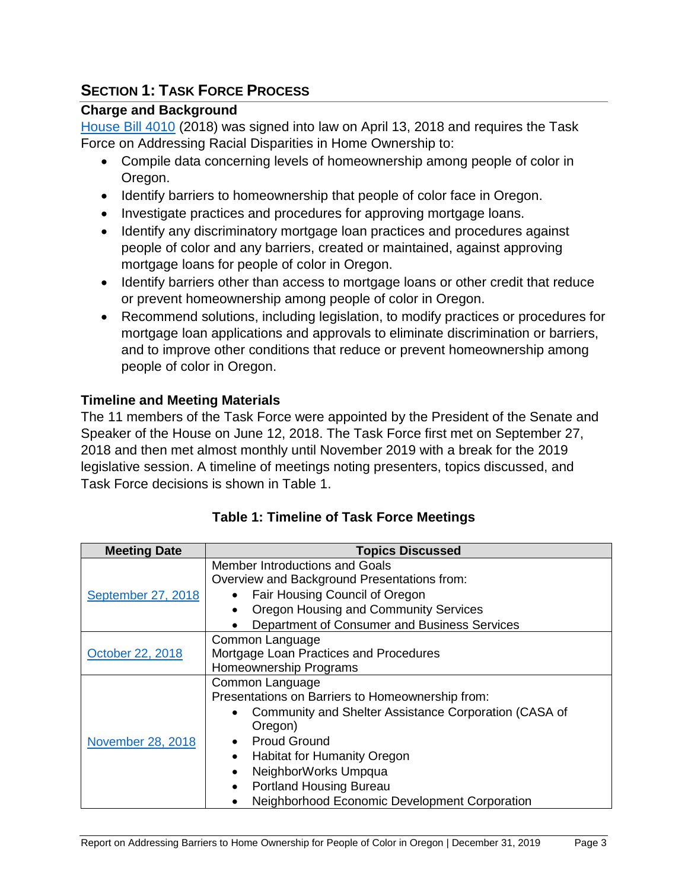## Section 1: Task Force Process

### Charge and Background

House Bill 4010 (2018) was signed into law on April 13, 2018 and requires the Task Force on Addressing Racial Disparities in Home Ownership to:

- Compile data concerning levels of homeownership among people of color in Oregon.
- Identify barriers to homeownership that people of color face in Oregon.
- Investigate practices and procedures for approving mortgage loans.
- Identify any discriminatory mortgage loan practices and procedures against people of color and any barriers, created or maintained, against approving mortgage loans for people of color in Oregon.
- Identify barriers other than access to mortgage loans or other credit that reduce or prevent homeownership among people of color in Oregon.
- Recommend solutions, including legislation, to modify practices or procedures for mortgage loan applications and approvals to eliminate discrimination or barriers, and to improve other conditions that reduce or prevent homeownership among people of color in Oregon.

### Timeline and Meeting Materials

The 11 members of the Task Force were appointed by the President of the Senate and Speaker of the House on June 12, 2018. The Task Force first met on September 27, 2018 and then met almost monthly until November 2019 with a break for the 2019 legislative session. A timeline of meetings noting presenters, topics discussed, and Task Force decisions is shown in Table 1.

**Table 1: Timeline of Task Force Meetings**

| Meeting Date | Topics Discussed |
|---|---|
| September 27, 2018 | Member Introductions and Goals<br>Overview and Background Presentations from:<br>• Fair Housing Council of Oregon<br>• Oregon Housing and Community Services<br>• Department of Consumer and Business Services |
| October 22, 2018 | Common Language<br>Mortgage Loan Practices and Procedures<br>Homeownership Programs |
| November 28, 2018 | Common Language<br>Presentations on Barriers to Homeownership from:<br>• Community and Shelter Assistance Corporation (CASA of Oregon)<br>• Proud Ground<br>• Habitat for Humanity Oregon<br>• NeighborWorks Umpqua<br>• Portland Housing Bureau<br>• Neighborhood Economic Development Corporation |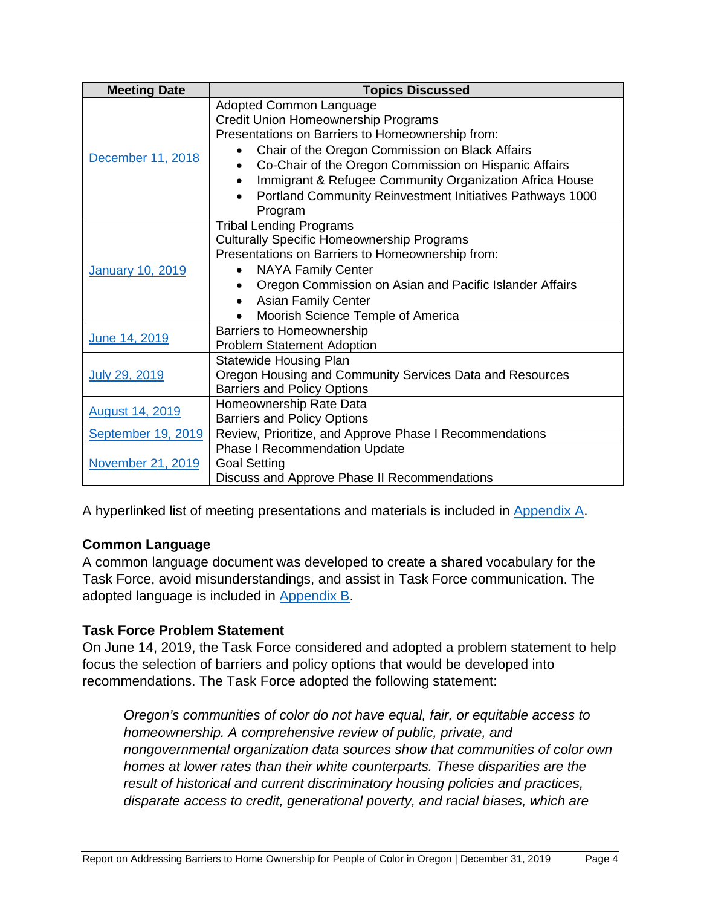| Meeting Date | Topics Discussed |
|---|---|
| December 11, 2018 | Adopted Common Language<br>Credit Union Homeownership Programs<br>Presentations on Barriers to Homeownership from:<br>• Chair of the Oregon Commission on Black Affairs<br>• Co-Chair of the Oregon Commission on Hispanic Affairs<br>• Immigrant & Refugee Community Organization Africa House<br>• Portland Community Reinvestment Initiatives Pathways 1000 Program |
| January 10, 2019 | Tribal Lending Programs<br>Culturally Specific Homeownership Programs<br>Presentations on Barriers to Homeownership from:<br>• NAYA Family Center<br>• Oregon Commission on Asian and Pacific Islander Affairs<br>• Asian Family Center<br>• Moorish Science Temple of America |
| June 14, 2019 | Barriers to Homeownership<br>Problem Statement Adoption |
| July 29, 2019 | Statewide Housing Plan<br>Oregon Housing and Community Services Data and Resources<br>Barriers and Policy Options |
| August 14, 2019 | Homeownership Rate Data<br>Barriers and Policy Options |
| September 19, 2019 | Review, Prioritize, and Approve Phase I Recommendations |
| November 21, 2019 | Phase I Recommendation Update<br>Goal Setting<br>Discuss and Approve Phase II Recommendations |

A hyperlinked list of meeting presentations and materials is included in Appendix A.

### Common Language

A common language document was developed to create a shared vocabulary for the Task Force, avoid misunderstandings, and assist in Task Force communication. The adopted language is included in Appendix B.

### Task Force Problem Statement

On June 14, 2019, the Task Force considered and adopted a problem statement to help focus the selection of barriers and policy options that would be developed into recommendations. The Task Force adopted the following statement:

> *Oregon's communities of color do not have equal, fair, or equitable access to homeownership. A comprehensive review of public, private, and nongovernmental organization data sources show that communities of color own homes at lower rates than their white counterparts. These disparities are the result of historical and current discriminatory housing policies and practices, disparate access to credit, generational poverty, and racial biases, which are*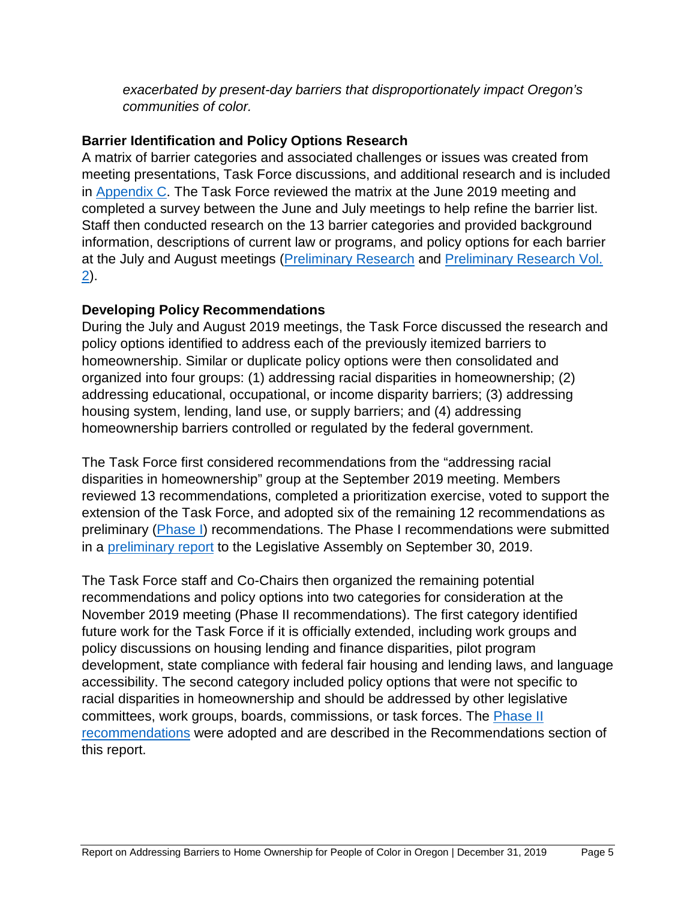*exacerbated by present-day barriers that disproportionately impact Oregon's communities of color.*

### Barrier Identification and Policy Options Research

A matrix of barrier categories and associated challenges or issues was created from meeting presentations, Task Force discussions, and additional research and is included in Appendix C. The Task Force reviewed the matrix at the June 2019 meeting and completed a survey between the June and July meetings to help refine the barrier list. Staff then conducted research on the 13 barrier categories and provided background information, descriptions of current law or programs, and policy options for each barrier at the July and August meetings (Preliminary Research and Preliminary Research Vol. 2).

### Developing Policy Recommendations

During the July and August 2019 meetings, the Task Force discussed the research and policy options identified to address each of the previously itemized barriers to homeownership. Similar or duplicate policy options were then consolidated and organized into four groups: (1) addressing racial disparities in homeownership; (2) addressing educational, occupational, or income disparity barriers; (3) addressing housing system, lending, land use, or supply barriers; and (4) addressing homeownership barriers controlled or regulated by the federal government.

The Task Force first considered recommendations from the "addressing racial disparities in homeownership" group at the September 2019 meeting. Members reviewed 13 recommendations, completed a prioritization exercise, voted to support the extension of the Task Force, and adopted six of the remaining 12 recommendations as preliminary (Phase I) recommendations. The Phase I recommendations were submitted in a preliminary report to the Legislative Assembly on September 30, 2019.

The Task Force staff and Co-Chairs then organized the remaining potential recommendations and policy options into two categories for consideration at the November 2019 meeting (Phase II recommendations). The first category identified future work for the Task Force if it is officially extended, including work groups and policy discussions on housing lending and finance disparities, pilot program development, state compliance with federal fair housing and lending laws, and language accessibility. The second category included policy options that were not specific to racial disparities in homeownership and should be addressed by other legislative committees, work groups, boards, commissions, or task forces. The Phase II recommendations were adopted and are described in the Recommendations section of this report.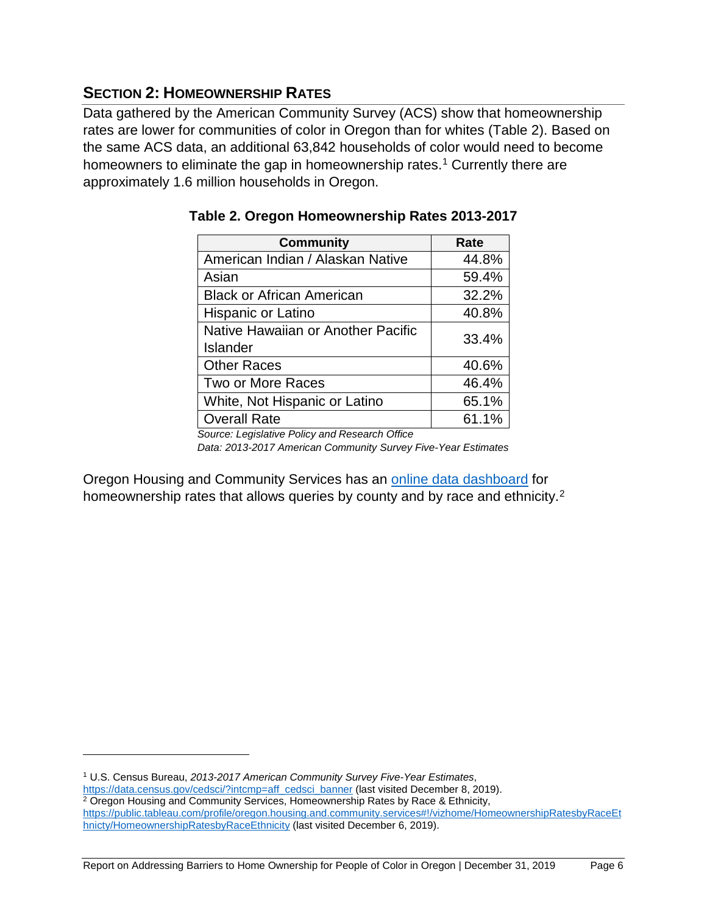## SECTION 2: HOMEOWNERSHIP RATES

Data gathered by the American Community Survey (ACS) show that homeownership rates are lower for communities of color in Oregon than for whites (Table 2). Based on the same ACS data, an additional 63,842 households of color would need to become homeowners to eliminate the gap in homeownership rates.[1] Currently there are approximately 1.6 million households in Oregon.

**Table 2. Oregon Homeownership Rates 2013-2017**

| Community | Rate |
|---|---|
| American Indian / Alaskan Native | 44.8% |
| Asian | 59.4% |
| Black or African American | 32.2% |
| Hispanic or Latino | 40.8% |
| Native Hawaiian or Another Pacific Islander | 33.4% |
| Other Races | 40.6% |
| Two or More Races | 46.4% |
| White, Not Hispanic or Latino | 65.1% |
| Overall Rate | 61.1% |

*Source: Legislative Policy and Research Office*
*Data: 2013-2017 American Community Survey Five-Year Estimates*

Oregon Housing and Community Services has an [online data dashboard](https://public.tableau.com/profile/oregon.housing.and.community.services#!/vizhome/HomeownershipRatesbyRaceEthnicty/HomeownershipRatesbyRaceEthnicity) for homeownership rates that allows queries by county and by race and ethnicity.[2]

---

[1] U.S. Census Bureau, *2013-2017 American Community Survey Five-Year Estimates*, https://data.census.gov/cedsci/?intcmp=aff_cedsci_banner (last visited December 8, 2019).

[2] Oregon Housing and Community Services, Homeownership Rates by Race & Ethnicity, https://public.tableau.com/profile/oregon.housing.and.community.services#!/vizhome/HomeownershipRatesbyRaceEthnicty/HomeownershipRatesbyRaceEthnicity (last visited December 6, 2019).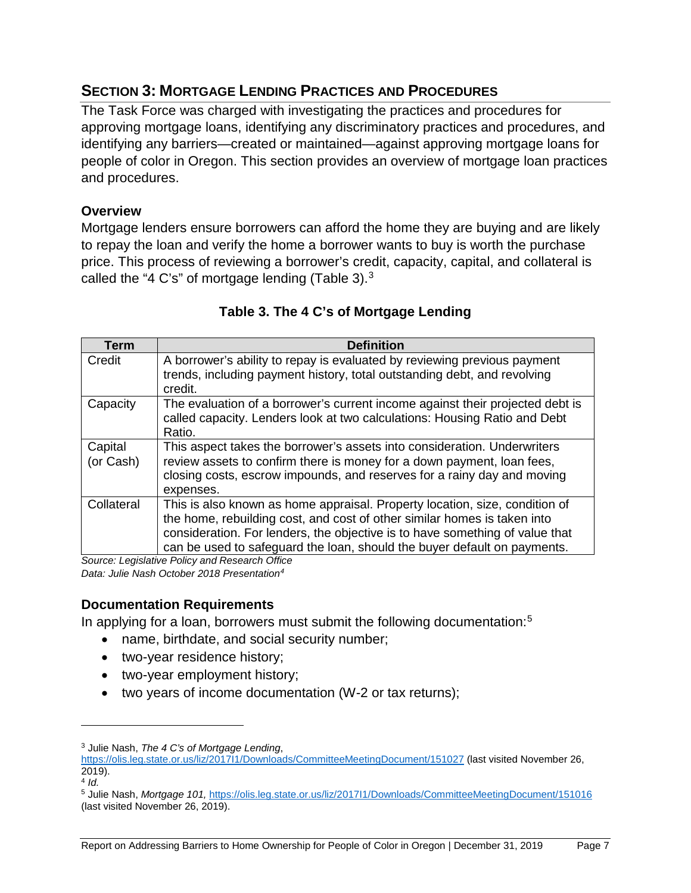## SECTION 3: MORTGAGE LENDING PRACTICES AND PROCEDURES

The Task Force was charged with investigating the practices and procedures for approving mortgage loans, identifying any discriminatory practices and procedures, and identifying any barriers—created or maintained—against approving mortgage loans for people of color in Oregon. This section provides an overview of mortgage loan practices and procedures.

### Overview

Mortgage lenders ensure borrowers can afford the home they are buying and are likely to repay the loan and verify the home a borrower wants to buy is worth the purchase price. This process of reviewing a borrower's credit, capacity, capital, and collateral is called the "4 C's" of mortgage lending (Table 3).[3]

**Table 3. The 4 C's of Mortgage Lending**

| Term | Definition |
|---|---|
| Credit | A borrower's ability to repay is evaluated by reviewing previous payment trends, including payment history, total outstanding debt, and revolving credit. |
| Capacity | The evaluation of a borrower's current income against their projected debt is called capacity. Lenders look at two calculations: Housing Ratio and Debt Ratio. |
| Capital (or Cash) | This aspect takes the borrower's assets into consideration. Underwriters review assets to confirm there is money for a down payment, loan fees, closing costs, escrow impounds, and reserves for a rainy day and moving expenses. |
| Collateral | This is also known as home appraisal. Property location, size, condition of the home, rebuilding cost, and cost of other similar homes is taken into consideration. For lenders, the objective is to have something of value that can be used to safeguard the loan, should the buyer default on payments. |

*Source: Legislative Policy and Research Office*
*Data: Julie Nash October 2018 Presentation*[4]

### Documentation Requirements

In applying for a loan, borrowers must submit the following documentation:[5]

- name, birthdate, and social security number;
- two-year residence history;
- two-year employment history;
- two years of income documentation (W-2 or tax returns);

---

[3] Julie Nash, *The 4 C's of Mortgage Lending*, https://olis.leg.state.or.us/liz/2017I1/Downloads/CommitteeMeetingDocument/151027 (last visited November 26, 2019).

[4] *Id.*

[5] Julie Nash, *Mortgage 101,* https://olis.leg.state.or.us/liz/2017I1/Downloads/CommitteeMeetingDocument/151016 (last visited November 26, 2019).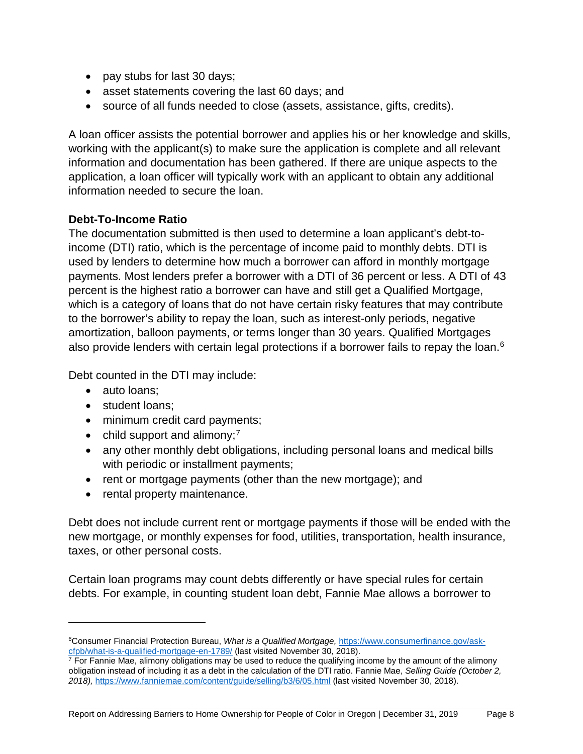- pay stubs for last 30 days;
- asset statements covering the last 60 days; and
- source of all funds needed to close (assets, assistance, gifts, credits).

A loan officer assists the potential borrower and applies his or her knowledge and skills, working with the applicant(s) to make sure the application is complete and all relevant information and documentation has been gathered. If there are unique aspects to the application, a loan officer will typically work with an applicant to obtain any additional information needed to secure the loan.

**Debt-To-Income Ratio**

The documentation submitted is then used to determine a loan applicant's debt-to-income (DTI) ratio, which is the percentage of income paid to monthly debts. DTI is used by lenders to determine how much a borrower can afford in monthly mortgage payments. Most lenders prefer a borrower with a DTI of 36 percent or less. A DTI of 43 percent is the highest ratio a borrower can have and still get a Qualified Mortgage, which is a category of loans that do not have certain risky features that may contribute to the borrower's ability to repay the loan, such as interest-only periods, negative amortization, balloon payments, or terms longer than 30 years. Qualified Mortgages also provide lenders with certain legal protections if a borrower fails to repay the loan.[6]

Debt counted in the DTI may include:

- auto loans;
- student loans;
- minimum credit card payments;
- child support and alimony;[7]
- any other monthly debt obligations, including personal loans and medical bills with periodic or installment payments;
- rent or mortgage payments (other than the new mortgage); and
- rental property maintenance.

Debt does not include current rent or mortgage payments if those will be ended with the new mortgage, or monthly expenses for food, utilities, transportation, health insurance, taxes, or other personal costs.

Certain loan programs may count debts differently or have special rules for certain debts. For example, in counting student loan debt, Fannie Mae allows a borrower to

---

[6] Consumer Financial Protection Bureau, *What is a Qualified Mortgage,* https://www.consumerfinance.gov/ask-cfpb/what-is-a-qualified-mortgage-en-1789/ (last visited November 30, 2018).

[7] For Fannie Mae, alimony obligations may be used to reduce the qualifying income by the amount of the alimony obligation instead of including it as a debt in the calculation of the DTI ratio. Fannie Mae, *Selling Guide (October 2, 2018),* https://www.fanniemae.com/content/guide/selling/b3/6/05.html (last visited November 30, 2018).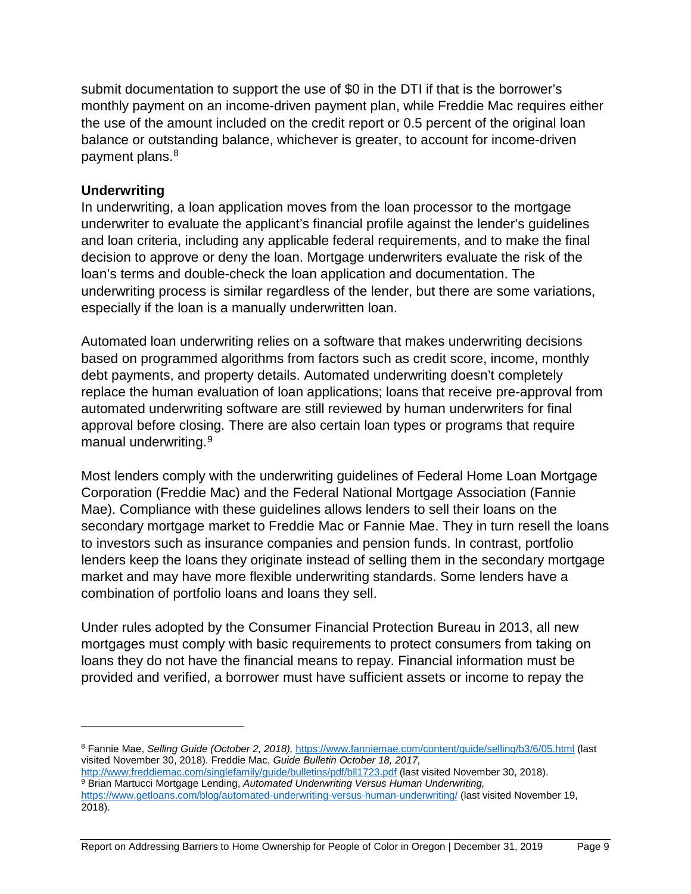submit documentation to support the use of $0 in the DTI if that is the borrower's monthly payment on an income-driven payment plan, while Freddie Mac requires either the use of the amount included on the credit report or 0.5 percent of the original loan balance or outstanding balance, whichever is greater, to account for income-driven payment plans.[8]

### Underwriting

In underwriting, a loan application moves from the loan processor to the mortgage underwriter to evaluate the applicant's financial profile against the lender's guidelines and loan criteria, including any applicable federal requirements, and to make the final decision to approve or deny the loan. Mortgage underwriters evaluate the risk of the loan's terms and double-check the loan application and documentation. The underwriting process is similar regardless of the lender, but there are some variations, especially if the loan is a manually underwritten loan.

Automated loan underwriting relies on a software that makes underwriting decisions based on programmed algorithms from factors such as credit score, income, monthly debt payments, and property details. Automated underwriting doesn't completely replace the human evaluation of loan applications; loans that receive pre-approval from automated underwriting software are still reviewed by human underwriters for final approval before closing. There are also certain loan types or programs that require manual underwriting.[9]

Most lenders comply with the underwriting guidelines of Federal Home Loan Mortgage Corporation (Freddie Mac) and the Federal National Mortgage Association (Fannie Mae). Compliance with these guidelines allows lenders to sell their loans on the secondary mortgage market to Freddie Mac or Fannie Mae. They in turn resell the loans to investors such as insurance companies and pension funds. In contrast, portfolio lenders keep the loans they originate instead of selling them in the secondary mortgage market and may have more flexible underwriting standards. Some lenders have a combination of portfolio loans and loans they sell.

Under rules adopted by the Consumer Financial Protection Bureau in 2013, all new mortgages must comply with basic requirements to protect consumers from taking on loans they do not have the financial means to repay. Financial information must be provided and verified, a borrower must have sufficient assets or income to repay the

---

[8] Fannie Mae, *Selling Guide (October 2, 2018),* https://www.fanniemae.com/content/guide/selling/b3/6/05.html (last visited November 30, 2018). Freddie Mac, *Guide Bulletin October 18, 2017,* http://www.freddiemac.com/singlefamily/guide/bulletins/pdf/bll1723.pdf (last visited November 30, 2018).

[9] Brian Martucci Mortgage Lending, *Automated Underwriting Versus Human Underwriting,* https://www.getloans.com/blog/automated-underwriting-versus-human-underwriting/ (last visited November 19, 2018).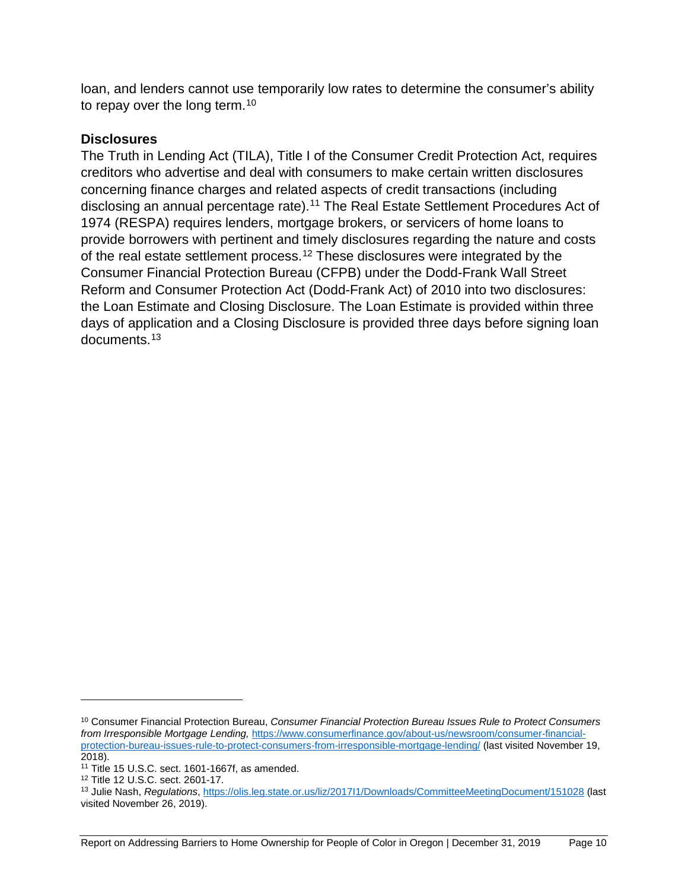loan, and lenders cannot use temporarily low rates to determine the consumer's ability to repay over the long term.[10]

### Disclosures

The Truth in Lending Act (TILA), Title I of the Consumer Credit Protection Act, requires creditors who advertise and deal with consumers to make certain written disclosures concerning finance charges and related aspects of credit transactions (including disclosing an annual percentage rate).[11] The Real Estate Settlement Procedures Act of 1974 (RESPA) requires lenders, mortgage brokers, or servicers of home loans to provide borrowers with pertinent and timely disclosures regarding the nature and costs of the real estate settlement process.[12] These disclosures were integrated by the Consumer Financial Protection Bureau (CFPB) under the Dodd-Frank Wall Street Reform and Consumer Protection Act (Dodd-Frank Act) of 2010 into two disclosures: the Loan Estimate and Closing Disclosure. The Loan Estimate is provided within three days of application and a Closing Disclosure is provided three days before signing loan documents.[13]

---

[10] Consumer Financial Protection Bureau, *Consumer Financial Protection Bureau Issues Rule to Protect Consumers from Irresponsible Mortgage Lending,* https://www.consumerfinance.gov/about-us/newsroom/consumer-financial-protection-bureau-issues-rule-to-protect-consumers-from-irresponsible-mortgage-lending/ (last visited November 19, 2018).

[11] Title 15 U.S.C. sect. 1601-1667f, as amended.

[12] Title 12 U.S.C. sect. 2601-17.

[13] Julie Nash, *Regulations*, https://olis.leg.state.or.us/liz/2017I1/Downloads/CommitteeMeetingDocument/151028 (last visited November 26, 2019).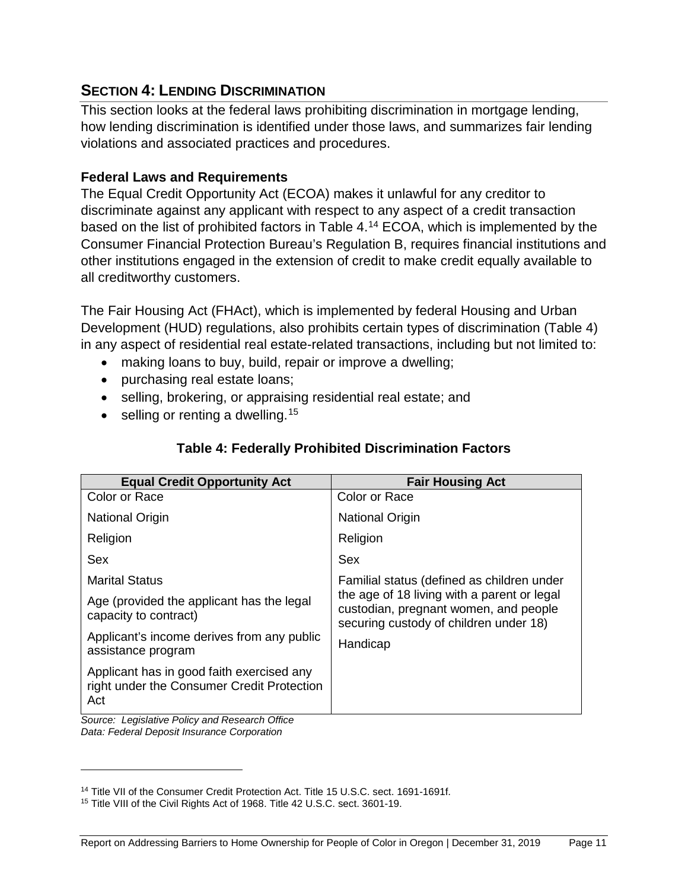## SECTION 4: LENDING DISCRIMINATION

This section looks at the federal laws prohibiting discrimination in mortgage lending, how lending discrimination is identified under those laws, and summarizes fair lending violations and associated practices and procedures.

### Federal Laws and Requirements

The Equal Credit Opportunity Act (ECOA) makes it unlawful for any creditor to discriminate against any applicant with respect to any aspect of a credit transaction based on the list of prohibited factors in Table 4.[14] ECOA, which is implemented by the Consumer Financial Protection Bureau's Regulation B, requires financial institutions and other institutions engaged in the extension of credit to make credit equally available to all creditworthy customers.

The Fair Housing Act (FHAct), which is implemented by federal Housing and Urban Development (HUD) regulations, also prohibits certain types of discrimination (Table 4) in any aspect of residential real estate-related transactions, including but not limited to:

- making loans to buy, build, repair or improve a dwelling;
- purchasing real estate loans;
- selling, brokering, or appraising residential real estate; and
- selling or renting a dwelling.[15]

**Table 4: Federally Prohibited Discrimination Factors**

| Equal Credit Opportunity Act | Fair Housing Act |
|---|---|
| Color or Race | Color or Race |
| National Origin | National Origin |
| Religion | Religion |
| Sex | Sex |
| Marital Status | Familial status (defined as children under the age of 18 living with a parent or legal custodian, pregnant women, and people securing custody of children under 18) |
| Age (provided the applicant has the legal capacity to contract) | |
| Applicant's income derives from any public assistance program | Handicap |
| Applicant has in good faith exercised any right under the Consumer Credit Protection Act | |

*Source: Legislative Policy and Research Office*
*Data: Federal Deposit Insurance Corporation*

[14] Title VII of the Consumer Credit Protection Act. Title 15 U.S.C. sect. 1691-1691f.

[15] Title VIII of the Civil Rights Act of 1968. Title 42 U.S.C. sect. 3601-19.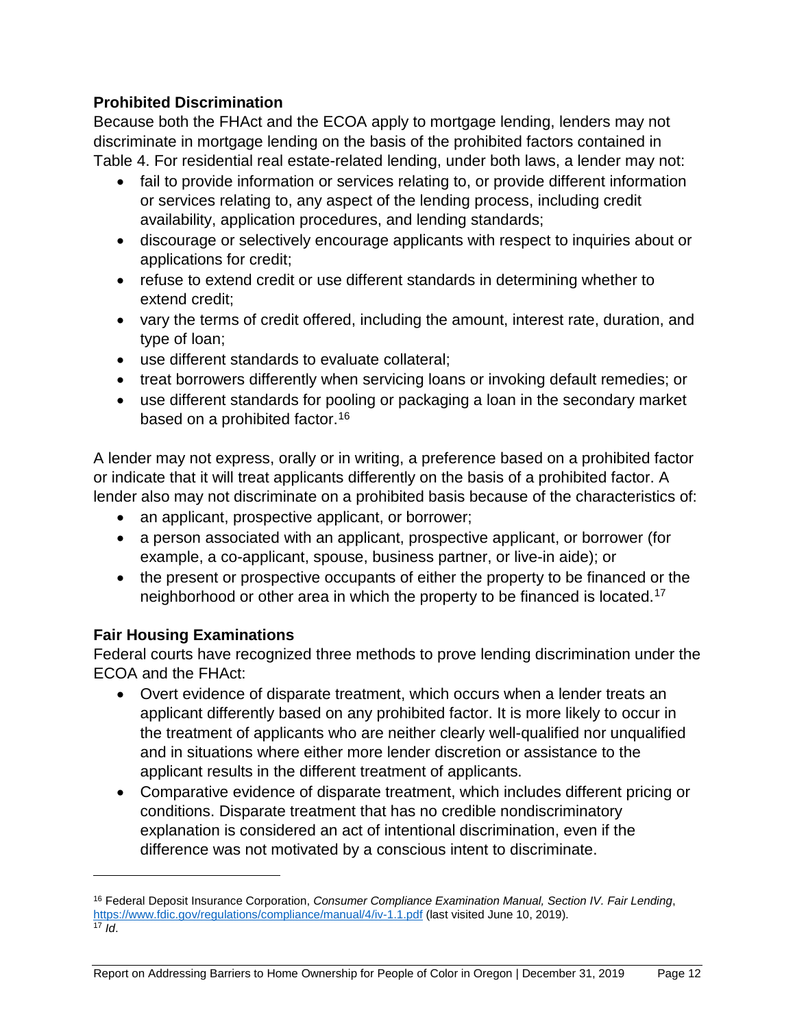**Prohibited Discrimination**

Because both the FHAct and the ECOA apply to mortgage lending, lenders may not discriminate in mortgage lending on the basis of the prohibited factors contained in Table 4. For residential real estate-related lending, under both laws, a lender may not:

- fail to provide information or services relating to, or provide different information or services relating to, any aspect of the lending process, including credit availability, application procedures, and lending standards;
- discourage or selectively encourage applicants with respect to inquiries about or applications for credit;
- refuse to extend credit or use different standards in determining whether to extend credit;
- vary the terms of credit offered, including the amount, interest rate, duration, and type of loan;
- use different standards to evaluate collateral;
- treat borrowers differently when servicing loans or invoking default remedies; or
- use different standards for pooling or packaging a loan in the secondary market based on a prohibited factor.[16]

A lender may not express, orally or in writing, a preference based on a prohibited factor or indicate that it will treat applicants differently on the basis of a prohibited factor. A lender also may not discriminate on a prohibited basis because of the characteristics of:

- an applicant, prospective applicant, or borrower;
- a person associated with an applicant, prospective applicant, or borrower (for example, a co-applicant, spouse, business partner, or live-in aide); or
- the present or prospective occupants of either the property to be financed or the neighborhood or other area in which the property to be financed is located.[17]

**Fair Housing Examinations**

Federal courts have recognized three methods to prove lending discrimination under the ECOA and the FHAct:

- Overt evidence of disparate treatment, which occurs when a lender treats an applicant differently based on any prohibited factor. It is more likely to occur in the treatment of applicants who are neither clearly well-qualified nor unqualified and in situations where either more lender discretion or assistance to the applicant results in the different treatment of applicants.
- Comparative evidence of disparate treatment, which includes different pricing or conditions. Disparate treatment that has no credible nondiscriminatory explanation is considered an act of intentional discrimination, even if the difference was not motivated by a conscious intent to discriminate.

---

[16] Federal Deposit Insurance Corporation, *Consumer Compliance Examination Manual, Section IV. Fair Lending*, https://www.fdic.gov/regulations/compliance/manual/4/iv-1.1.pdf (last visited June 10, 2019).

[17] *Id*.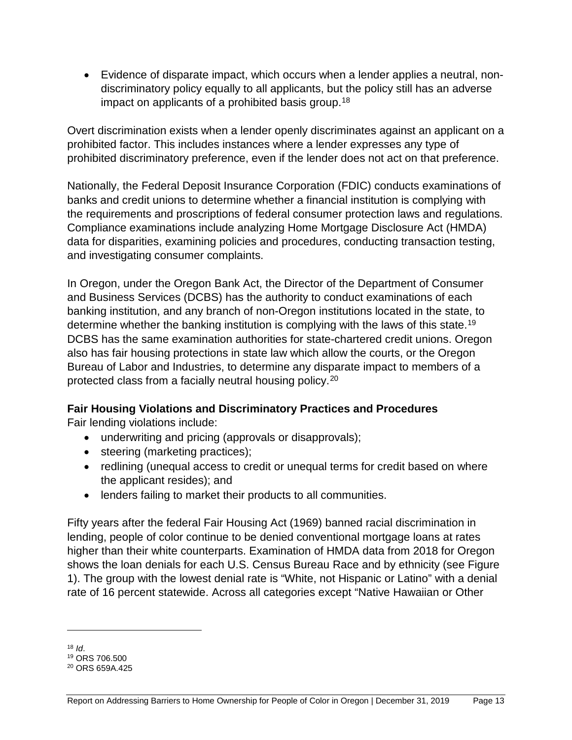- Evidence of disparate impact, which occurs when a lender applies a neutral, non-discriminatory policy equally to all applicants, but the policy still has an adverse impact on applicants of a prohibited basis group.[18]

Overt discrimination exists when a lender openly discriminates against an applicant on a prohibited factor. This includes instances where a lender expresses any type of prohibited discriminatory preference, even if the lender does not act on that preference.

Nationally, the Federal Deposit Insurance Corporation (FDIC) conducts examinations of banks and credit unions to determine whether a financial institution is complying with the requirements and proscriptions of federal consumer protection laws and regulations. Compliance examinations include analyzing Home Mortgage Disclosure Act (HMDA) data for disparities, examining policies and procedures, conducting transaction testing, and investigating consumer complaints.

In Oregon, under the Oregon Bank Act, the Director of the Department of Consumer and Business Services (DCBS) has the authority to conduct examinations of each banking institution, and any branch of non-Oregon institutions located in the state, to determine whether the banking institution is complying with the laws of this state.[19] DCBS has the same examination authorities for state-chartered credit unions. Oregon also has fair housing protections in state law which allow the courts, or the Oregon Bureau of Labor and Industries, to determine any disparate impact to members of a protected class from a facially neutral housing policy.[20]

### Fair Housing Violations and Discriminatory Practices and Procedures

Fair lending violations include:

- underwriting and pricing (approvals or disapprovals);
- steering (marketing practices);
- redlining (unequal access to credit or unequal terms for credit based on where the applicant resides); and
- lenders failing to market their products to all communities.

Fifty years after the federal Fair Housing Act (1969) banned racial discrimination in lending, people of color continue to be denied conventional mortgage loans at rates higher than their white counterparts. Examination of HMDA data from 2018 for Oregon shows the loan denials for each U.S. Census Bureau Race and by ethnicity (see Figure 1). The group with the lowest denial rate is "White, not Hispanic or Latino" with a denial rate of 16 percent statewide. Across all categories except "Native Hawaiian or Other

---

[18] *Id*.

[19] ORS 706.500

[20] ORS 659A.425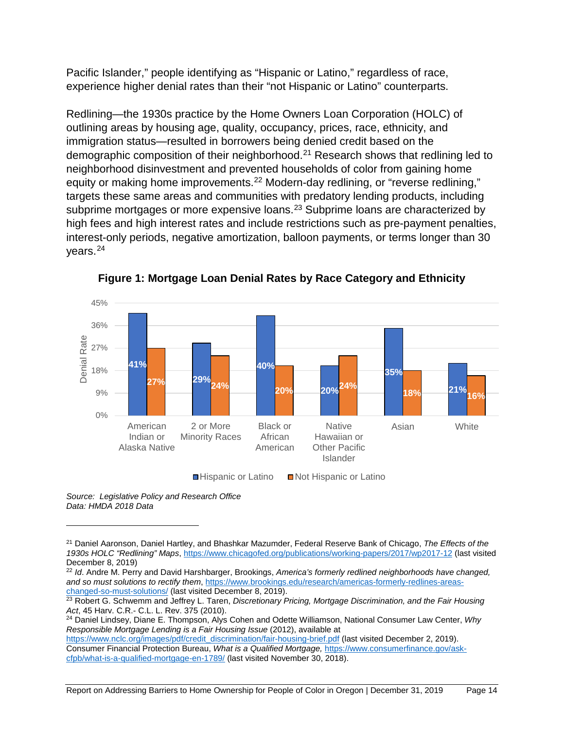Pacific Islander," people identifying as "Hispanic or Latino," regardless of race, experience higher denial rates than their "not Hispanic or Latino" counterparts.

Redlining—the 1930s practice by the Home Owners Loan Corporation (HOLC) of outlining areas by housing age, quality, occupancy, prices, race, ethnicity, and immigration status—resulted in borrowers being denied credit based on the demographic composition of their neighborhood.[21] Research shows that redlining led to neighborhood disinvestment and prevented households of color from gaining home equity or making home improvements.[22] Modern-day redlining, or "reverse redlining," targets these same areas and communities with predatory lending products, including subprime mortgages or more expensive loans.[23] Subprime loans are characterized by high fees and high interest rates and include restrictions such as pre-payment penalties, interest-only periods, negative amortization, balloon payments, or terms longer than 30 years.[24]

**Figure 1: Mortgage Loan Denial Rates by Race Category and Ethnicity**

| Race Category | Hispanic or Latino | Not Hispanic or Latino |
|---|---|---|
| American Indian or Alaska Native | 41% | 27% |
| 2 or More Minority Races | 29% | 24% |
| Black or African American | 40% | 20% |
| Native Hawaiian or Other Pacific Islander | 20% | 24% |
| Asian | 35% | 18% |
| White | 21% | 16% |

*Source: Legislative Policy and Research Office*
*Data: HMDA 2018 Data*

---

[21] Daniel Aaronson, Daniel Hartley, and Bhashkar Mazumder, Federal Reserve Bank of Chicago, *The Effects of the 1930s HOLC "Redlining" Maps*, https://www.chicagofed.org/publications/working-papers/2017/wp2017-12 (last visited December 8, 2019)

[22] *Id*. Andre M. Perry and David Harshbarger, Brookings, *America's formerly redlined neighborhoods have changed, and so must solutions to rectify them*, https://www.brookings.edu/research/americas-formerly-redlines-areas-changed-so-must-solutions/ (last visited December 8, 2019).

[23] Robert G. Schwemm and Jeffrey L. Taren, *Discretionary Pricing, Mortgage Discrimination, and the Fair Housing Act*, 45 Harv. C.R.- C.L. L. Rev. 375 (2010).

[24] Daniel Lindsey, Diane E. Thompson, Alys Cohen and Odette Williamson, National Consumer Law Center, *Why Responsible Mortgage Lending is a Fair Housing Issue* (2012), available at https://www.nclc.org/images/pdf/credit_discrimination/fair-housing-brief.pdf (last visited December 2, 2019). Consumer Financial Protection Bureau, *What is a Qualified Mortgage,* https://www.consumerfinance.gov/ask-cfpb/what-is-a-qualified-mortgage-en-1789/ (last visited November 30, 2018).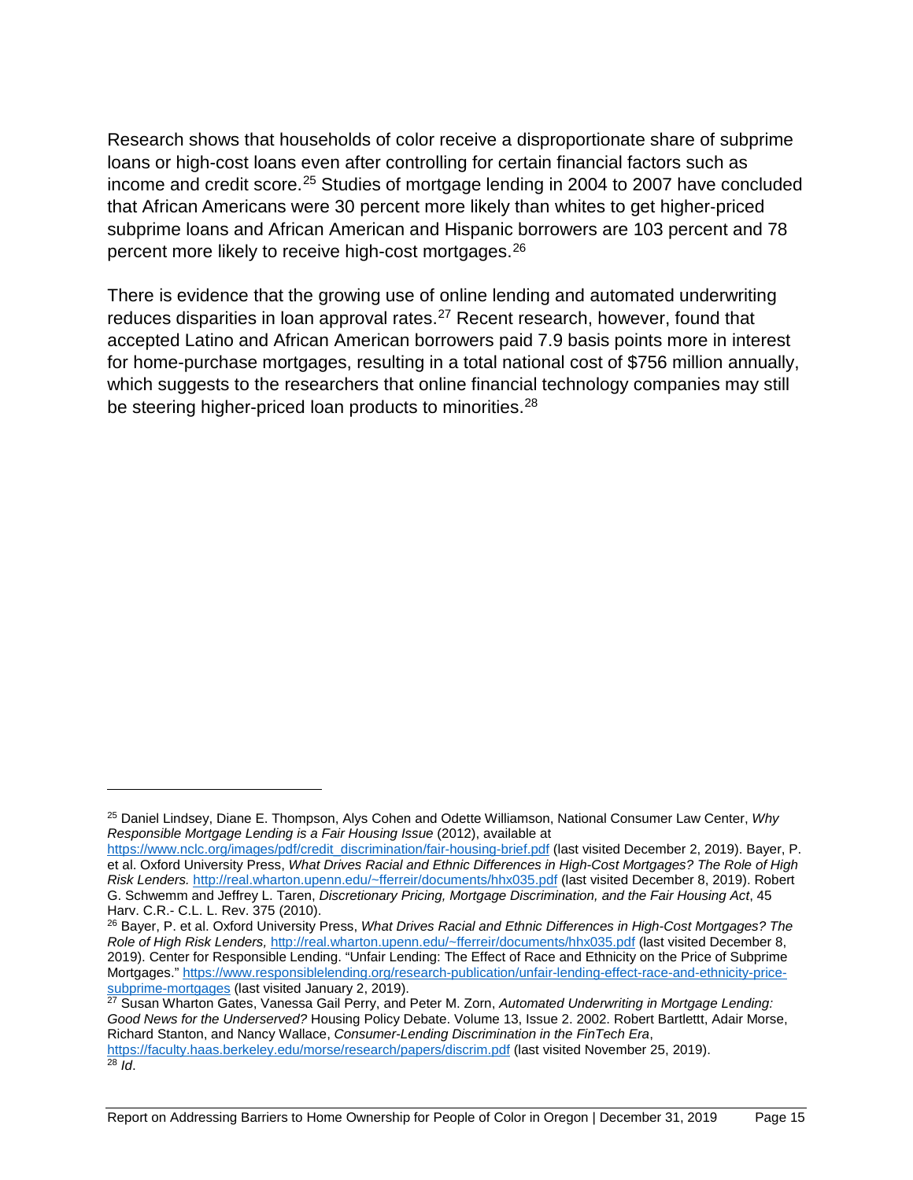Research shows that households of color receive a disproportionate share of subprime loans or high-cost loans even after controlling for certain financial factors such as income and credit score.[25] Studies of mortgage lending in 2004 to 2007 have concluded that African Americans were 30 percent more likely than whites to get higher-priced subprime loans and African American and Hispanic borrowers are 103 percent and 78 percent more likely to receive high-cost mortgages.[26]

There is evidence that the growing use of online lending and automated underwriting reduces disparities in loan approval rates.[27] Recent research, however, found that accepted Latino and African American borrowers paid 7.9 basis points more in interest for home-purchase mortgages, resulting in a total national cost of $756 million annually, which suggests to the researchers that online financial technology companies may still be steering higher-priced loan products to minorities.[28]

---

[25] Daniel Lindsey, Diane E. Thompson, Alys Cohen and Odette Williamson, National Consumer Law Center, *Why Responsible Mortgage Lending is a Fair Housing Issue* (2012), available at https://www.nclc.org/images/pdf/credit_discrimination/fair-housing-brief.pdf (last visited December 2, 2019). Bayer, P. et al. Oxford University Press, *What Drives Racial and Ethnic Differences in High-Cost Mortgages? The Role of High Risk Lenders.* http://real.wharton.upenn.edu/~fferreir/documents/hhx035.pdf (last visited December 8, 2019). Robert G. Schwemm and Jeffrey L. Taren, *Discretionary Pricing, Mortgage Discrimination, and the Fair Housing Act*, 45 Harv. C.R.- C.L. L. Rev. 375 (2010).

[26] Bayer, P. et al. Oxford University Press, *What Drives Racial and Ethnic Differences in High-Cost Mortgages? The Role of High Risk Lenders,* http://real.wharton.upenn.edu/~fferreir/documents/hhx035.pdf (last visited December 8, 2019). Center for Responsible Lending. "Unfair Lending: The Effect of Race and Ethnicity on the Price of Subprime Mortgages." https://www.responsiblelending.org/research-publication/unfair-lending-effect-race-and-ethnicity-price-subprime-mortgages (last visited January 2, 2019).

[27] Susan Wharton Gates, Vanessa Gail Perry, and Peter M. Zorn, *Automated Underwriting in Mortgage Lending: Good News for the Underserved?* Housing Policy Debate. Volume 13, Issue 2. 2002. Robert Bartlettt, Adair Morse, Richard Stanton, and Nancy Wallace, *Consumer-Lending Discrimination in the FinTech Era*, https://faculty.haas.berkeley.edu/morse/research/papers/discrim.pdf (last visited November 25, 2019).

[28] *Id*.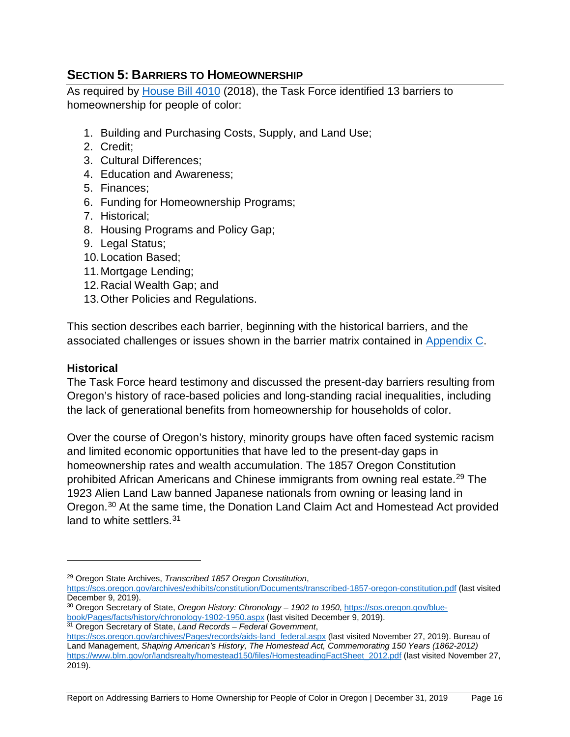## SECTION 5: BARRIERS TO HOMEOWNERSHIP

As required by House Bill 4010 (2018), the Task Force identified 13 barriers to homeownership for people of color:

1. Building and Purchasing Costs, Supply, and Land Use;
2. Credit;
3. Cultural Differences;
4. Education and Awareness;
5. Finances;
6. Funding for Homeownership Programs;
7. Historical;
8. Housing Programs and Policy Gap;
9. Legal Status;
10. Location Based;
11. Mortgage Lending;
12. Racial Wealth Gap; and
13. Other Policies and Regulations.

This section describes each barrier, beginning with the historical barriers, and the associated challenges or issues shown in the barrier matrix contained in Appendix C.

### Historical

The Task Force heard testimony and discussed the present-day barriers resulting from Oregon's history of race-based policies and long-standing racial inequalities, including the lack of generational benefits from homeownership for households of color.

Over the course of Oregon's history, minority groups have often faced systemic racism and limited economic opportunities that have led to the present-day gaps in homeownership rates and wealth accumulation. The 1857 Oregon Constitution prohibited African Americans and Chinese immigrants from owning real estate.[29] The 1923 Alien Land Law banned Japanese nationals from owning or leasing land in Oregon.[30] At the same time, the Donation Land Claim Act and Homestead Act provided land to white settlers.[31]

---

[29] Oregon State Archives, *Transcribed 1857 Oregon Constitution*, https://sos.oregon.gov/archives/exhibits/constitution/Documents/transcribed-1857-oregon-constitution.pdf (last visited December 9, 2019).

[30] Oregon Secretary of State, *Oregon History: Chronology – 1902 to 1950*, https://sos.oregon.gov/blue-book/Pages/facts/history/chronology-1902-1950.aspx (last visited December 9, 2019).

[31] Oregon Secretary of State, *Land Records – Federal Government*, https://sos.oregon.gov/archives/Pages/records/aids-land_federal.aspx (last visited November 27, 2019). Bureau of Land Management, *Shaping American's History, The Homestead Act, Commemorating 150 Years (1862-2012)* https://www.blm.gov/or/landsrealty/homestead150/files/HomesteadingFactSheet_2012.pdf (last visited November 27, 2019).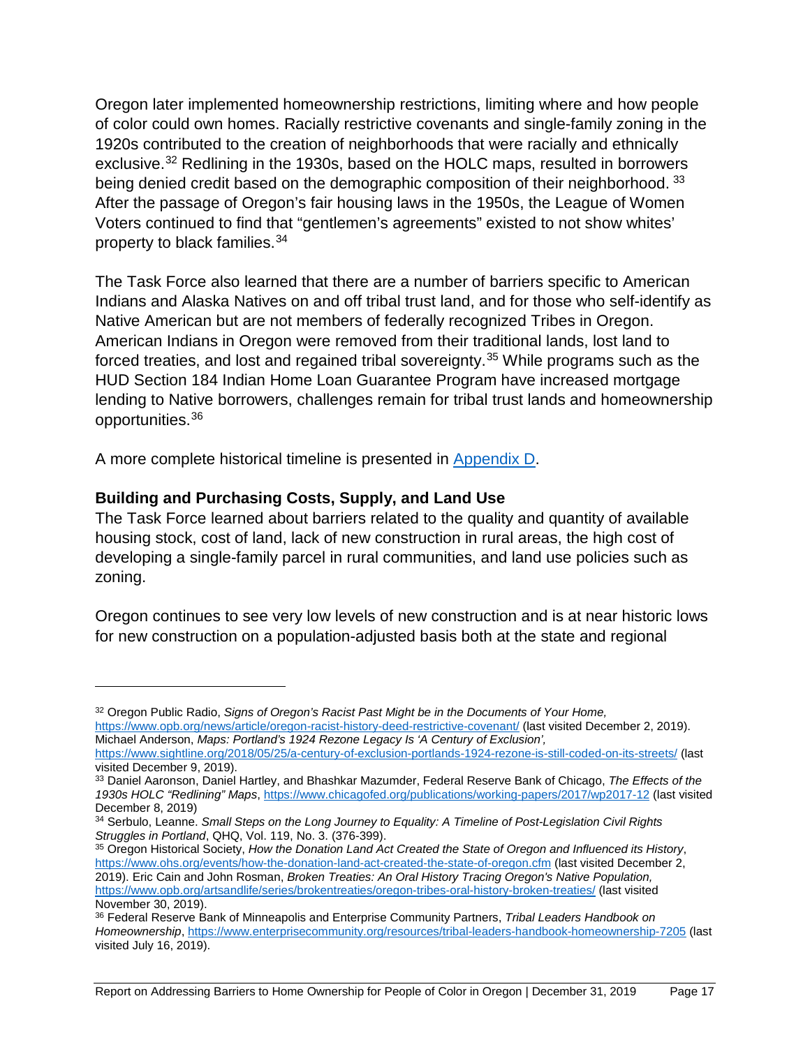Oregon later implemented homeownership restrictions, limiting where and how people of color could own homes. Racially restrictive covenants and single-family zoning in the 1920s contributed to the creation of neighborhoods that were racially and ethnically exclusive.[32] Redlining in the 1930s, based on the HOLC maps, resulted in borrowers being denied credit based on the demographic composition of their neighborhood.[33] After the passage of Oregon's fair housing laws in the 1950s, the League of Women Voters continued to find that "gentlemen's agreements" existed to not show whites' property to black families.[34]

The Task Force also learned that there are a number of barriers specific to American Indians and Alaska Natives on and off tribal trust land, and for those who self-identify as Native American but are not members of federally recognized Tribes in Oregon. American Indians in Oregon were removed from their traditional lands, lost land to forced treaties, and lost and regained tribal sovereignty.[35] While programs such as the HUD Section 184 Indian Home Loan Guarantee Program have increased mortgage lending to Native borrowers, challenges remain for tribal trust lands and homeownership opportunities.[36]

A more complete historical timeline is presented in [Appendix D](#).

### Building and Purchasing Costs, Supply, and Land Use

The Task Force learned about barriers related to the quality and quantity of available housing stock, cost of land, lack of new construction in rural areas, the high cost of developing a single-family parcel in rural communities, and land use policies such as zoning.

Oregon continues to see very low levels of new construction and is at near historic lows for new construction on a population-adjusted basis both at the state and regional

---

[32] Oregon Public Radio, *Signs of Oregon's Racist Past Might be in the Documents of Your Home,* https://www.opb.org/news/article/oregon-racist-history-deed-restrictive-covenant/ (last visited December 2, 2019). Michael Anderson, *Maps: Portland's 1924 Rezone Legacy Is 'A Century of Exclusion',* https://www.sightline.org/2018/05/25/a-century-of-exclusion-portlands-1924-rezone-is-still-coded-on-its-streets/ (last visited December 9, 2019).

[33] Daniel Aaronson, Daniel Hartley, and Bhashkar Mazumder, Federal Reserve Bank of Chicago, *The Effects of the 1930s HOLC "Redlining" Maps*, https://www.chicagofed.org/publications/working-papers/2017/wp2017-12 (last visited December 8, 2019)

[34] Serbulo, Leanne. *Small Steps on the Long Journey to Equality: A Timeline of Post-Legislation Civil Rights Struggles in Portland*, QHQ, Vol. 119, No. 3. (376-399).

[35] Oregon Historical Society, *How the Donation Land Act Created the State of Oregon and Influenced its History*, https://www.ohs.org/events/how-the-donation-land-act-created-the-state-of-oregon.cfm (last visited December 2, 2019). Eric Cain and John Rosman, *Broken Treaties: An Oral History Tracing Oregon's Native Population,* https://www.opb.org/artsandlife/series/brokentreaties/oregon-tribes-oral-history-broken-treaties/ (last visited November 30, 2019).

[36] Federal Reserve Bank of Minneapolis and Enterprise Community Partners, *Tribal Leaders Handbook on Homeownership*, https://www.enterprisecommunity.org/resources/tribal-leaders-handbook-homeownership-7205 (last visited July 16, 2019).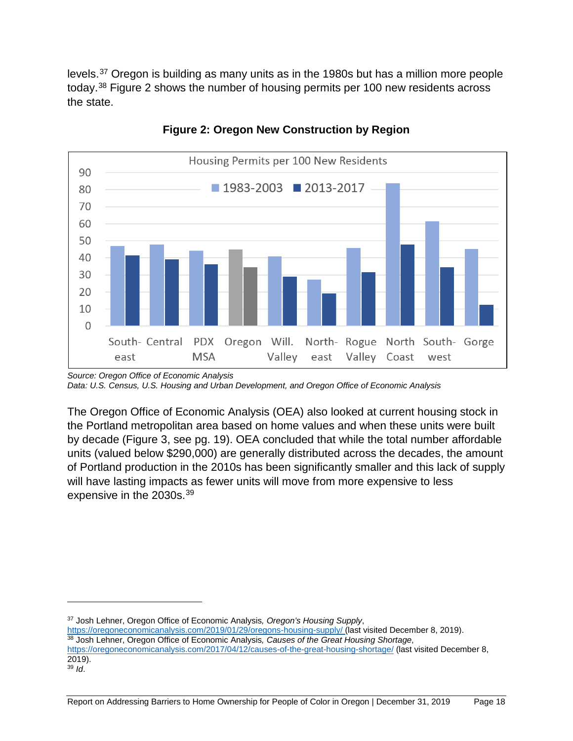levels.[37] Oregon is building as many units as in the 1980s but has a million more people today.[38] Figure 2 shows the number of housing permits per 100 new residents across the state.

**Figure 2: Oregon New Construction by Region**

Source: Oregon Office of Economic Analysis
Data: U.S. Census, U.S. Housing and Urban Development, and Oregon Office of Economic Analysis

The Oregon Office of Economic Analysis (OEA) also looked at current housing stock in the Portland metropolitan area based on home values and when these units were built by decade (Figure 3, see pg. 19). OEA concluded that while the total number affordable units (valued below $290,000) are generally distributed across the decades, the amount of Portland production in the 2010s has been significantly smaller and this lack of supply will have lasting impacts as fewer units will move from more expensive to less expensive in the 2030s.[39]

---

[37] Josh Lehner, Oregon Office of Economic Analysis, *Oregon's Housing Supply*, https://oregoneconomicanalysis.com/2019/01/29/oregons-housing-supply/ (last visited December 8, 2019).
[38] Josh Lehner, Oregon Office of Economic Analysis, *Causes of the Great Housing Shortage*, https://oregoneconomicanalysis.com/2017/04/12/causes-of-the-great-housing-shortage/ (last visited December 8, 2019).
[39] *Id*.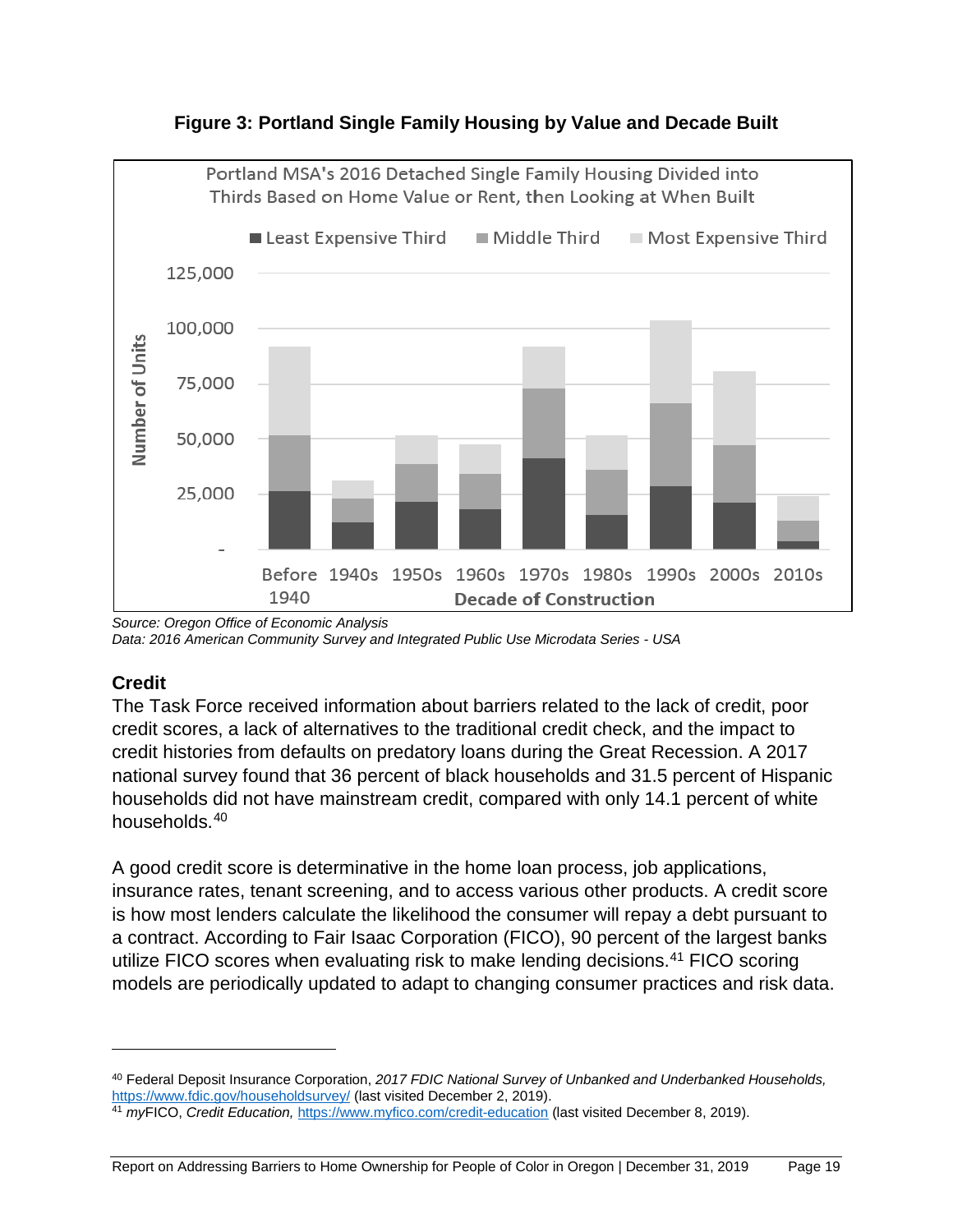**Figure 3: Portland Single Family Housing by Value and Decade Built**

Portland MSA's 2016 Detached Single Family Housing Divided into Thirds Based on Home Value or Rent, then Looking at When Built

*Source: Oregon Office of Economic Analysis*
*Data: 2016 American Community Survey and Integrated Public Use Microdata Series - USA*

## Credit

The Task Force received information about barriers related to the lack of credit, poor credit scores, a lack of alternatives to the traditional credit check, and the impact to credit histories from defaults on predatory loans during the Great Recession. A 2017 national survey found that 36 percent of black households and 31.5 percent of Hispanic households did not have mainstream credit, compared with only 14.1 percent of white households.[40]

A good credit score is determinative in the home loan process, job applications, insurance rates, tenant screening, and to access various other products. A credit score is how most lenders calculate the likelihood the consumer will repay a debt pursuant to a contract. According to Fair Isaac Corporation (FICO), 90 percent of the largest banks utilize FICO scores when evaluating risk to make lending decisions.[41] FICO scoring models are periodically updated to adapt to changing consumer practices and risk data.

---

[40] Federal Deposit Insurance Corporation, *2017 FDIC National Survey of Unbanked and Underbanked Households,* https://www.fdic.gov/householdsurvey/ (last visited December 2, 2019).

[41] *my*FICO, *Credit Education,* https://www.myfico.com/credit-education (last visited December 8, 2019).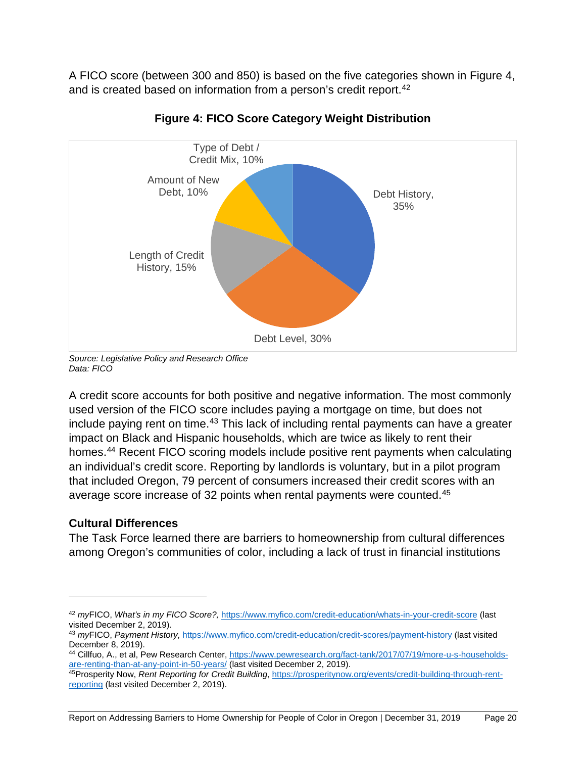A FICO score (between 300 and 850) is based on the five categories shown in Figure 4, and is created based on information from a person's credit report.[42]

**Figure 4: FICO Score Category Weight Distribution**

| Category | Weight |
| --- | --- |
| Debt History | 35% |
| Debt Level | 30% |
| Length of Credit History | 15% |
| Amount of New Debt | 10% |
| Type of Debt / Credit Mix | 10% |

*Source: Legislative Policy and Research Office*
*Data: FICO*

A credit score accounts for both positive and negative information. The most commonly used version of the FICO score includes paying a mortgage on time, but does not include paying rent on time.[43] This lack of including rental payments can have a greater impact on Black and Hispanic households, which are twice as likely to rent their homes.[44] Recent FICO scoring models include positive rent payments when calculating an individual's credit score. Reporting by landlords is voluntary, but in a pilot program that included Oregon, 79 percent of consumers increased their credit scores with an average score increase of 32 points when rental payments were counted.[45]

### Cultural Differences

The Task Force learned there are barriers to homeownership from cultural differences among Oregon's communities of color, including a lack of trust in financial institutions

---

[42] *my*FICO, *What's in my FICO Score?,* https://www.myfico.com/credit-education/whats-in-your-credit-score (last visited December 2, 2019).

[43] *my*FICO, *Payment History,* https://www.myfico.com/credit-education/credit-scores/payment-history (last visited December 8, 2019).

[44] Cillfuo, A., et al, Pew Research Center, https://www.pewresearch.org/fact-tank/2017/07/19/more-u-s-households-are-renting-than-at-any-point-in-50-years/ (last visited December 2, 2019).

[45] Prosperity Now, *Rent Reporting for Credit Building*, https://prosperitynow.org/events/credit-building-through-rent-reporting (last visited December 2, 2019).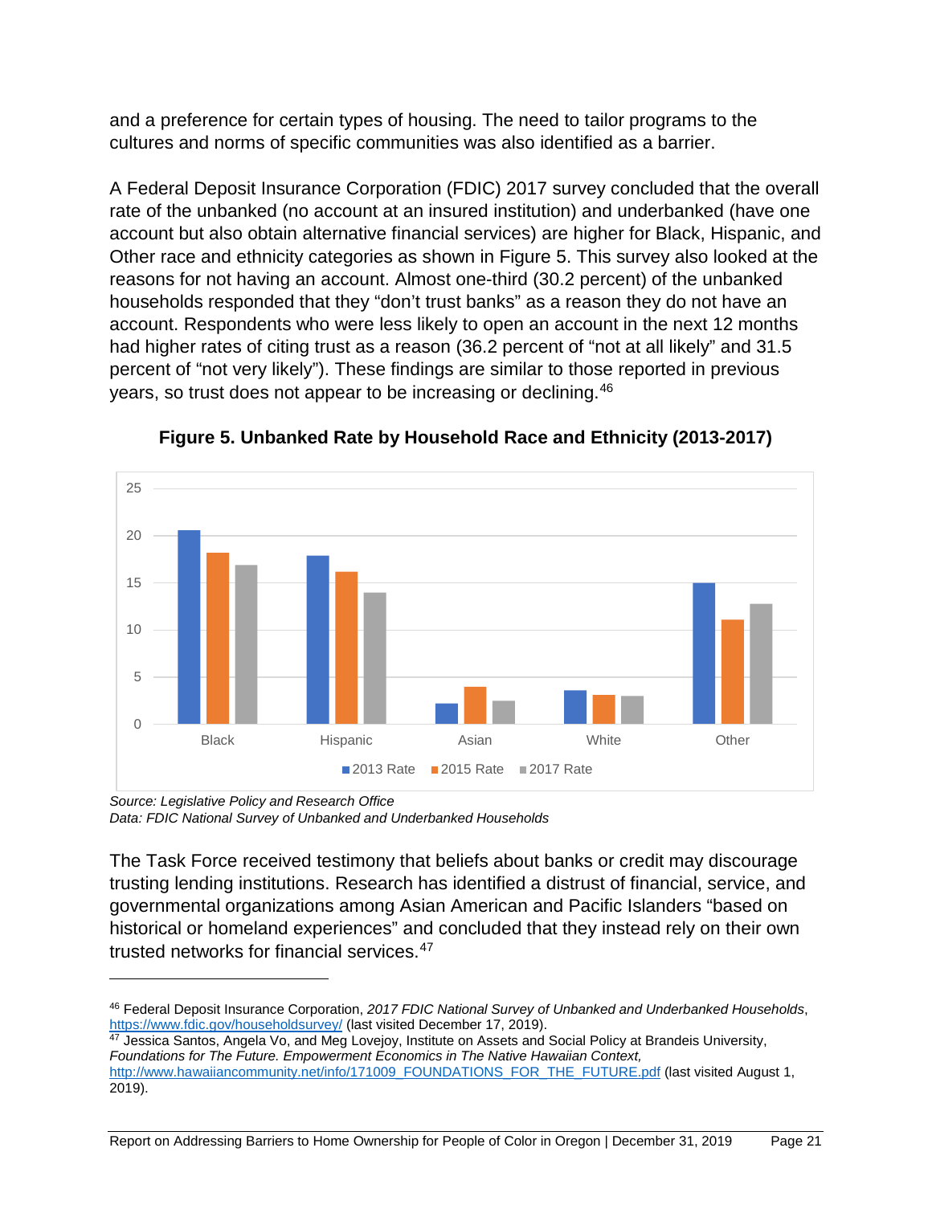and a preference for certain types of housing. The need to tailor programs to the cultures and norms of specific communities was also identified as a barrier.

A Federal Deposit Insurance Corporation (FDIC) 2017 survey concluded that the overall rate of the unbanked (no account at an insured institution) and underbanked (have one account but also obtain alternative financial services) are higher for Black, Hispanic, and Other race and ethnicity categories as shown in Figure 5. This survey also looked at the reasons for not having an account. Almost one-third (30.2 percent) of the unbanked households responded that they "don't trust banks" as a reason they do not have an account. Respondents who were less likely to open an account in the next 12 months had higher rates of citing trust as a reason (36.2 percent of "not at all likely" and 31.5 percent of "not very likely"). These findings are similar to those reported in previous years, so trust does not appear to be increasing or declining.[46]

**Figure 5. Unbanked Rate by Household Race and Ethnicity (2013-2017)**

*Source: Legislative Policy and Research Office*
*Data: FDIC National Survey of Unbanked and Underbanked Households*

The Task Force received testimony that beliefs about banks or credit may discourage trusting lending institutions. Research has identified a distrust of financial, service, and governmental organizations among Asian American and Pacific Islanders "based on historical or homeland experiences" and concluded that they instead rely on their own trusted networks for financial services.[47]

---

[46] Federal Deposit Insurance Corporation, *2017 FDIC National Survey of Unbanked and Underbanked Households*, https://www.fdic.gov/householdsurvey/ (last visited December 17, 2019).

[47] Jessica Santos, Angela Vo, and Meg Lovejoy, Institute on Assets and Social Policy at Brandeis University, *Foundations for The Future. Empowerment Economics in The Native Hawaiian Context,* http://www.hawaiiancommunity.net/info/171009_FOUNDATIONS_FOR_THE_FUTURE.pdf (last visited August 1, 2019).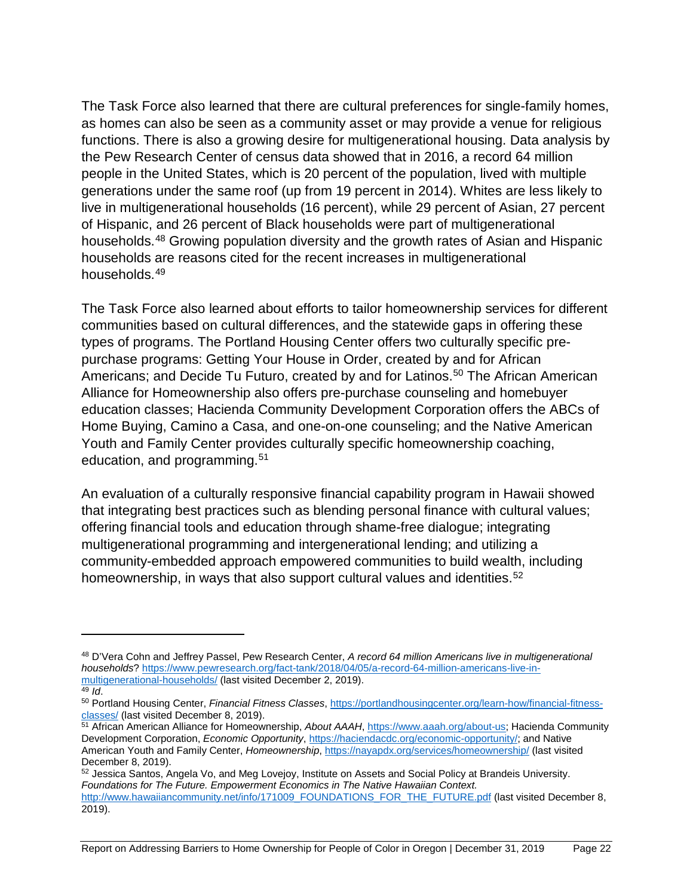The Task Force also learned that there are cultural preferences for single-family homes, as homes can also be seen as a community asset or may provide a venue for religious functions. There is also a growing desire for multigenerational housing. Data analysis by the Pew Research Center of census data showed that in 2016, a record 64 million people in the United States, which is 20 percent of the population, lived with multiple generations under the same roof (up from 19 percent in 2014). Whites are less likely to live in multigenerational households (16 percent), while 29 percent of Asian, 27 percent of Hispanic, and 26 percent of Black households were part of multigenerational households.[48] Growing population diversity and the growth rates of Asian and Hispanic households are reasons cited for the recent increases in multigenerational households.[49]

The Task Force also learned about efforts to tailor homeownership services for different communities based on cultural differences, and the statewide gaps in offering these types of programs. The Portland Housing Center offers two culturally specific pre-purchase programs: Getting Your House in Order, created by and for African Americans; and Decide Tu Futuro, created by and for Latinos.[50] The African American Alliance for Homeownership also offers pre-purchase counseling and homebuyer education classes; Hacienda Community Development Corporation offers the ABCs of Home Buying, Camino a Casa, and one-on-one counseling; and the Native American Youth and Family Center provides culturally specific homeownership coaching, education, and programming.[51]

An evaluation of a culturally responsive financial capability program in Hawaii showed that integrating best practices such as blending personal finance with cultural values; offering financial tools and education through shame-free dialogue; integrating multigenerational programming and intergenerational lending; and utilizing a community-embedded approach empowered communities to build wealth, including homeownership, in ways that also support cultural values and identities.[52]

---

[48] D'Vera Cohn and Jeffrey Passel, Pew Research Center, *A record 64 million Americans live in multigenerational households*? https://www.pewresearch.org/fact-tank/2018/04/05/a-record-64-million-americans-live-in-multigenerational-households/ (last visited December 2, 2019).

[49] *Id*.

[50] Portland Housing Center, *Financial Fitness Classes*, https://portlandhousingcenter.org/learn-how/financial-fitness-classes/ (last visited December 8, 2019).

[51] African American Alliance for Homeownership, *About AAAH*, https://www.aaah.org/about-us; Hacienda Community Development Corporation, *Economic Opportunity*, https://haciendacdc.org/economic-opportunity/; and Native American Youth and Family Center, *Homeownership*, https://nayapdx.org/services/homeownership/ (last visited December 8, 2019).

[52] Jessica Santos, Angela Vo, and Meg Lovejoy, Institute on Assets and Social Policy at Brandeis University. *Foundations for The Future. Empowerment Economics in The Native Hawaiian Context.* http://www.hawaiiancommunity.net/info/171009_FOUNDATIONS_FOR_THE_FUTURE.pdf (last visited December 8, 2019).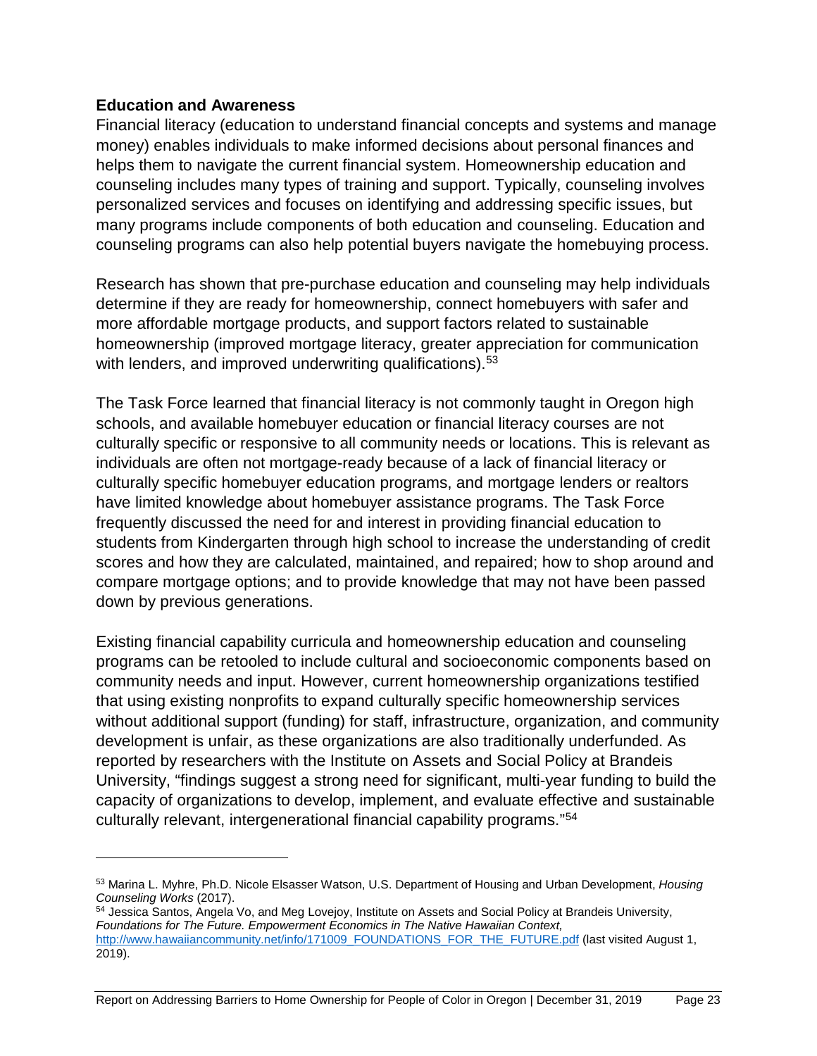**Education and Awareness**

Financial literacy (education to understand financial concepts and systems and manage money) enables individuals to make informed decisions about personal finances and helps them to navigate the current financial system. Homeownership education and counseling includes many types of training and support. Typically, counseling involves personalized services and focuses on identifying and addressing specific issues, but many programs include components of both education and counseling. Education and counseling programs can also help potential buyers navigate the homebuying process.

Research has shown that pre-purchase education and counseling may help individuals determine if they are ready for homeownership, connect homebuyers with safer and more affordable mortgage products, and support factors related to sustainable homeownership (improved mortgage literacy, greater appreciation for communication with lenders, and improved underwriting qualifications).[53]

The Task Force learned that financial literacy is not commonly taught in Oregon high schools, and available homebuyer education or financial literacy courses are not culturally specific or responsive to all community needs or locations. This is relevant as individuals are often not mortgage-ready because of a lack of financial literacy or culturally specific homebuyer education programs, and mortgage lenders or realtors have limited knowledge about homebuyer assistance programs. The Task Force frequently discussed the need for and interest in providing financial education to students from Kindergarten through high school to increase the understanding of credit scores and how they are calculated, maintained, and repaired; how to shop around and compare mortgage options; and to provide knowledge that may not have been passed down by previous generations.

Existing financial capability curricula and homeownership education and counseling programs can be retooled to include cultural and socioeconomic components based on community needs and input. However, current homeownership organizations testified that using existing nonprofits to expand culturally specific homeownership services without additional support (funding) for staff, infrastructure, organization, and community development is unfair, as these organizations are also traditionally underfunded. As reported by researchers with the Institute on Assets and Social Policy at Brandeis University, "findings suggest a strong need for significant, multi-year funding to build the capacity of organizations to develop, implement, and evaluate effective and sustainable culturally relevant, intergenerational financial capability programs."[54]

---

[53] Marina L. Myhre, Ph.D. Nicole Elsasser Watson, U.S. Department of Housing and Urban Development, *Housing Counseling Works* (2017).

[54] Jessica Santos, Angela Vo, and Meg Lovejoy, Institute on Assets and Social Policy at Brandeis University, *Foundations for The Future. Empowerment Economics in The Native Hawaiian Context,* http://www.hawaiiancommunity.net/info/171009_FOUNDATIONS_FOR_THE_FUTURE.pdf (last visited August 1, 2019).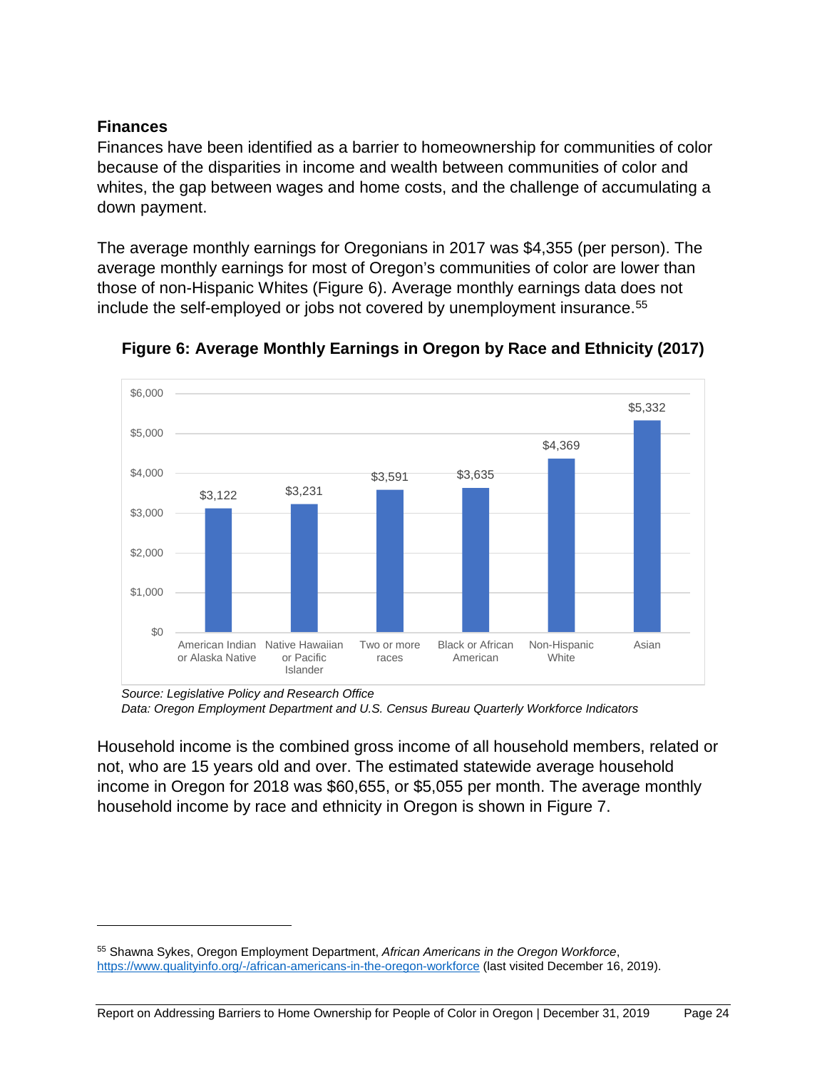### Finances

Finances have been identified as a barrier to homeownership for communities of color because of the disparities in income and wealth between communities of color and whites, the gap between wages and home costs, and the challenge of accumulating a down payment.

The average monthly earnings for Oregonians in 2017 was $4,355 (per person). The average monthly earnings for most of Oregon's communities of color are lower than those of non-Hispanic Whites (Figure 6). Average monthly earnings data does not include the self-employed or jobs not covered by unemployment insurance.[55]

**Figure 6: Average Monthly Earnings in Oregon by Race and Ethnicity (2017)**

| Race and Ethnicity | Average Monthly Earnings |
|---|---|
| American Indian or Alaska Native | $3,122 |
| Native Hawaiian or Pacific Islander | $3,231 |
| Two or more races | $3,591 |
| Black or African American | $3,635 |
| Non-Hispanic White | $4,369 |
| Asian | $5,332 |

*Source: Legislative Policy and Research Office*
*Data: Oregon Employment Department and U.S. Census Bureau Quarterly Workforce Indicators*

Household income is the combined gross income of all household members, related or not, who are 15 years old and over. The estimated statewide average household income in Oregon for 2018 was $60,655, or $5,055 per month. The average monthly household income by race and ethnicity in Oregon is shown in Figure 7.

---

[55] Shawna Sykes, Oregon Employment Department, *African Americans in the Oregon Workforce*, https://www.qualityinfo.org/-/african-americans-in-the-oregon-workforce (last visited December 16, 2019).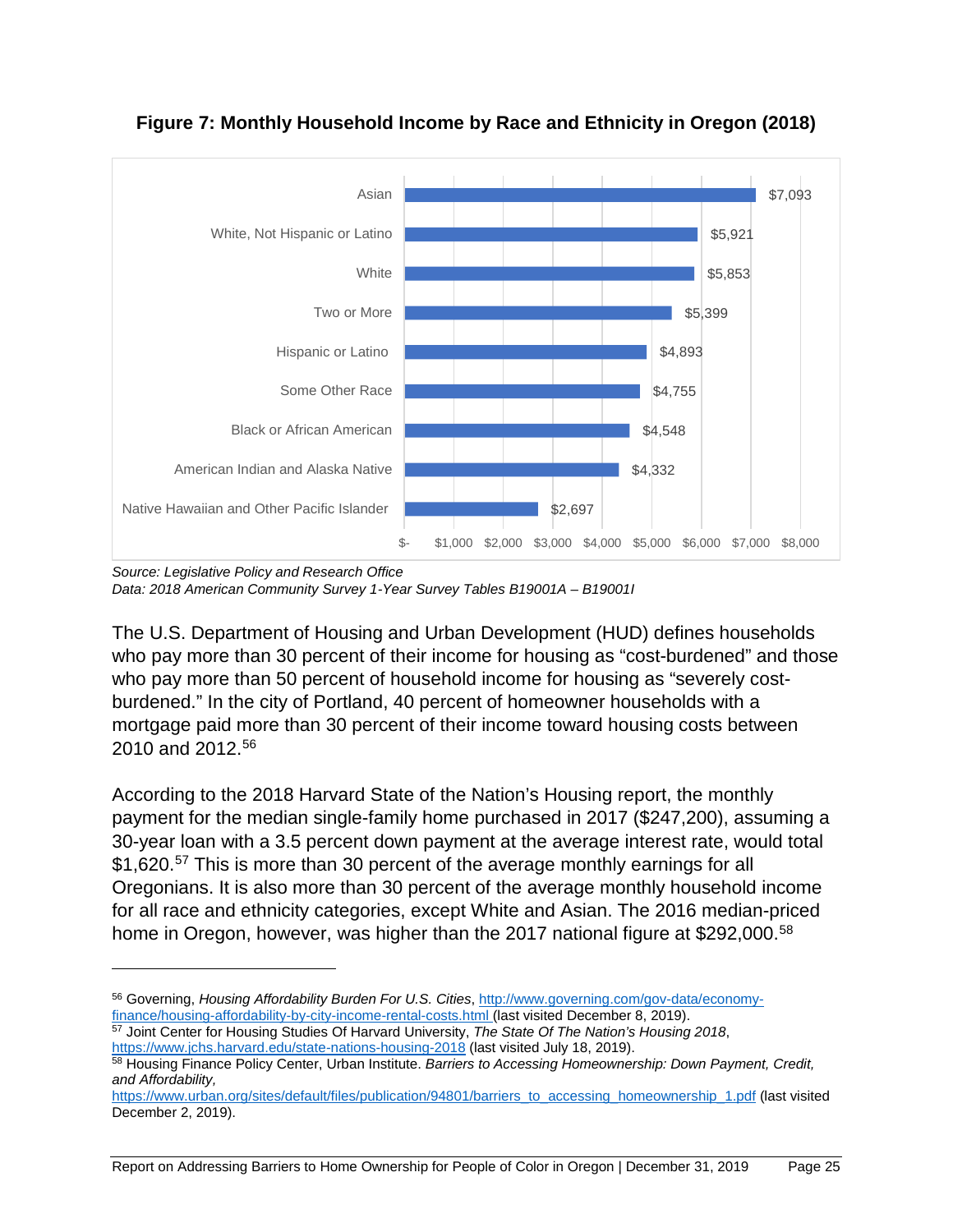**Figure 7: Monthly Household Income by Race and Ethnicity in Oregon (2018)**

| Race/Ethnicity | Monthly Household Income |
|---|---|
| Asian | $7,093 |
| White, Not Hispanic or Latino | $5,921 |
| White | $5,853 |
| Two or More | $5,399 |
| Hispanic or Latino | $4,893 |
| Some Other Race | $4,755 |
| Black or African American | $4,548 |
| American Indian and Alaska Native | $4,332 |
| Native Hawaiian and Other Pacific Islander | $2,697 |

*Source: Legislative Policy and Research Office*
*Data: 2018 American Community Survey 1-Year Survey Tables B19001A – B19001I*

The U.S. Department of Housing and Urban Development (HUD) defines households who pay more than 30 percent of their income for housing as "cost-burdened" and those who pay more than 50 percent of household income for housing as "severely cost-burdened." In the city of Portland, 40 percent of homeowner households with a mortgage paid more than 30 percent of their income toward housing costs between 2010 and 2012.[56]

According to the 2018 Harvard State of the Nation's Housing report, the monthly payment for the median single-family home purchased in 2017 ($247,200), assuming a 30-year loan with a 3.5 percent down payment at the average interest rate, would total $1,620.[57] This is more than 30 percent of the average monthly earnings for all Oregonians. It is also more than 30 percent of the average monthly household income for all race and ethnicity categories, except White and Asian. The 2016 median-priced home in Oregon, however, was higher than the 2017 national figure at $292,000.[58]

---

[56] Governing, *Housing Affordability Burden For U.S. Cities*, http://www.governing.com/gov-data/economy-finance/housing-affordability-by-city-income-rental-costs.html (last visited December 8, 2019).

[57] Joint Center for Housing Studies Of Harvard University, *The State Of The Nation's Housing 2018*, https://www.jchs.harvard.edu/state-nations-housing-2018 (last visited July 18, 2019).

[58] Housing Finance Policy Center, Urban Institute. *Barriers to Accessing Homeownership: Down Payment, Credit, and Affordability,* https://www.urban.org/sites/default/files/publication/94801/barriers_to_accessing_homeownership_1.pdf (last visited December 2, 2019).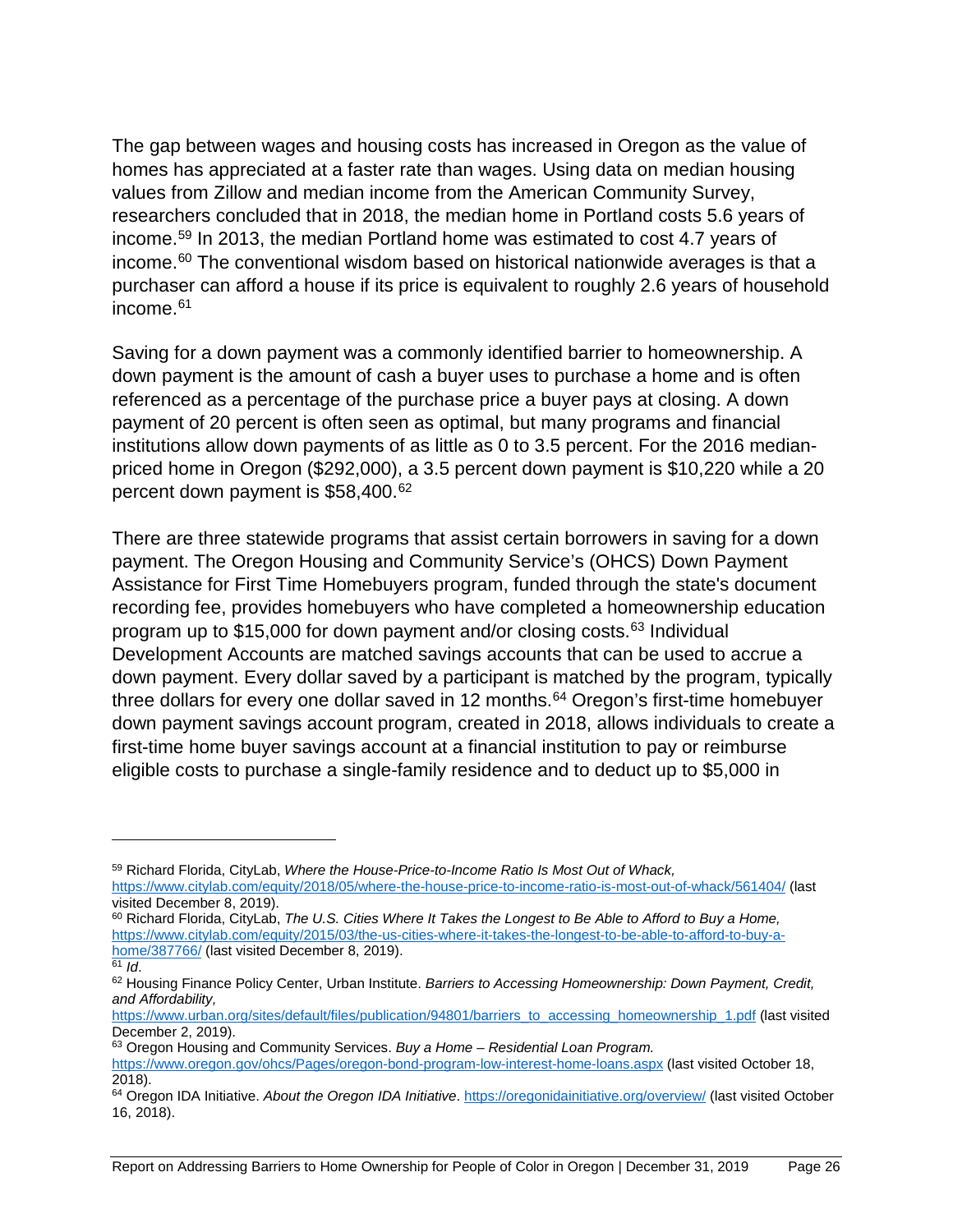The gap between wages and housing costs has increased in Oregon as the value of homes has appreciated at a faster rate than wages. Using data on median housing values from Zillow and median income from the American Community Survey, researchers concluded that in 2018, the median home in Portland costs 5.6 years of income.[59] In 2013, the median Portland home was estimated to cost 4.7 years of income.[60] The conventional wisdom based on historical nationwide averages is that a purchaser can afford a house if its price is equivalent to roughly 2.6 years of household income.[61]

Saving for a down payment was a commonly identified barrier to homeownership. A down payment is the amount of cash a buyer uses to purchase a home and is often referenced as a percentage of the purchase price a buyer pays at closing. A down payment of 20 percent is often seen as optimal, but many programs and financial institutions allow down payments of as little as 0 to 3.5 percent. For the 2016 median-priced home in Oregon ($292,000), a 3.5 percent down payment is $10,220 while a 20 percent down payment is $58,400.[62]

There are three statewide programs that assist certain borrowers in saving for a down payment. The Oregon Housing and Community Service's (OHCS) Down Payment Assistance for First Time Homebuyers program, funded through the state's document recording fee, provides homebuyers who have completed a homeownership education program up to $15,000 for down payment and/or closing costs.[63] Individual Development Accounts are matched savings accounts that can be used to accrue a down payment. Every dollar saved by a participant is matched by the program, typically three dollars for every one dollar saved in 12 months.[64] Oregon's first-time homebuyer down payment savings account program, created in 2018, allows individuals to create a first-time home buyer savings account at a financial institution to pay or reimburse eligible costs to purchase a single-family residence and to deduct up to $5,000 in

---

[59] Richard Florida, CityLab, *Where the House-Price-to-Income Ratio Is Most Out of Whack,* https://www.citylab.com/equity/2018/05/where-the-house-price-to-income-ratio-is-most-out-of-whack/561404/ (last visited December 8, 2019).

[60] Richard Florida, CityLab, *The U.S. Cities Where It Takes the Longest to Be Able to Afford to Buy a Home,* https://www.citylab.com/equity/2015/03/the-us-cities-where-it-takes-the-longest-to-be-able-to-afford-to-buy-a-home/387766/ (last visited December 8, 2019).

[61] *Id*.

[62] Housing Finance Policy Center, Urban Institute. *Barriers to Accessing Homeownership: Down Payment, Credit, and Affordability,* https://www.urban.org/sites/default/files/publication/94801/barriers_to_accessing_homeownership_1.pdf (last visited December 2, 2019).

[63] Oregon Housing and Community Services. *Buy a Home – Residential Loan Program.* https://www.oregon.gov/ohcs/Pages/oregon-bond-program-low-interest-home-loans.aspx (last visited October 18, 2018).

[64] Oregon IDA Initiative. *About the Oregon IDA Initiative*. https://oregonidainitiative.org/overview/ (last visited October 16, 2018).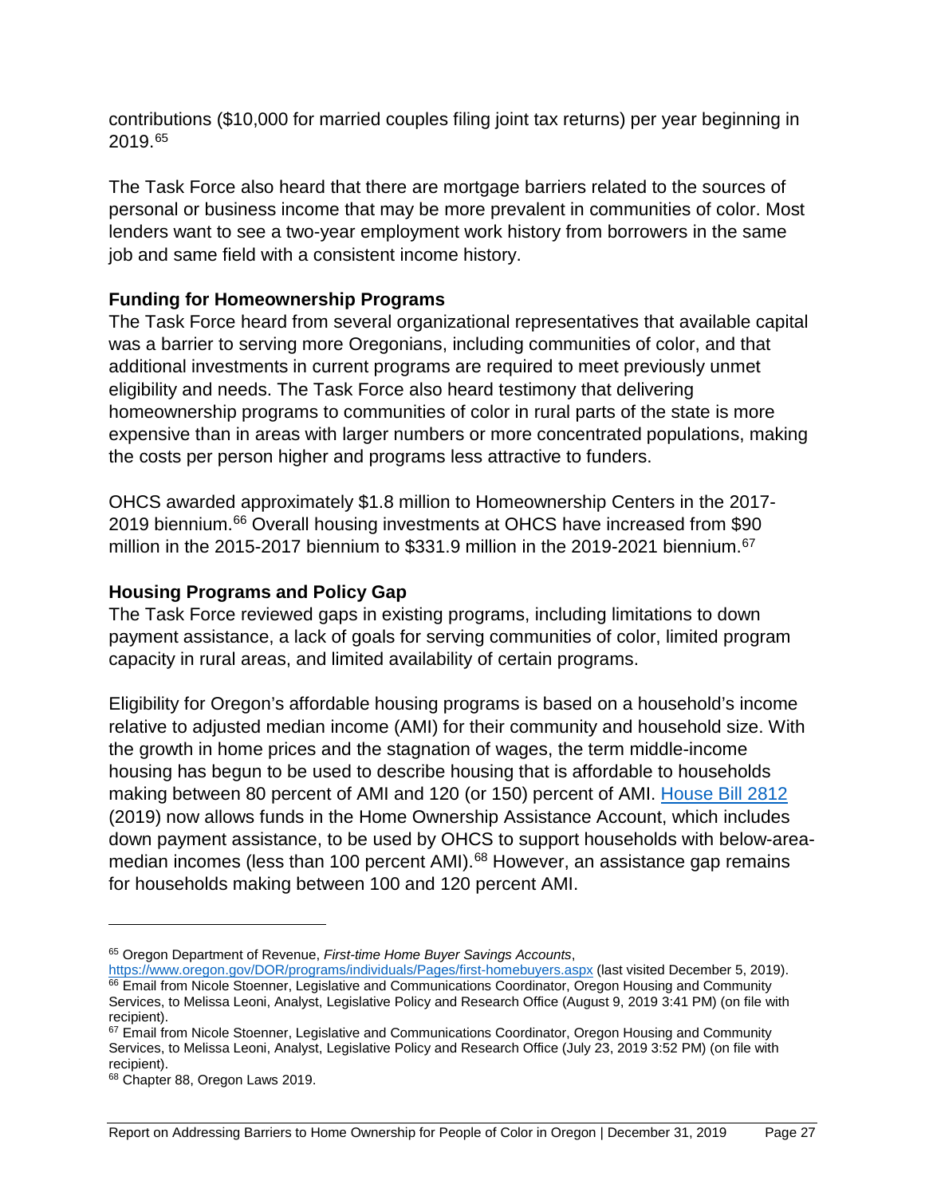contributions ($10,000 for married couples filing joint tax returns) per year beginning in 2019.[65]

The Task Force also heard that there are mortgage barriers related to the sources of personal or business income that may be more prevalent in communities of color. Most lenders want to see a two-year employment work history from borrowers in the same job and same field with a consistent income history.

### Funding for Homeownership Programs

The Task Force heard from several organizational representatives that available capital was a barrier to serving more Oregonians, including communities of color, and that additional investments in current programs are required to meet previously unmet eligibility and needs. The Task Force also heard testimony that delivering homeownership programs to communities of color in rural parts of the state is more expensive than in areas with larger numbers or more concentrated populations, making the costs per person higher and programs less attractive to funders.

OHCS awarded approximately $1.8 million to Homeownership Centers in the 2017-2019 biennium.[66] Overall housing investments at OHCS have increased from $90 million in the 2015-2017 biennium to $331.9 million in the 2019-2021 biennium.[67]

### Housing Programs and Policy Gap

The Task Force reviewed gaps in existing programs, including limitations to down payment assistance, a lack of goals for serving communities of color, limited program capacity in rural areas, and limited availability of certain programs.

Eligibility for Oregon's affordable housing programs is based on a household's income relative to adjusted median income (AMI) for their community and household size. With the growth in home prices and the stagnation of wages, the term middle-income housing has begun to be used to describe housing that is affordable to households making between 80 percent of AMI and 120 (or 150) percent of AMI. House Bill 2812 (2019) now allows funds in the Home Ownership Assistance Account, which includes down payment assistance, to be used by OHCS to support households with below-area-median incomes (less than 100 percent AMI).[68] However, an assistance gap remains for households making between 100 and 120 percent AMI.

---

[65] Oregon Department of Revenue, *First-time Home Buyer Savings Accounts*, https://www.oregon.gov/DOR/programs/individuals/Pages/first-homebuyers.aspx (last visited December 5, 2019).

[66] Email from Nicole Stoenner, Legislative and Communications Coordinator, Oregon Housing and Community Services, to Melissa Leoni, Analyst, Legislative Policy and Research Office (August 9, 2019 3:41 PM) (on file with recipient).

[67] Email from Nicole Stoenner, Legislative and Communications Coordinator, Oregon Housing and Community Services, to Melissa Leoni, Analyst, Legislative Policy and Research Office (July 23, 2019 3:52 PM) (on file with recipient).

[68] Chapter 88, Oregon Laws 2019.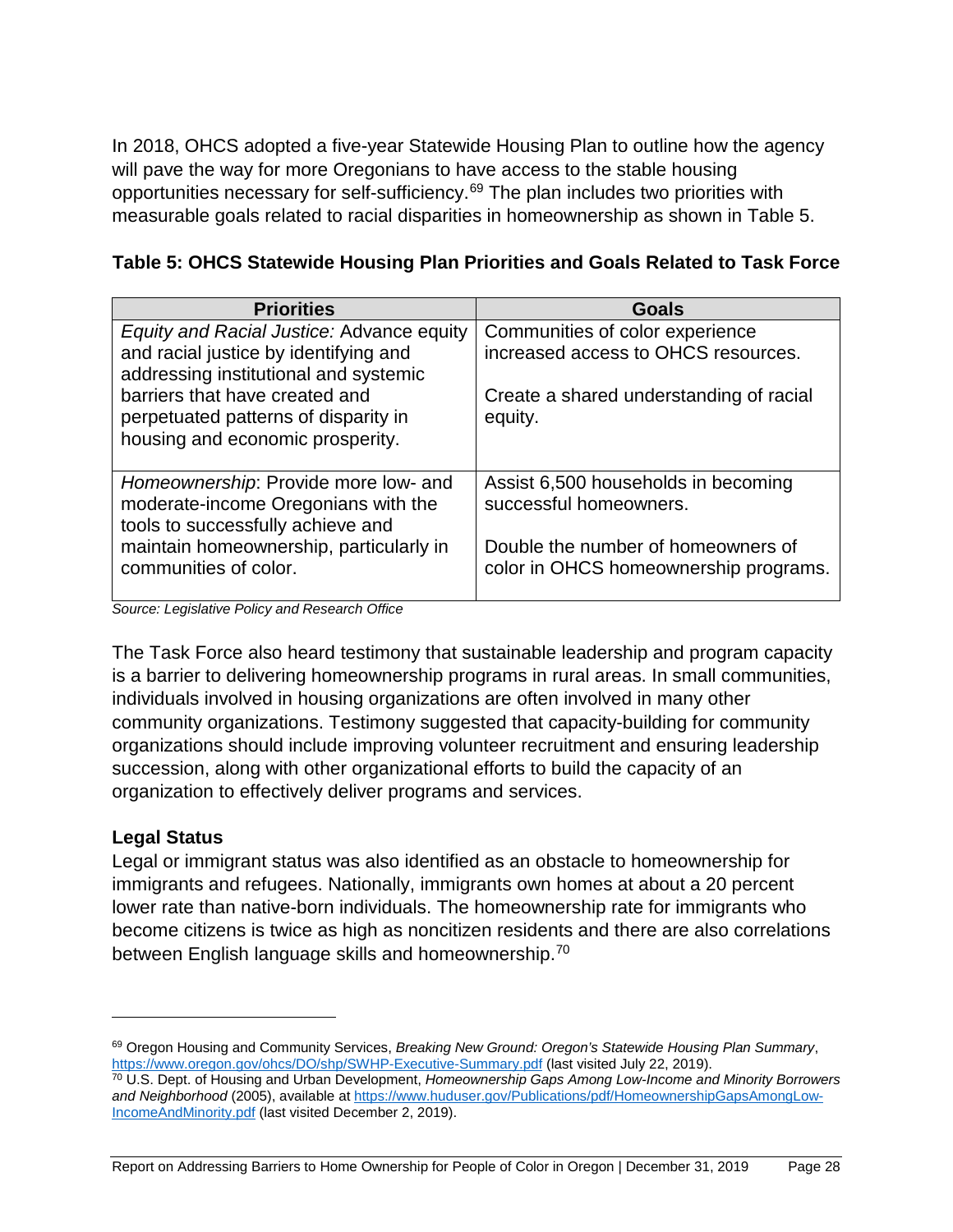In 2018, OHCS adopted a five-year Statewide Housing Plan to outline how the agency will pave the way for more Oregonians to have access to the stable housing opportunities necessary for self-sufficiency.[69] The plan includes two priorities with measurable goals related to racial disparities in homeownership as shown in Table 5.

**Table 5: OHCS Statewide Housing Plan Priorities and Goals Related to Task Force**

| Priorities | Goals |
| --- | --- |
| *Equity and Racial Justice:* Advance equity and racial justice by identifying and addressing institutional and systemic barriers that have created and perpetuated patterns of disparity in housing and economic prosperity. | Communities of color experience increased access to OHCS resources.<br><br>Create a shared understanding of racial equity. |
| *Homeownership*: Provide more low- and moderate-income Oregonians with the tools to successfully achieve and maintain homeownership, particularly in communities of color. | Assist 6,500 households in becoming successful homeowners.<br><br>Double the number of homeowners of color in OHCS homeownership programs. |

*Source: Legislative Policy and Research Office*

The Task Force also heard testimony that sustainable leadership and program capacity is a barrier to delivering homeownership programs in rural areas. In small communities, individuals involved in housing organizations are often involved in many other community organizations. Testimony suggested that capacity-building for community organizations should include improving volunteer recruitment and ensuring leadership succession, along with other organizational efforts to build the capacity of an organization to effectively deliver programs and services.

### Legal Status

Legal or immigrant status was also identified as an obstacle to homeownership for immigrants and refugees. Nationally, immigrants own homes at about a 20 percent lower rate than native-born individuals. The homeownership rate for immigrants who become citizens is twice as high as noncitizen residents and there are also correlations between English language skills and homeownership.[70]

---

[69] Oregon Housing and Community Services, *Breaking New Ground: Oregon's Statewide Housing Plan Summary*, https://www.oregon.gov/ohcs/DO/shp/SWHP-Executive-Summary.pdf (last visited July 22, 2019).

[70] U.S. Dept. of Housing and Urban Development, *Homeownership Gaps Among Low-Income and Minority Borrowers and Neighborhood* (2005), available at https://www.huduser.gov/Publications/pdf/HomeownershipGapsAmongLow-IncomeAndMinority.pdf (last visited December 2, 2019).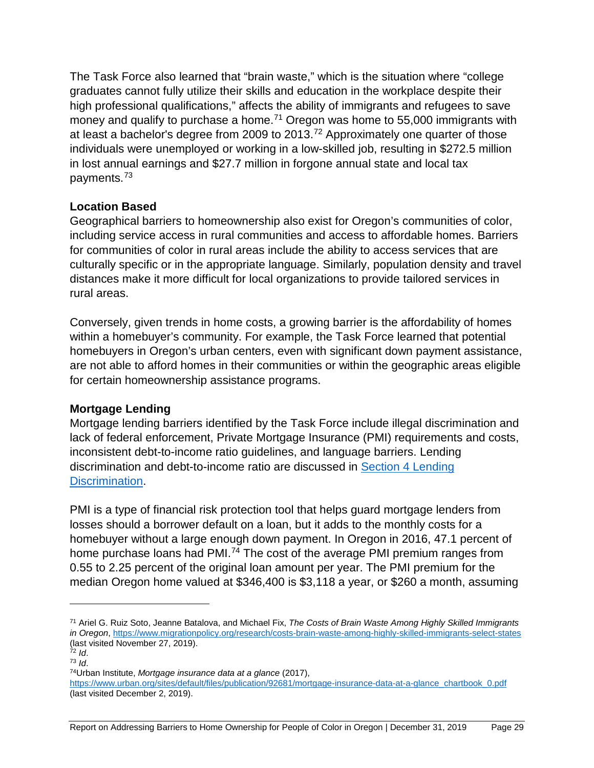The Task Force also learned that "brain waste," which is the situation where "college graduates cannot fully utilize their skills and education in the workplace despite their high professional qualifications," affects the ability of immigrants and refugees to save money and qualify to purchase a home.[71] Oregon was home to 55,000 immigrants with at least a bachelor's degree from 2009 to 2013.[72] Approximately one quarter of those individuals were unemployed or working in a low-skilled job, resulting in $272.5 million in lost annual earnings and $27.7 million in forgone annual state and local tax payments.[73]

### Location Based

Geographical barriers to homeownership also exist for Oregon's communities of color, including service access in rural communities and access to affordable homes. Barriers for communities of color in rural areas include the ability to access services that are culturally specific or in the appropriate language. Similarly, population density and travel distances make it more difficult for local organizations to provide tailored services in rural areas.

Conversely, given trends in home costs, a growing barrier is the affordability of homes within a homebuyer's community. For example, the Task Force learned that potential homebuyers in Oregon's urban centers, even with significant down payment assistance, are not able to afford homes in their communities or within the geographic areas eligible for certain homeownership assistance programs.

### Mortgage Lending

Mortgage lending barriers identified by the Task Force include illegal discrimination and lack of federal enforcement, Private Mortgage Insurance (PMI) requirements and costs, inconsistent debt-to-income ratio guidelines, and language barriers. Lending discrimination and debt-to-income ratio are discussed in [Section 4 Lending Discrimination](#).

PMI is a type of financial risk protection tool that helps guard mortgage lenders from losses should a borrower default on a loan, but it adds to the monthly costs for a homebuyer without a large enough down payment. In Oregon in 2016, 47.1 percent of home purchase loans had PMI.[74] The cost of the average PMI premium ranges from 0.55 to 2.25 percent of the original loan amount per year. The PMI premium for the median Oregon home valued at $346,400 is $3,118 a year, or $260 a month, assuming

---

[71] Ariel G. Ruiz Soto, Jeanne Batalova, and Michael Fix, *The Costs of Brain Waste Among Highly Skilled Immigrants in Oregon*, https://www.migrationpolicy.org/research/costs-brain-waste-among-highly-skilled-immigrants-select-states (last visited November 27, 2019).

[72] *Id*.

[73] *Id*.

[74] Urban Institute, *Mortgage insurance data at a glance* (2017), https://www.urban.org/sites/default/files/publication/92681/mortgage-insurance-data-at-a-glance_chartbook_0.pdf (last visited December 2, 2019).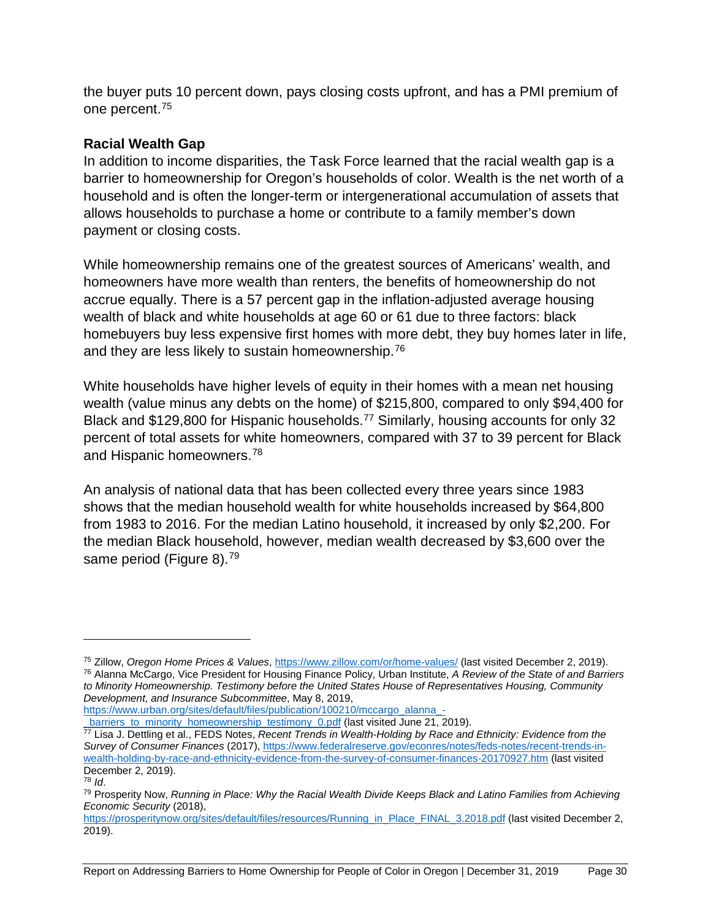the buyer puts 10 percent down, pays closing costs upfront, and has a PMI premium of one percent.[75]

### Racial Wealth Gap

In addition to income disparities, the Task Force learned that the racial wealth gap is a barrier to homeownership for Oregon's households of color. Wealth is the net worth of a household and is often the longer-term or intergenerational accumulation of assets that allows households to purchase a home or contribute to a family member's down payment or closing costs.

While homeownership remains one of the greatest sources of Americans' wealth, and homeowners have more wealth than renters, the benefits of homeownership do not accrue equally. There is a 57 percent gap in the inflation-adjusted average housing wealth of black and white households at age 60 or 61 due to three factors: black homebuyers buy less expensive first homes with more debt, they buy homes later in life, and they are less likely to sustain homeownership.[76]

White households have higher levels of equity in their homes with a mean net housing wealth (value minus any debts on the home) of $215,800, compared to only $94,400 for Black and $129,800 for Hispanic households.[77] Similarly, housing accounts for only 32 percent of total assets for white homeowners, compared with 37 to 39 percent for Black and Hispanic homeowners.[78]

An analysis of national data that has been collected every three years since 1983 shows that the median household wealth for white households increased by $64,800 from 1983 to 2016. For the median Latino household, it increased by only $2,200. For the median Black household, however, median wealth decreased by $3,600 over the same period (Figure 8).[79]

---

[75] Zillow, *Oregon Home Prices & Values*, https://www.zillow.com/or/home-values/ (last visited December 2, 2019).

[76] Alanna McCargo, Vice President for Housing Finance Policy, Urban Institute, *A Review of the State of and Barriers to Minority Homeownership. Testimony before the United States House of Representatives Housing, Community Development, and Insurance Subcommittee*, May 8, 2019, https://www.urban.org/sites/default/files/publication/100210/mccargo_alanna_-_barriers_to_minority_homeownership_testimony_0.pdf (last visited June 21, 2019).

[77] Lisa J. Dettling et al., FEDS Notes, *Recent Trends in Wealth-Holding by Race and Ethnicity: Evidence from the Survey of Consumer Finances* (2017), https://www.federalreserve.gov/econres/notes/feds-notes/recent-trends-in-wealth-holding-by-race-and-ethnicity-evidence-from-the-survey-of-consumer-finances-20170927.htm (last visited December 2, 2019).

[78] *Id*.

[79] Prosperity Now, *Running in Place: Why the Racial Wealth Divide Keeps Black and Latino Families from Achieving Economic Security* (2018), https://prosperitynow.org/sites/default/files/resources/Running_in_Place_FINAL_3.2018.pdf (last visited December 2, 2019).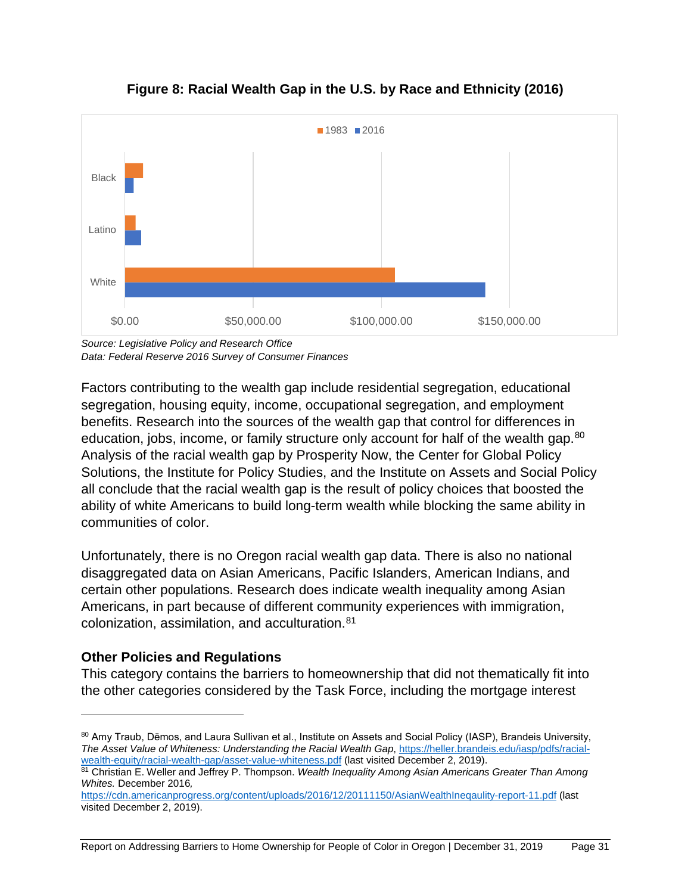**Figure 8: Racial Wealth Gap in the U.S. by Race and Ethnicity (2016)**

*Source: Legislative Policy and Research Office*
*Data: Federal Reserve 2016 Survey of Consumer Finances*

Factors contributing to the wealth gap include residential segregation, educational segregation, housing equity, income, occupational segregation, and employment benefits. Research into the sources of the wealth gap that control for differences in education, jobs, income, or family structure only account for half of the wealth gap.[80] Analysis of the racial wealth gap by Prosperity Now, the Center for Global Policy Solutions, the Institute for Policy Studies, and the Institute on Assets and Social Policy all conclude that the racial wealth gap is the result of policy choices that boosted the ability of white Americans to build long-term wealth while blocking the same ability in communities of color.

Unfortunately, there is no Oregon racial wealth gap data. There is also no national disaggregated data on Asian Americans, Pacific Islanders, American Indians, and certain other populations. Research does indicate wealth inequality among Asian Americans, in part because of different community experiences with immigration, colonization, assimilation, and acculturation.[81]

### Other Policies and Regulations

This category contains the barriers to homeownership that did not thematically fit into the other categories considered by the Task Force, including the mortgage interest

---

[80] Amy Traub, Dēmos, and Laura Sullivan et al., Institute on Assets and Social Policy (IASP), Brandeis University, *The Asset Value of Whiteness: Understanding the Racial Wealth Gap*, https://heller.brandeis.edu/iasp/pdfs/racial-wealth-equity/racial-wealth-gap/asset-value-whiteness.pdf (last visited December 2, 2019).

[81] Christian E. Weller and Jeffrey P. Thompson. *Wealth Inequality Among Asian Americans Greater Than Among Whites.* December 2016, https://cdn.americanprogress.org/content/uploads/2016/12/20111150/AsianWealthInequality-report-11.pdf (last visited December 2, 2019).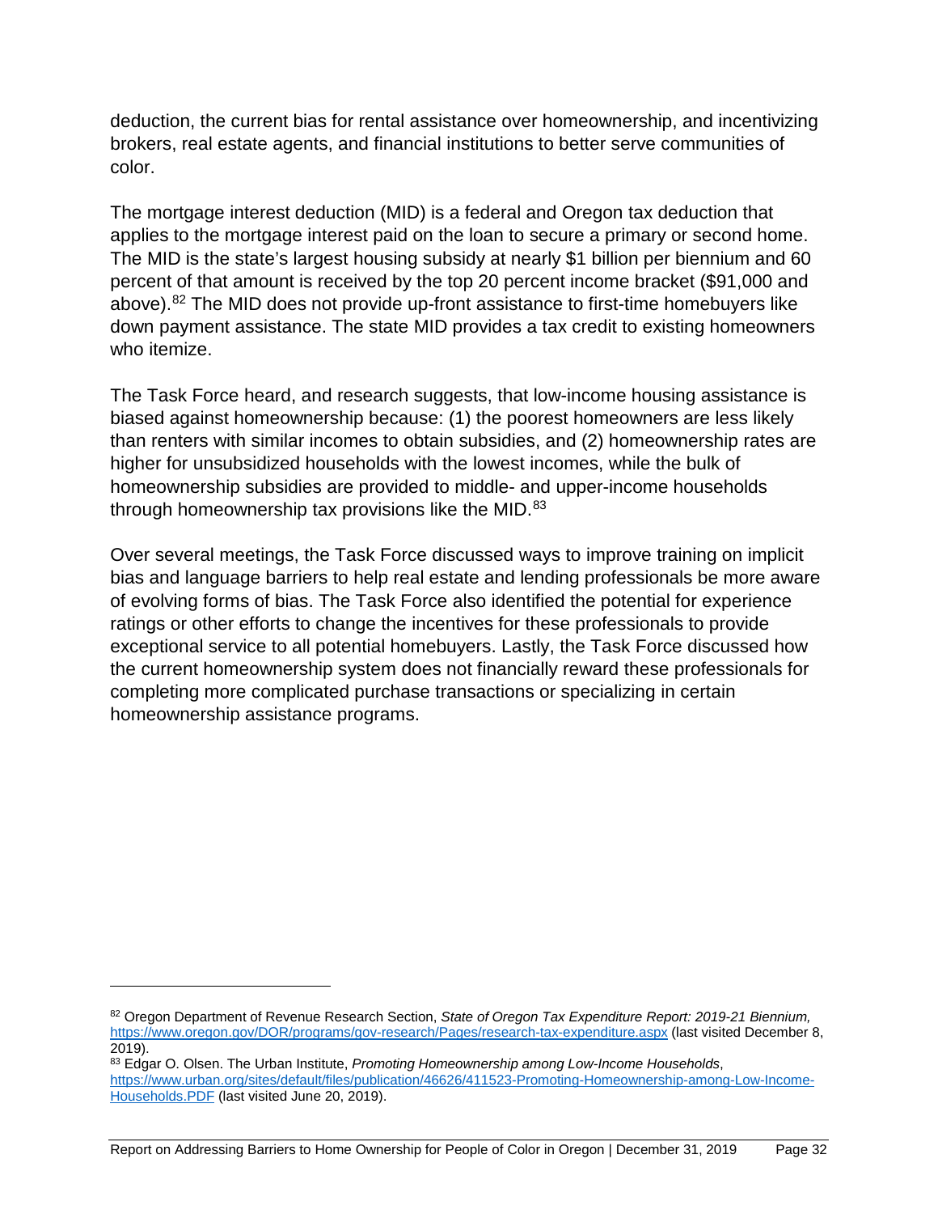deduction, the current bias for rental assistance over homeownership, and incentivizing brokers, real estate agents, and financial institutions to better serve communities of color.

The mortgage interest deduction (MID) is a federal and Oregon tax deduction that applies to the mortgage interest paid on the loan to secure a primary or second home. The MID is the state's largest housing subsidy at nearly $1 billion per biennium and 60 percent of that amount is received by the top 20 percent income bracket ($91,000 and above).[82] The MID does not provide up-front assistance to first-time homebuyers like down payment assistance. The state MID provides a tax credit to existing homeowners who itemize.

The Task Force heard, and research suggests, that low-income housing assistance is biased against homeownership because: (1) the poorest homeowners are less likely than renters with similar incomes to obtain subsidies, and (2) homeownership rates are higher for unsubsidized households with the lowest incomes, while the bulk of homeownership subsidies are provided to middle- and upper-income households through homeownership tax provisions like the MID.[83]

Over several meetings, the Task Force discussed ways to improve training on implicit bias and language barriers to help real estate and lending professionals be more aware of evolving forms of bias. The Task Force also identified the potential for experience ratings or other efforts to change the incentives for these professionals to provide exceptional service to all potential homebuyers. Lastly, the Task Force discussed how the current homeownership system does not financially reward these professionals for completing more complicated purchase transactions or specializing in certain homeownership assistance programs.

---

[82] Oregon Department of Revenue Research Section, *State of Oregon Tax Expenditure Report: 2019-21 Biennium,* https://www.oregon.gov/DOR/programs/gov-research/Pages/research-tax-expenditure.aspx (last visited December 8, 2019).

[83] Edgar O. Olsen. The Urban Institute, *Promoting Homeownership among Low-Income Households*, https://www.urban.org/sites/default/files/publication/46626/411523-Promoting-Homeownership-among-Low-Income-Households.PDF (last visited June 20, 2019).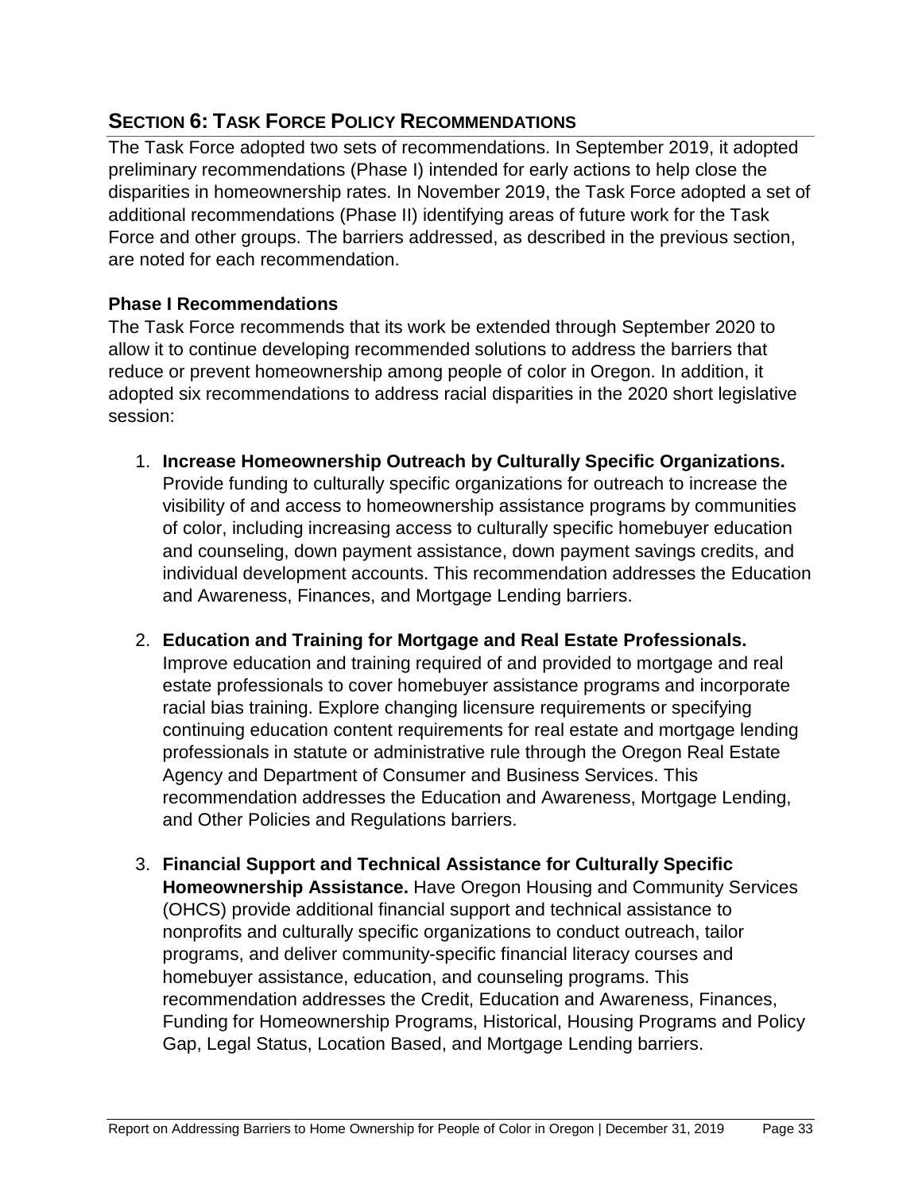## SECTION 6: TASK FORCE POLICY RECOMMENDATIONS

The Task Force adopted two sets of recommendations. In September 2019, it adopted preliminary recommendations (Phase I) intended for early actions to help close the disparities in homeownership rates. In November 2019, the Task Force adopted a set of additional recommendations (Phase II) identifying areas of future work for the Task Force and other groups. The barriers addressed, as described in the previous section, are noted for each recommendation.

### Phase I Recommendations

The Task Force recommends that its work be extended through September 2020 to allow it to continue developing recommended solutions to address the barriers that reduce or prevent homeownership among people of color in Oregon. In addition, it adopted six recommendations to address racial disparities in the 2020 short legislative session:

1. **Increase Homeownership Outreach by Culturally Specific Organizations.** Provide funding to culturally specific organizations for outreach to increase the visibility of and access to homeownership assistance programs by communities of color, including increasing access to culturally specific homebuyer education and counseling, down payment assistance, down payment savings credits, and individual development accounts. This recommendation addresses the Education and Awareness, Finances, and Mortgage Lending barriers.

2. **Education and Training for Mortgage and Real Estate Professionals.** Improve education and training required of and provided to mortgage and real estate professionals to cover homebuyer assistance programs and incorporate racial bias training. Explore changing licensure requirements or specifying continuing education content requirements for real estate and mortgage lending professionals in statute or administrative rule through the Oregon Real Estate Agency and Department of Consumer and Business Services. This recommendation addresses the Education and Awareness, Mortgage Lending, and Other Policies and Regulations barriers.

3. **Financial Support and Technical Assistance for Culturally Specific Homeownership Assistance.** Have Oregon Housing and Community Services (OHCS) provide additional financial support and technical assistance to nonprofits and culturally specific organizations to conduct outreach, tailor programs, and deliver community-specific financial literacy courses and homebuyer assistance, education, and counseling programs. This recommendation addresses the Credit, Education and Awareness, Finances, Funding for Homeownership Programs, Historical, Housing Programs and Policy Gap, Legal Status, Location Based, and Mortgage Lending barriers.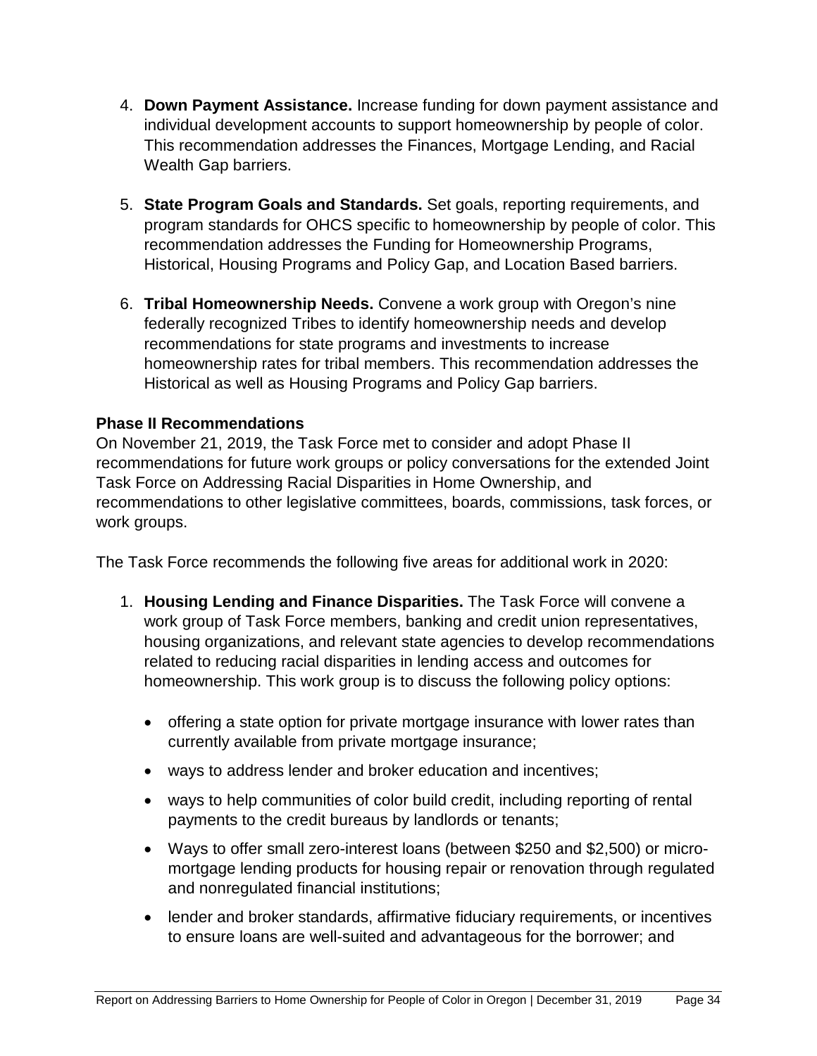4. **Down Payment Assistance.** Increase funding for down payment assistance and individual development accounts to support homeownership by people of color. This recommendation addresses the Finances, Mortgage Lending, and Racial Wealth Gap barriers.

5. **State Program Goals and Standards.** Set goals, reporting requirements, and program standards for OHCS specific to homeownership by people of color. This recommendation addresses the Funding for Homeownership Programs, Historical, Housing Programs and Policy Gap, and Location Based barriers.

6. **Tribal Homeownership Needs.** Convene a work group with Oregon's nine federally recognized Tribes to identify homeownership needs and develop recommendations for state programs and investments to increase homeownership rates for tribal members. This recommendation addresses the Historical as well as Housing Programs and Policy Gap barriers.

**Phase II Recommendations**

On November 21, 2019, the Task Force met to consider and adopt Phase II recommendations for future work groups or policy conversations for the extended Joint Task Force on Addressing Racial Disparities in Home Ownership, and recommendations to other legislative committees, boards, commissions, task forces, or work groups.

The Task Force recommends the following five areas for additional work in 2020:

1. **Housing Lending and Finance Disparities.** The Task Force will convene a work group of Task Force members, banking and credit union representatives, housing organizations, and relevant state agencies to develop recommendations related to reducing racial disparities in lending access and outcomes for homeownership. This work group is to discuss the following policy options:

   - offering a state option for private mortgage insurance with lower rates than currently available from private mortgage insurance;
   - ways to address lender and broker education and incentives;
   - ways to help communities of color build credit, including reporting of rental payments to the credit bureaus by landlords or tenants;
   - Ways to offer small zero-interest loans (between $250 and $2,500) or micro-mortgage lending products for housing repair or renovation through regulated and nonregulated financial institutions;
   - lender and broker standards, affirmative fiduciary requirements, or incentives to ensure loans are well-suited and advantageous for the borrower; and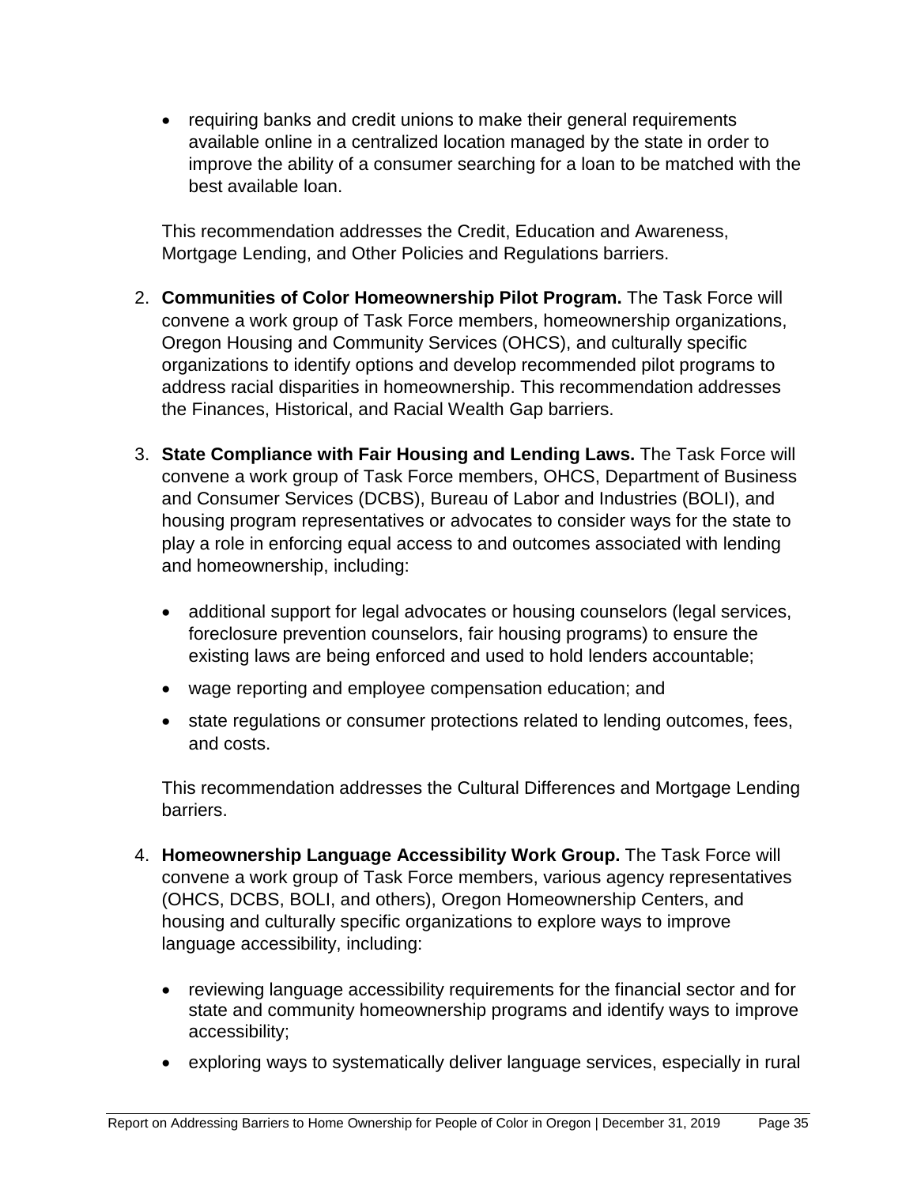- requiring banks and credit unions to make their general requirements available online in a centralized location managed by the state in order to improve the ability of a consumer searching for a loan to be matched with the best available loan.

This recommendation addresses the Credit, Education and Awareness, Mortgage Lending, and Other Policies and Regulations barriers.

2. **Communities of Color Homeownership Pilot Program.** The Task Force will convene a work group of Task Force members, homeownership organizations, Oregon Housing and Community Services (OHCS), and culturally specific organizations to identify options and develop recommended pilot programs to address racial disparities in homeownership. This recommendation addresses the Finances, Historical, and Racial Wealth Gap barriers.

3. **State Compliance with Fair Housing and Lending Laws.** The Task Force will convene a work group of Task Force members, OHCS, Department of Business and Consumer Services (DCBS), Bureau of Labor and Industries (BOLI), and housing program representatives or advocates to consider ways for the state to play a role in enforcing equal access to and outcomes associated with lending and homeownership, including:

   - additional support for legal advocates or housing counselors (legal services, foreclosure prevention counselors, fair housing programs) to ensure the existing laws are being enforced and used to hold lenders accountable;
   - wage reporting and employee compensation education; and
   - state regulations or consumer protections related to lending outcomes, fees, and costs.

   This recommendation addresses the Cultural Differences and Mortgage Lending barriers.

4. **Homeownership Language Accessibility Work Group.** The Task Force will convene a work group of Task Force members, various agency representatives (OHCS, DCBS, BOLI, and others), Oregon Homeownership Centers, and housing and culturally specific organizations to explore ways to improve language accessibility, including:

   - reviewing language accessibility requirements for the financial sector and for state and community homeownership programs and identify ways to improve accessibility;
   - exploring ways to systematically deliver language services, especially in rural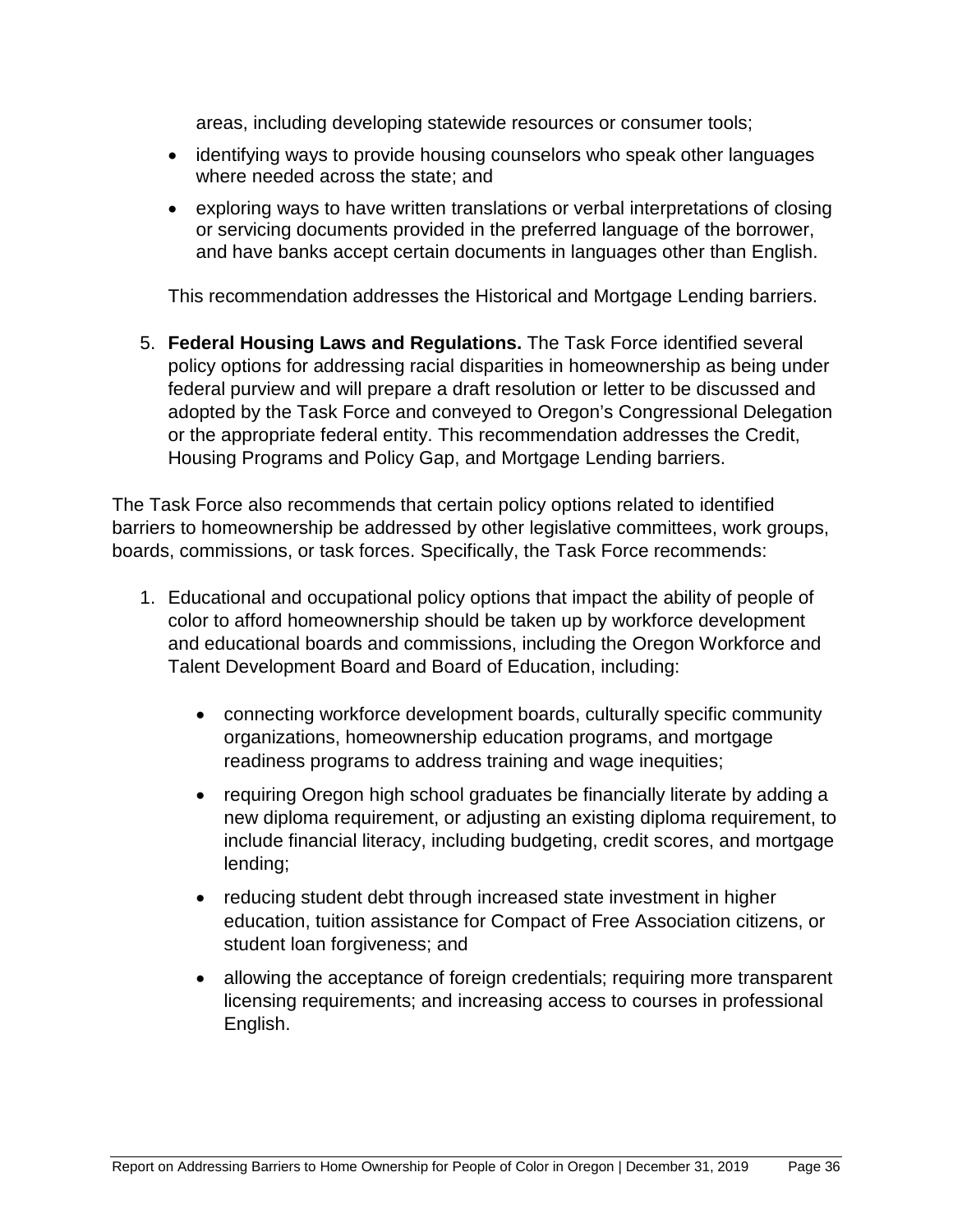areas, including developing statewide resources or consumer tools;

- identifying ways to provide housing counselors who speak other languages where needed across the state; and
- exploring ways to have written translations or verbal interpretations of closing or servicing documents provided in the preferred language of the borrower, and have banks accept certain documents in languages other than English.

This recommendation addresses the Historical and Mortgage Lending barriers.

5. **Federal Housing Laws and Regulations.** The Task Force identified several policy options for addressing racial disparities in homeownership as being under federal purview and will prepare a draft resolution or letter to be discussed and adopted by the Task Force and conveyed to Oregon's Congressional Delegation or the appropriate federal entity. This recommendation addresses the Credit, Housing Programs and Policy Gap, and Mortgage Lending barriers.

The Task Force also recommends that certain policy options related to identified barriers to homeownership be addressed by other legislative committees, work groups, boards, commissions, or task forces. Specifically, the Task Force recommends:

1. Educational and occupational policy options that impact the ability of people of color to afford homeownership should be taken up by workforce development and educational boards and commissions, including the Oregon Workforce and Talent Development Board and Board of Education, including:
    - connecting workforce development boards, culturally specific community organizations, homeownership education programs, and mortgage readiness programs to address training and wage inequities;
    - requiring Oregon high school graduates be financially literate by adding a new diploma requirement, or adjusting an existing diploma requirement, to include financial literacy, including budgeting, credit scores, and mortgage lending;
    - reducing student debt through increased state investment in higher education, tuition assistance for Compact of Free Association citizens, or student loan forgiveness; and
    - allowing the acceptance of foreign credentials; requiring more transparent licensing requirements; and increasing access to courses in professional English.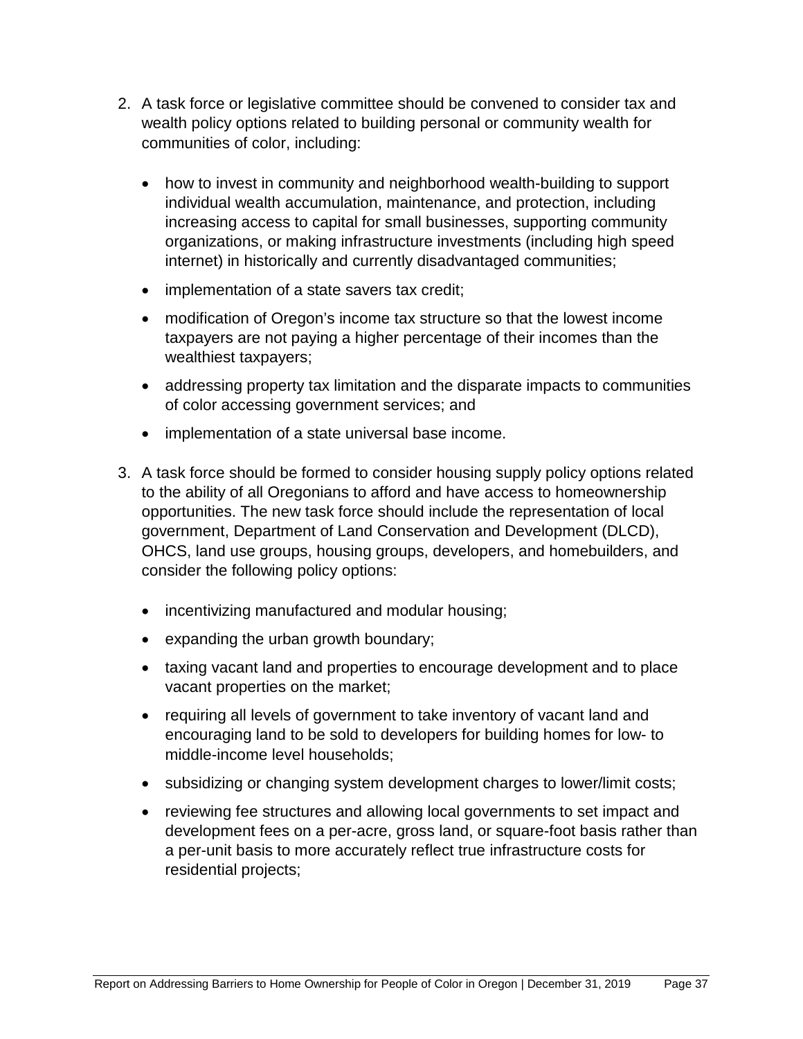2. A task force or legislative committee should be convened to consider tax and wealth policy options related to building personal or community wealth for communities of color, including:

    - how to invest in community and neighborhood wealth-building to support individual wealth accumulation, maintenance, and protection, including increasing access to capital for small businesses, supporting community organizations, or making infrastructure investments (including high speed internet) in historically and currently disadvantaged communities;
    - implementation of a state savers tax credit;
    - modification of Oregon's income tax structure so that the lowest income taxpayers are not paying a higher percentage of their incomes than the wealthiest taxpayers;
    - addressing property tax limitation and the disparate impacts to communities of color accessing government services; and
    - implementation of a state universal base income.

3. A task force should be formed to consider housing supply policy options related to the ability of all Oregonians to afford and have access to homeownership opportunities. The new task force should include the representation of local government, Department of Land Conservation and Development (DLCD), OHCS, land use groups, housing groups, developers, and homebuilders, and consider the following policy options:

    - incentivizing manufactured and modular housing;
    - expanding the urban growth boundary;
    - taxing vacant land and properties to encourage development and to place vacant properties on the market;
    - requiring all levels of government to take inventory of vacant land and encouraging land to be sold to developers for building homes for low- to middle-income level households;
    - subsidizing or changing system development charges to lower/limit costs;
    - reviewing fee structures and allowing local governments to set impact and development fees on a per-acre, gross land, or square-foot basis rather than a per-unit basis to more accurately reflect true infrastructure costs for residential projects;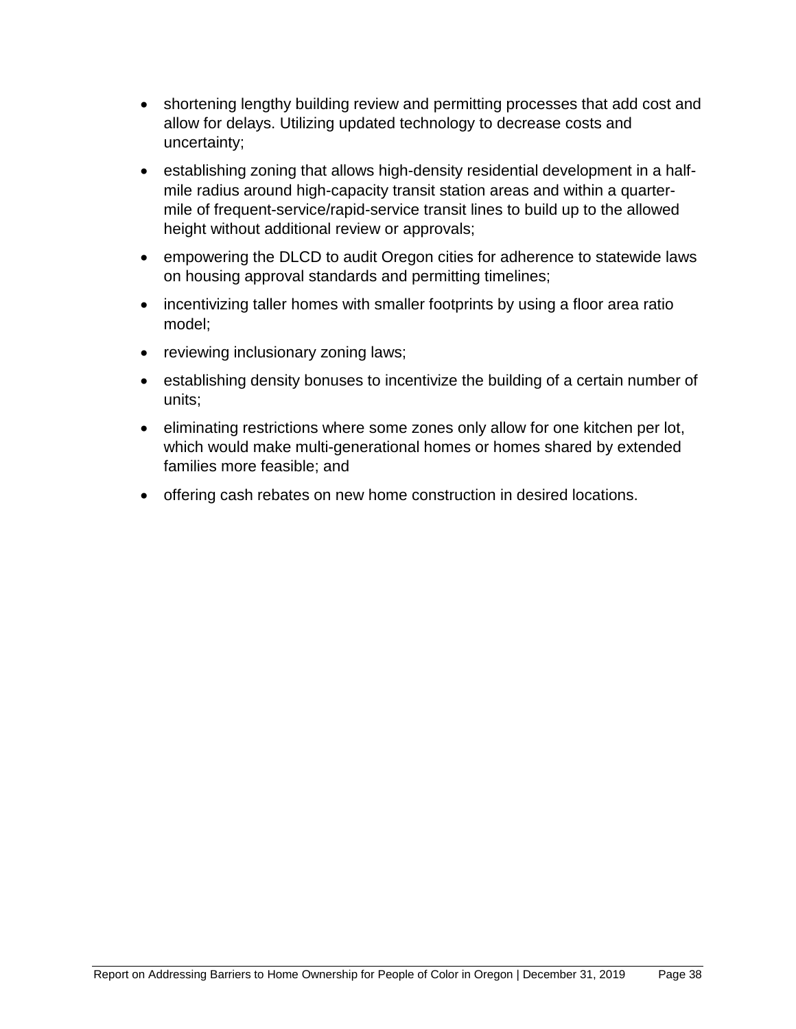- shortening lengthy building review and permitting processes that add cost and allow for delays. Utilizing updated technology to decrease costs and uncertainty;
- establishing zoning that allows high-density residential development in a half-mile radius around high-capacity transit station areas and within a quarter-mile of frequent-service/rapid-service transit lines to build up to the allowed height without additional review or approvals;
- empowering the DLCD to audit Oregon cities for adherence to statewide laws on housing approval standards and permitting timelines;
- incentivizing taller homes with smaller footprints by using a floor area ratio model;
- reviewing inclusionary zoning laws;
- establishing density bonuses to incentivize the building of a certain number of units;
- eliminating restrictions where some zones only allow for one kitchen per lot, which would make multi-generational homes or homes shared by extended families more feasible; and
- offering cash rebates on new home construction in desired locations.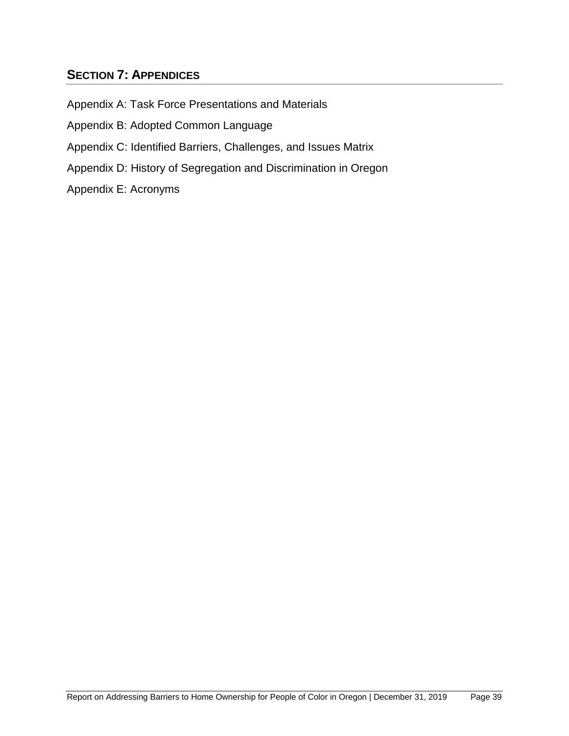## Section 7: Appendices

Appendix A: Task Force Presentations and Materials

Appendix B: Adopted Common Language

Appendix C: Identified Barriers, Challenges, and Issues Matrix

Appendix D: History of Segregation and Discrimination in Oregon

Appendix E: Acronyms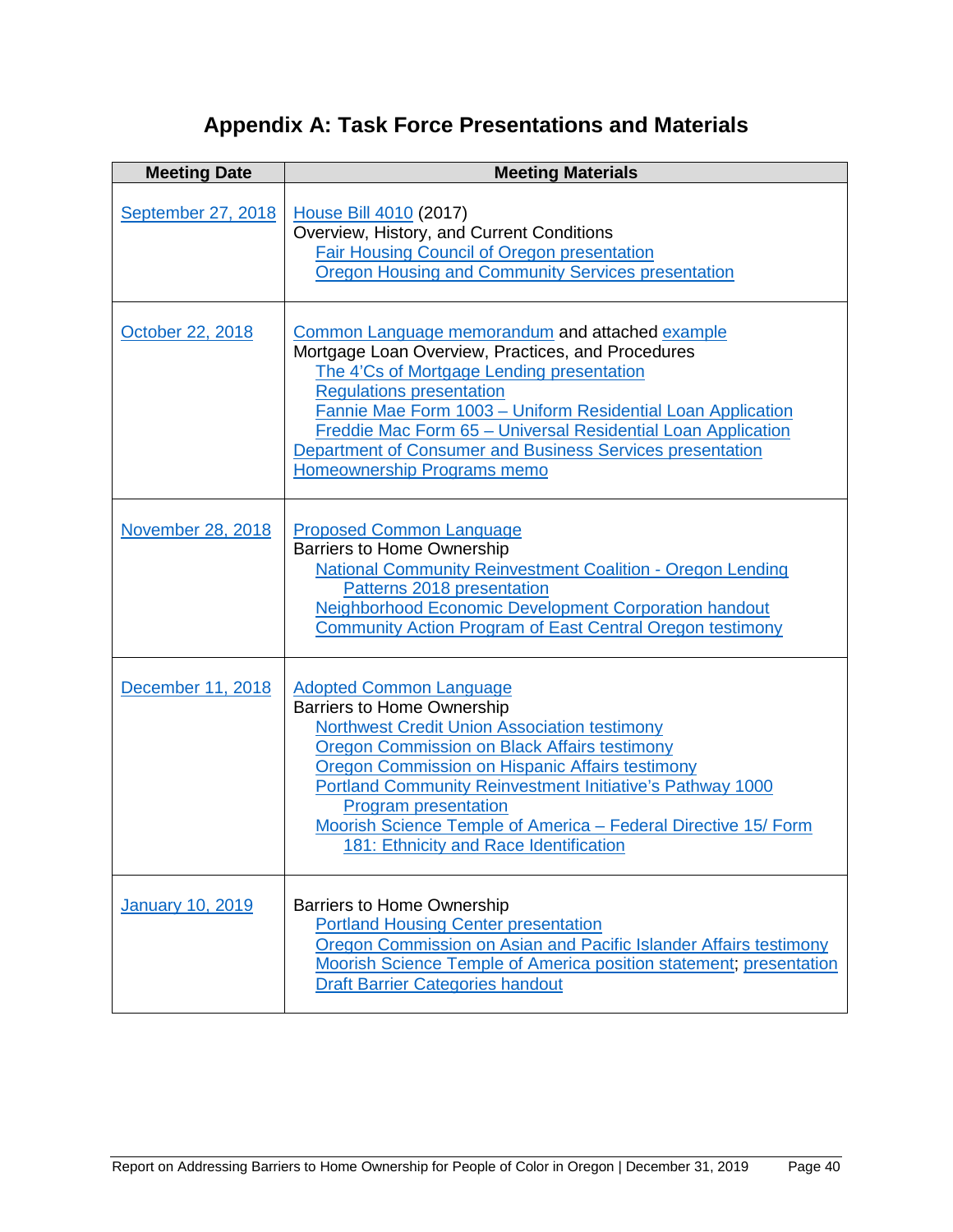# Appendix A: Task Force Presentations and Materials

| Meeting Date | Meeting Materials |
|---|---|
| September 27, 2018 | House Bill 4010 (2017)<br>Overview, History, and Current Conditions<br>Fair Housing Council of Oregon presentation<br>Oregon Housing and Community Services presentation |
| October 22, 2018 | Common Language memorandum and attached example<br>Mortgage Loan Overview, Practices, and Procedures<br>The 4'Cs of Mortgage Lending presentation<br>Regulations presentation<br>Fannie Mae Form 1003 – Uniform Residential Loan Application<br>Freddie Mac Form 65 – Universal Residential Loan Application<br>Department of Consumer and Business Services presentation<br>Homeownership Programs memo |
| November 28, 2018 | Proposed Common Language<br>Barriers to Home Ownership<br>National Community Reinvestment Coalition - Oregon Lending Patterns 2018 presentation<br>Neighborhood Economic Development Corporation handout<br>Community Action Program of East Central Oregon testimony |
| December 11, 2018 | Adopted Common Language<br>Barriers to Home Ownership<br>Northwest Credit Union Association testimony<br>Oregon Commission on Black Affairs testimony<br>Oregon Commission on Hispanic Affairs testimony<br>Portland Community Reinvestment Initiative's Pathway 1000 Program presentation<br>Moorish Science Temple of America – Federal Directive 15/ Form 181: Ethnicity and Race Identification |
| January 10, 2019 | Barriers to Home Ownership<br>Portland Housing Center presentation<br>Oregon Commission on Asian and Pacific Islander Affairs testimony<br>Moorish Science Temple of America position statement; presentation<br>Draft Barrier Categories handout |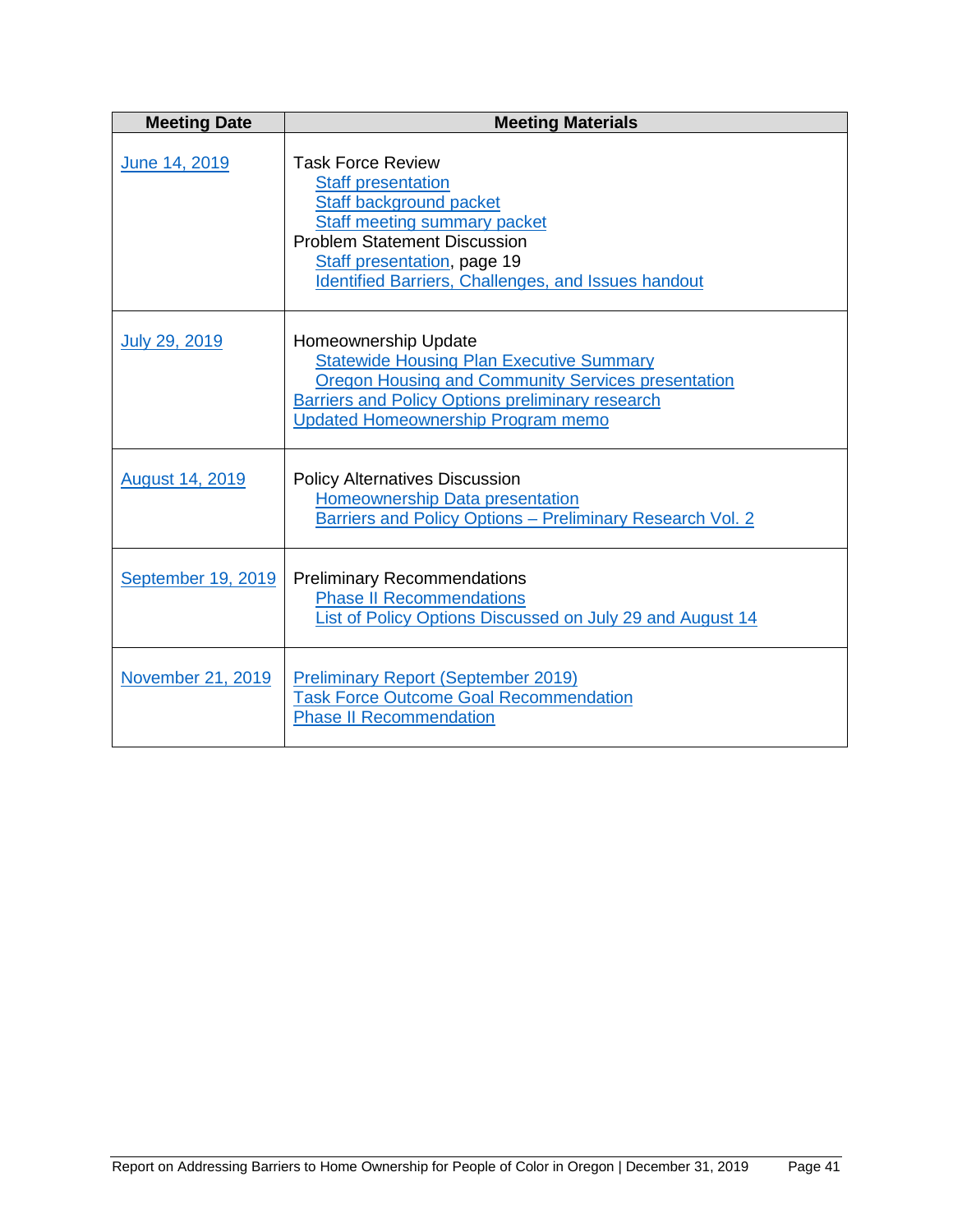| Meeting Date | Meeting Materials |
|---|---|
| June 14, 2019 | Task Force Review<br>Staff presentation<br>Staff background packet<br>Staff meeting summary packet<br>Problem Statement Discussion<br>Staff presentation, page 19<br>Identified Barriers, Challenges, and Issues handout |
| July 29, 2019 | Homeownership Update<br>Statewide Housing Plan Executive Summary<br>Oregon Housing and Community Services presentation<br>Barriers and Policy Options preliminary research<br>Updated Homeownership Program memo |
| August 14, 2019 | Policy Alternatives Discussion<br>Homeownership Data presentation<br>Barriers and Policy Options – Preliminary Research Vol. 2 |
| September 19, 2019 | Preliminary Recommendations<br>Phase II Recommendations<br>List of Policy Options Discussed on July 29 and August 14 |
| November 21, 2019 | Preliminary Report (September 2019)<br>Task Force Outcome Goal Recommendation<br>Phase II Recommendation |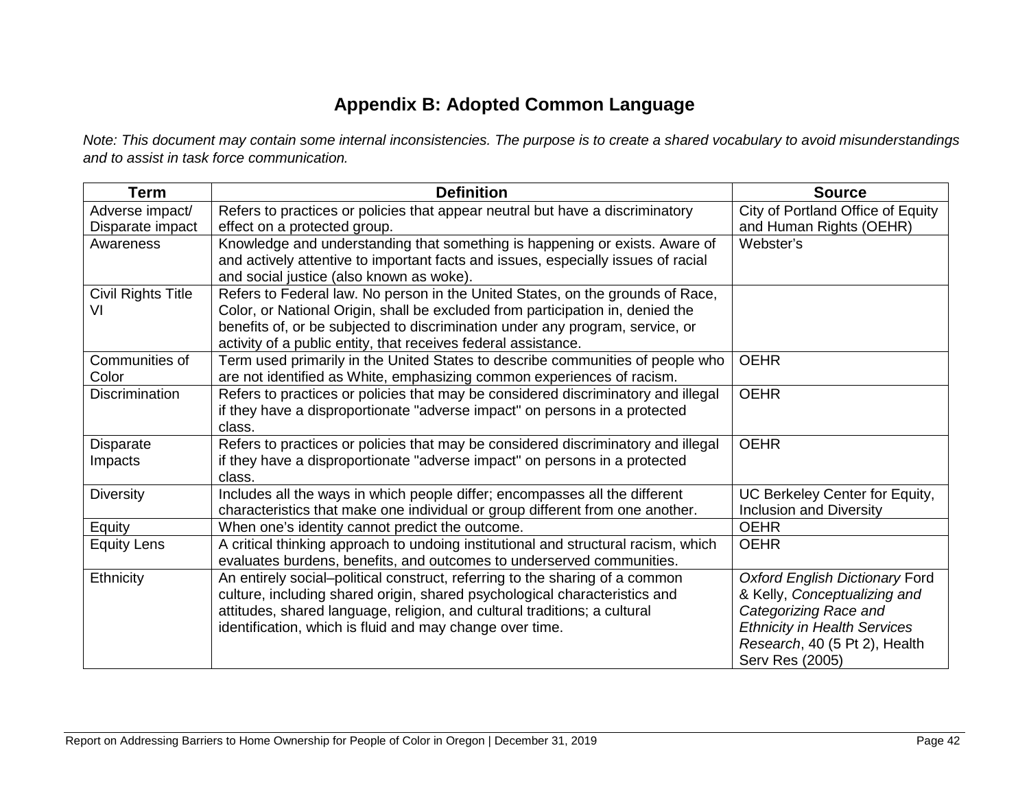# Appendix B: Adopted Common Language

*Note: This document may contain some internal inconsistencies. The purpose is to create a shared vocabulary to avoid misunderstandings and to assist in task force communication.*

| Term | Definition | Source |
|---|---|---|
| Adverse impact/ Disparate impact | Refers to practices or policies that appear neutral but have a discriminatory effect on a protected group. | City of Portland Office of Equity and Human Rights (OEHR) |
| Awareness | Knowledge and understanding that something is happening or exists. Aware of and actively attentive to important facts and issues, especially issues of racial and social justice (also known as woke). | Webster's |
| Civil Rights Title VI | Refers to Federal law. No person in the United States, on the grounds of Race, Color, or National Origin, shall be excluded from participation in, denied the benefits of, or be subjected to discrimination under any program, service, or activity of a public entity, that receives federal assistance. | |
| Communities of Color | Term used primarily in the United States to describe communities of people who are not identified as White, emphasizing common experiences of racism. | OEHR |
| Discrimination | Refers to practices or policies that may be considered discriminatory and illegal if they have a disproportionate "adverse impact" on persons in a protected class. | OEHR |
| Disparate Impacts | Refers to practices or policies that may be considered discriminatory and illegal if they have a disproportionate "adverse impact" on persons in a protected class. | OEHR |
| Diversity | Includes all the ways in which people differ; encompasses all the different characteristics that make one individual or group different from one another. | UC Berkeley Center for Equity, Inclusion and Diversity |
| Equity | When one's identity cannot predict the outcome. | OEHR |
| Equity Lens | A critical thinking approach to undoing institutional and structural racism, which evaluates burdens, benefits, and outcomes to underserved communities. | OEHR |
| Ethnicity | An entirely social–political construct, referring to the sharing of a common culture, including shared origin, shared psychological characteristics and attitudes, shared language, religion, and cultural traditions; a cultural identification, which is fluid and may change over time. | *Oxford English Dictionary* Ford & Kelly, *Conceptualizing and Categorizing Race and Ethnicity in Health Services Research*, 40 (5 Pt 2), Health Serv Res (2005) |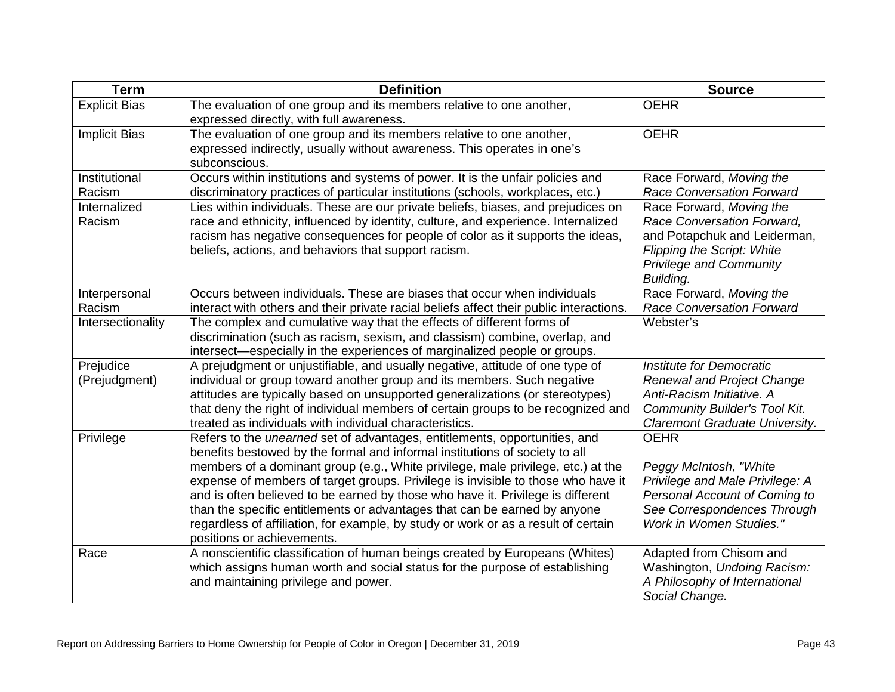| Term | Definition | Source |
|---|---|---|
| Explicit Bias | The evaluation of one group and its members relative to one another, expressed directly, with full awareness. | OEHR |
| Implicit Bias | The evaluation of one group and its members relative to one another, expressed indirectly, usually without awareness. This operates in one's subconscious. | OEHR |
| Institutional Racism | Occurs within institutions and systems of power. It is the unfair policies and discriminatory practices of particular institutions (schools, workplaces, etc.) | Race Forward, *Moving the Race Conversation Forward* |
| Internalized Racism | Lies within individuals. These are our private beliefs, biases, and prejudices on race and ethnicity, influenced by identity, culture, and experience. Internalized racism has negative consequences for people of color as it supports the ideas, beliefs, actions, and behaviors that support racism. | Race Forward, *Moving the Race Conversation Forward,* and Potapchuk and Leiderman, *Flipping the Script: White Privilege and Community Building.* |
| Interpersonal Racism | Occurs between individuals. These are biases that occur when individuals interact with others and their private racial beliefs affect their public interactions. | Race Forward, *Moving the Race Conversation Forward* |
| Intersectionality | The complex and cumulative way that the effects of different forms of discrimination (such as racism, sexism, and classism) combine, overlap, and intersect—especially in the experiences of marginalized people or groups. | Webster's |
| Prejudice (Prejudgment) | A prejudgment or unjustifiable, and usually negative, attitude of one type of individual or group toward another group and its members. Such negative attitudes are typically based on unsupported generalizations (or stereotypes) that deny the right of individual members of certain groups to be recognized and treated as individuals with individual characteristics. | *Institute for Democratic Renewal and Project Change Anti-Racism Initiative. A Community Builder's Tool Kit. Claremont Graduate University.* |
| Privilege | Refers to the *unearned* set of advantages, entitlements, opportunities, and benefits bestowed by the formal and informal institutions of society to all members of a dominant group (e.g., White privilege, male privilege, etc.) at the expense of members of target groups. Privilege is invisible to those who have it and is often believed to be earned by those who have it. Privilege is different than the specific entitlements or advantages that can be earned by anyone regardless of affiliation, for example, by study or work or as a result of certain positions or achievements. | OEHR<br><br>*Peggy McIntosh, "White Privilege and Male Privilege: A Personal Account of Coming to See Correspondences Through Work in Women Studies."* |
| Race | A nonscientific classification of human beings created by Europeans (Whites) which assigns human worth and social status for the purpose of establishing and maintaining privilege and power. | Adapted from Chisom and Washington, *Undoing Racism: A Philosophy of International Social Change.* |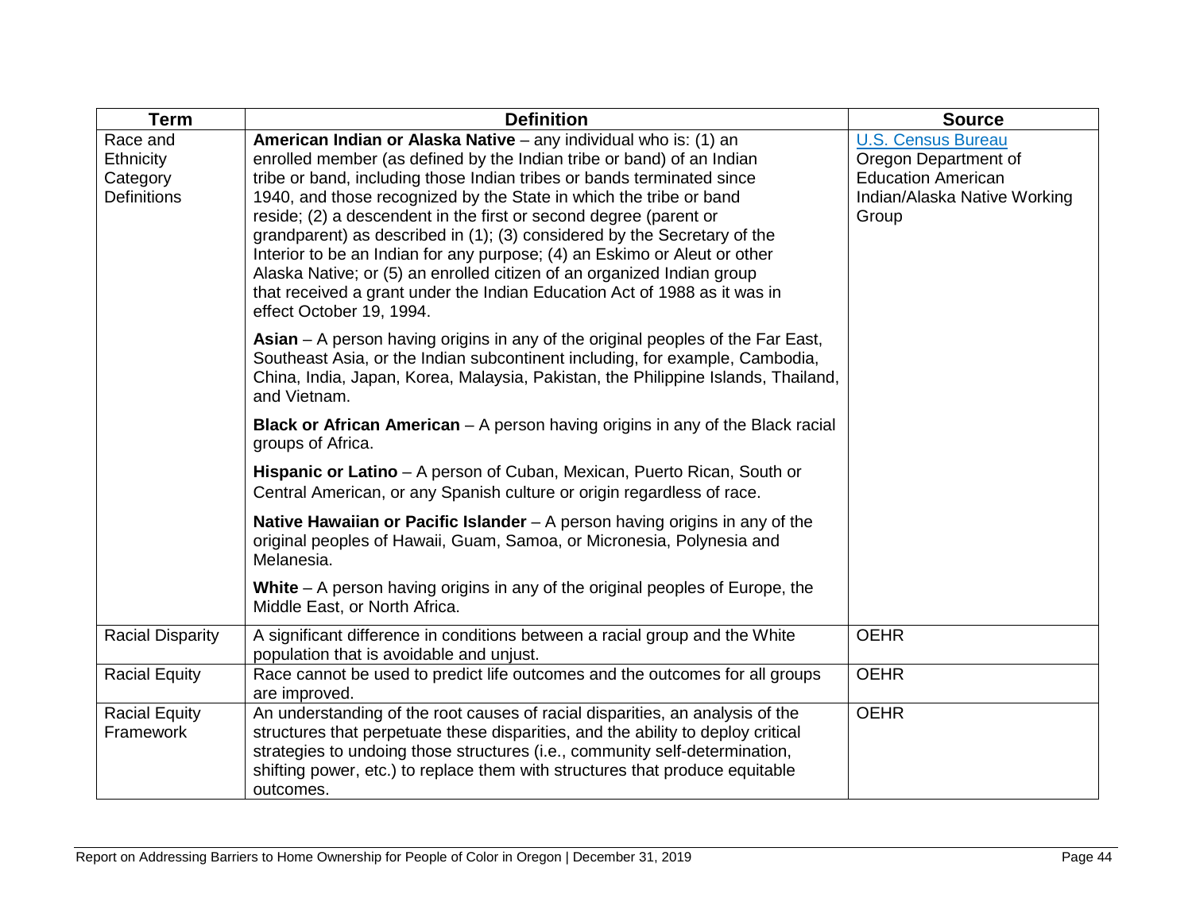| Term | Definition | Source |
| --- | --- | --- |
| Race and Ethnicity Category Definitions | **American Indian or Alaska Native** – any individual who is: (1) an enrolled member (as defined by the Indian tribe or band) of an Indian tribe or band, including those Indian tribes or bands terminated since 1940, and those recognized by the State in which the tribe or band reside; (2) a descendent in the first or second degree (parent or grandparent) as described in (1); (3) considered by the Secretary of the Interior to be an Indian for any purpose; (4) an Eskimo or Aleut or other Alaska Native; or (5) an enrolled citizen of an organized Indian group that received a grant under the Indian Education Act of 1988 as it was in effect October 19, 1994.<br><br>**Asian** – A person having origins in any of the original peoples of the Far East, Southeast Asia, or the Indian subcontinent including, for example, Cambodia, China, India, Japan, Korea, Malaysia, Pakistan, the Philippine Islands, Thailand, and Vietnam.<br><br>**Black or African American** – A person having origins in any of the Black racial groups of Africa.<br><br>**Hispanic or Latino** – A person of Cuban, Mexican, Puerto Rican, South or Central American, or any Spanish culture or origin regardless of race.<br><br>**Native Hawaiian or Pacific Islander** – A person having origins in any of the original peoples of Hawaii, Guam, Samoa, or Micronesia, Polynesia and Melanesia.<br><br>**White** – A person having origins in any of the original peoples of Europe, the Middle East, or North Africa. | U.S. Census Bureau<br>Oregon Department of Education American Indian/Alaska Native Working Group |
| Racial Disparity | A significant difference in conditions between a racial group and the White population that is avoidable and unjust. | OEHR |
| Racial Equity | Race cannot be used to predict life outcomes and the outcomes for all groups are improved. | OEHR |
| Racial Equity Framework | An understanding of the root causes of racial disparities, an analysis of the structures that perpetuate these disparities, and the ability to deploy critical strategies to undoing those structures (i.e., community self-determination, shifting power, etc.) to replace them with structures that produce equitable outcomes. | OEHR |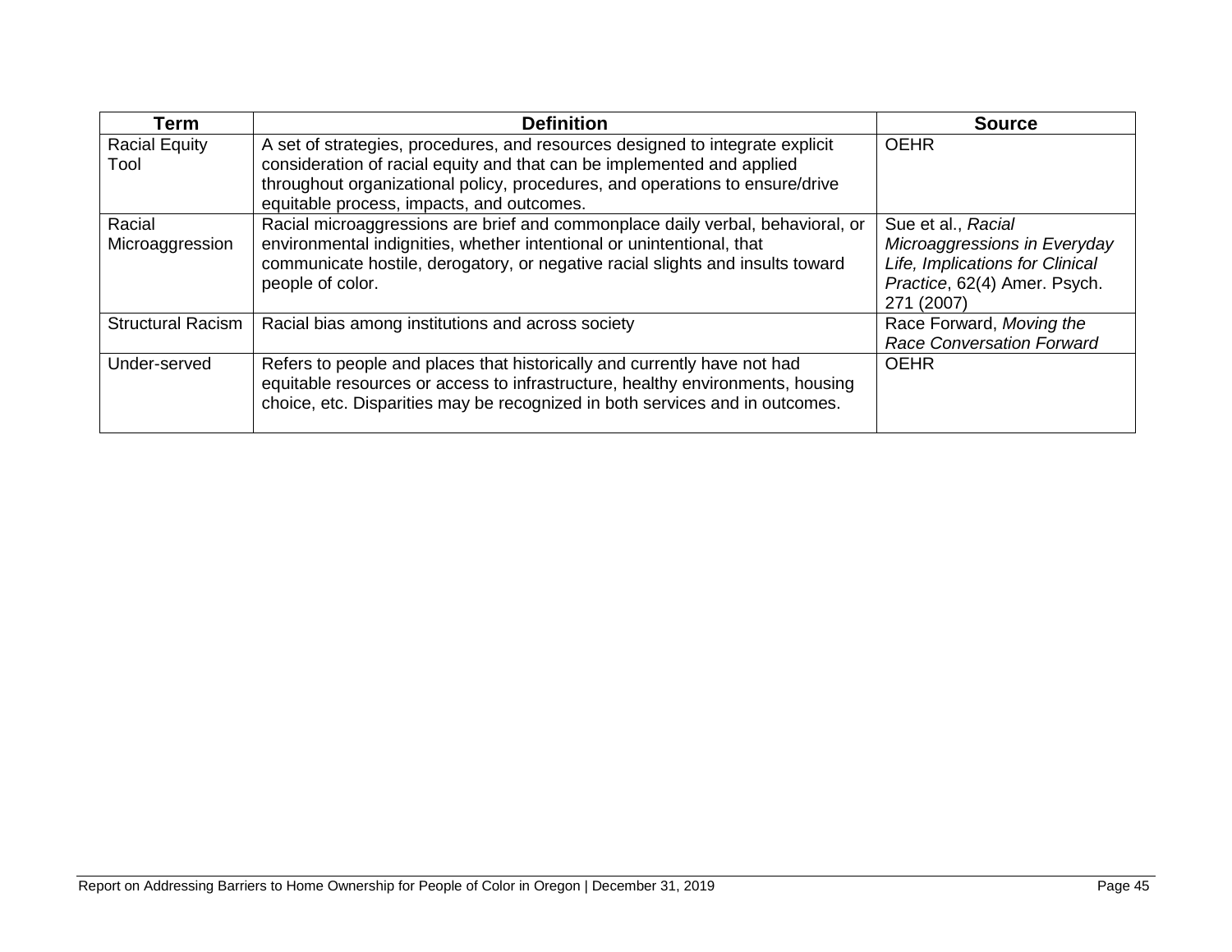| Term | Definition | Source |
| --- | --- | --- |
| Racial Equity Tool | A set of strategies, procedures, and resources designed to integrate explicit consideration of racial equity and that can be implemented and applied throughout organizational policy, procedures, and operations to ensure/drive equitable process, impacts, and outcomes. | OEHR |
| Racial Microaggression | Racial microaggressions are brief and commonplace daily verbal, behavioral, or environmental indignities, whether intentional or unintentional, that communicate hostile, derogatory, or negative racial slights and insults toward people of color. | Sue et al., *Racial Microaggressions in Everyday Life, Implications for Clinical Practice*, 62(4) Amer. Psych. 271 (2007) |
| Structural Racism | Racial bias among institutions and across society | Race Forward, *Moving the Race Conversation Forward* |
| Under-served | Refers to people and places that historically and currently have not had equitable resources or access to infrastructure, healthy environments, housing choice, etc. Disparities may be recognized in both services and in outcomes. | OEHR |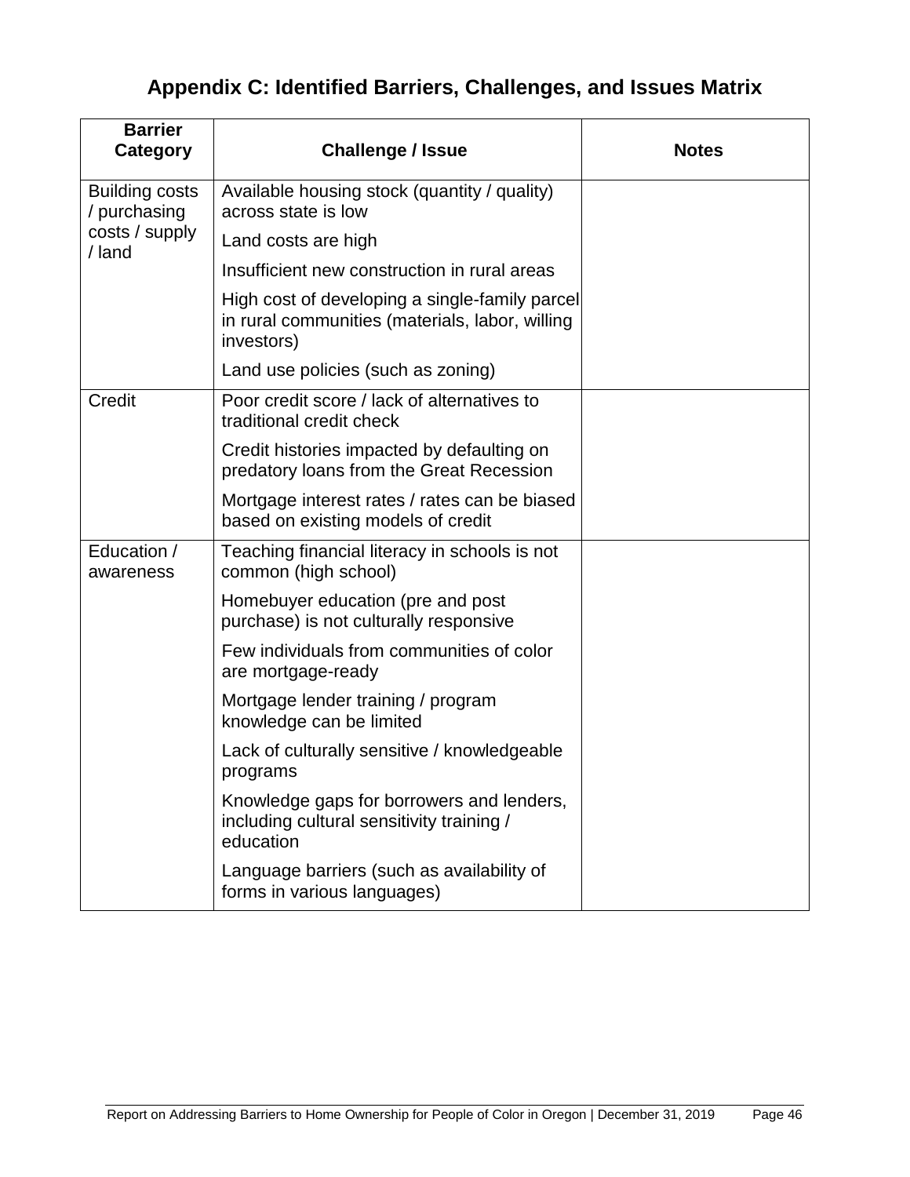# Appendix C: Identified Barriers, Challenges, and Issues Matrix

| Barrier Category | Challenge / Issue | Notes |
|---|---|---|
| Building costs / purchasing costs / supply / land | Available housing stock (quantity / quality) across state is low | |
| | Land costs are high | |
| | Insufficient new construction in rural areas | |
| | High cost of developing a single-family parcel in rural communities (materials, labor, willing investors) | |
| | Land use policies (such as zoning) | |
| Credit | Poor credit score / lack of alternatives to traditional credit check | |
| | Credit histories impacted by defaulting on predatory loans from the Great Recession | |
| | Mortgage interest rates / rates can be biased based on existing models of credit | |
| Education / awareness | Teaching financial literacy in schools is not common (high school) | |
| | Homebuyer education (pre and post purchase) is not culturally responsive | |
| | Few individuals from communities of color are mortgage-ready | |
| | Mortgage lender training / program knowledge can be limited | |
| | Lack of culturally sensitive / knowledgeable programs | |
| | Knowledge gaps for borrowers and lenders, including cultural sensitivity training / education | |
| | Language barriers (such as availability of forms in various languages) | |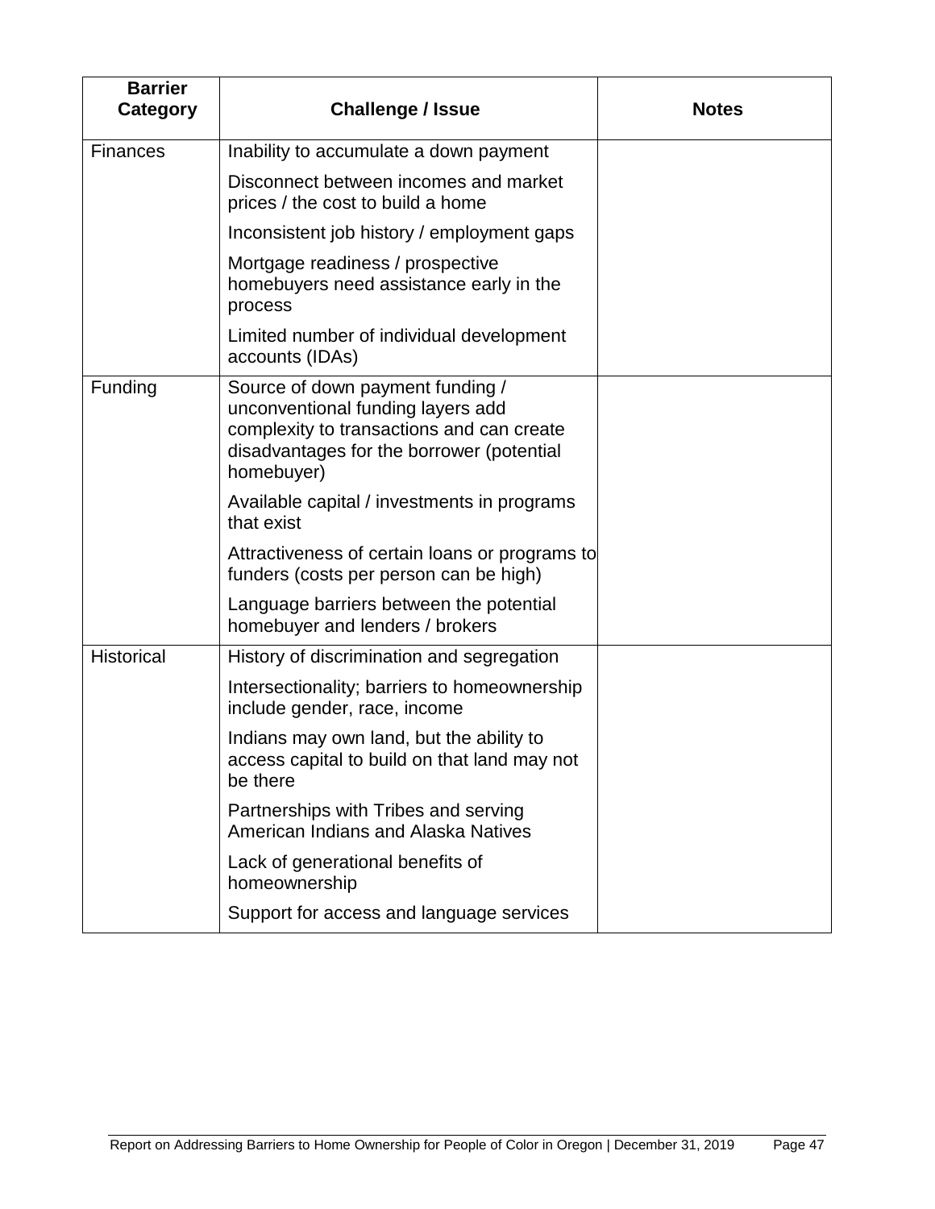| Barrier Category | Challenge / Issue | Notes |
|---|---|---|
| Finances | Inability to accumulate a down payment | |
| | Disconnect between incomes and market prices / the cost to build a home | |
| | Inconsistent job history / employment gaps | |
| | Mortgage readiness / prospective homebuyers need assistance early in the process | |
| | Limited number of individual development accounts (IDAs) | |
| Funding | Source of down payment funding / unconventional funding layers add complexity to transactions and can create disadvantages for the borrower (potential homebuyer) | |
| | Available capital / investments in programs that exist | |
| | Attractiveness of certain loans or programs to funders (costs per person can be high) | |
| | Language barriers between the potential homebuyer and lenders / brokers | |
| Historical | History of discrimination and segregation | |
| | Intersectionality; barriers to homeownership include gender, race, income | |
| | Indians may own land, but the ability to access capital to build on that land may not be there | |
| | Partnerships with Tribes and serving American Indians and Alaska Natives | |
| | Lack of generational benefits of homeownership | |
| | Support for access and language services | |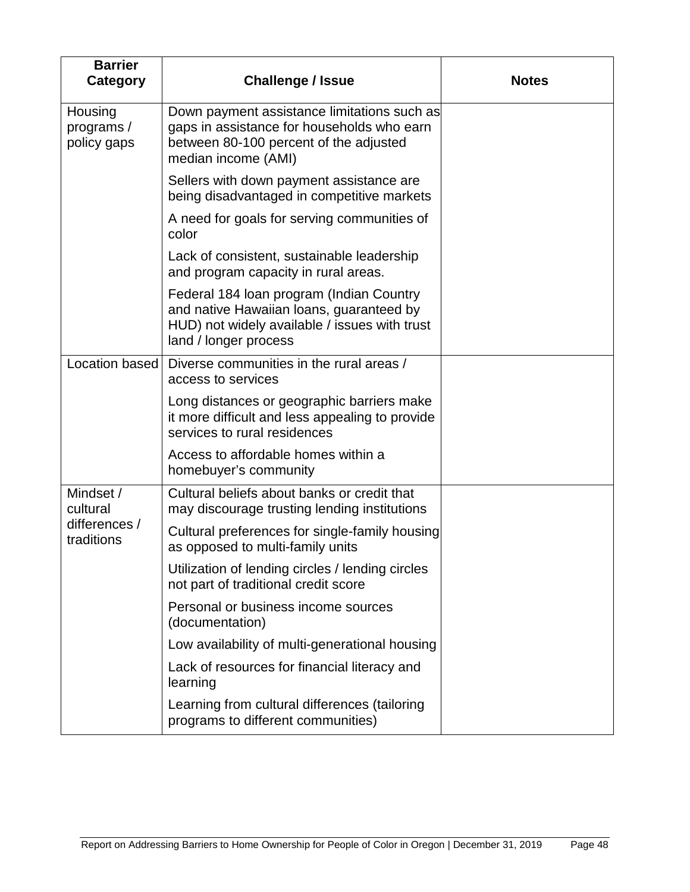| Barrier Category | Challenge / Issue | Notes |
|---|---|---|
| Housing programs / policy gaps | Down payment assistance limitations such as gaps in assistance for households who earn between 80-100 percent of the adjusted median income (AMI) | |
| | Sellers with down payment assistance are being disadvantaged in competitive markets | |
| | A need for goals for serving communities of color | |
| | Lack of consistent, sustainable leadership and program capacity in rural areas. | |
| | Federal 184 loan program (Indian Country and native Hawaiian loans, guaranteed by HUD) not widely available / issues with trust land / longer process | |
| Location based | Diverse communities in the rural areas / access to services | |
| | Long distances or geographic barriers make it more difficult and less appealing to provide services to rural residences | |
| | Access to affordable homes within a homebuyer's community | |
| Mindset / cultural differences / traditions | Cultural beliefs about banks or credit that may discourage trusting lending institutions | |
| | Cultural preferences for single-family housing as opposed to multi-family units | |
| | Utilization of lending circles / lending circles not part of traditional credit score | |
| | Personal or business income sources (documentation) | |
| | Low availability of multi-generational housing | |
| | Lack of resources for financial literacy and learning | |
| | Learning from cultural differences (tailoring programs to different communities) | |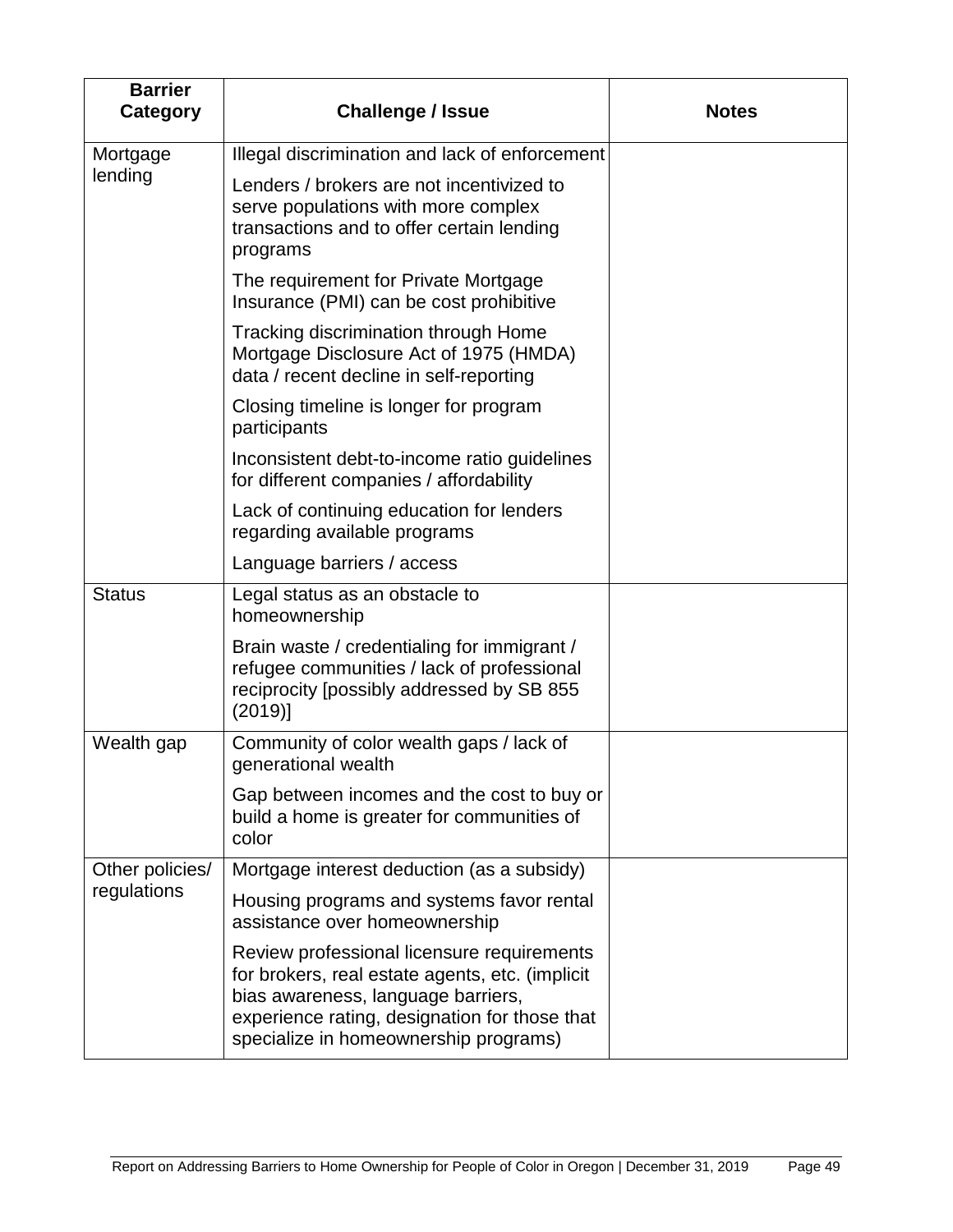| Barrier Category | Challenge / Issue | Notes |
|---|---|---|
| Mortgage lending | Illegal discrimination and lack of enforcement | |
| | Lenders / brokers are not incentivized to serve populations with more complex transactions and to offer certain lending programs | |
| | The requirement for Private Mortgage Insurance (PMI) can be cost prohibitive | |
| | Tracking discrimination through Home Mortgage Disclosure Act of 1975 (HMDA) data / recent decline in self-reporting | |
| | Closing timeline is longer for program participants | |
| | Inconsistent debt-to-income ratio guidelines for different companies / affordability | |
| | Lack of continuing education for lenders regarding available programs | |
| | Language barriers / access | |
| Status | Legal status as an obstacle to homeownership | |
| | Brain waste / credentialing for immigrant / refugee communities / lack of professional reciprocity [possibly addressed by SB 855 (2019)] | |
| Wealth gap | Community of color wealth gaps / lack of generational wealth | |
| | Gap between incomes and the cost to buy or build a home is greater for communities of color | |
| Other policies/ regulations | Mortgage interest deduction (as a subsidy) | |
| | Housing programs and systems favor rental assistance over homeownership | |
| | Review professional licensure requirements for brokers, real estate agents, etc. (implicit bias awareness, language barriers, experience rating, designation for those that specialize in homeownership programs) | |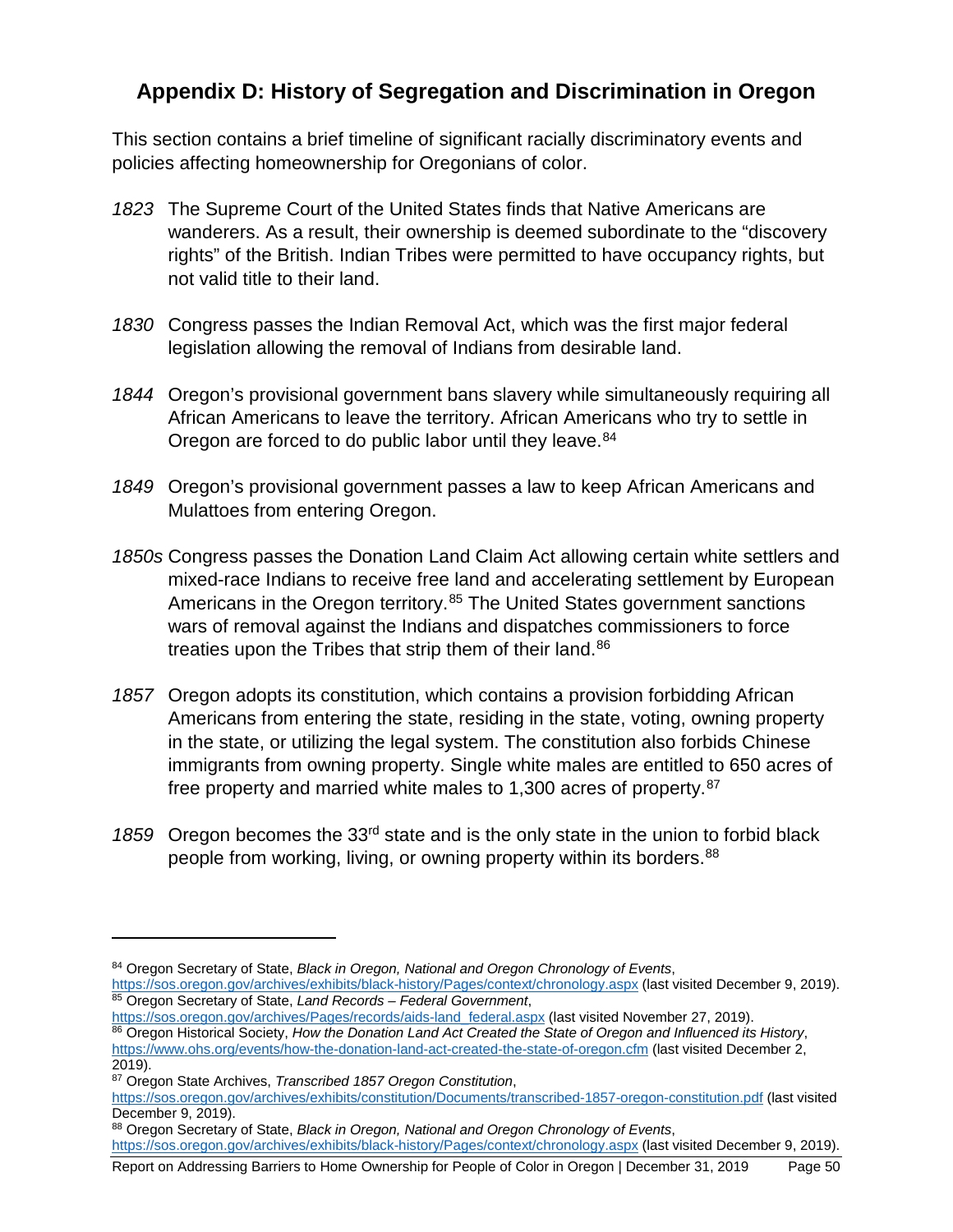## Appendix D: History of Segregation and Discrimination in Oregon

This section contains a brief timeline of significant racially discriminatory events and policies affecting homeownership for Oregonians of color.

*1823* The Supreme Court of the United States finds that Native Americans are wanderers. As a result, their ownership is deemed subordinate to the "discovery rights" of the British. Indian Tribes were permitted to have occupancy rights, but not valid title to their land.

*1830* Congress passes the Indian Removal Act, which was the first major federal legislation allowing the removal of Indians from desirable land.

*1844* Oregon's provisional government bans slavery while simultaneously requiring all African Americans to leave the territory. African Americans who try to settle in Oregon are forced to do public labor until they leave.[84]

*1849* Oregon's provisional government passes a law to keep African Americans and Mulattoes from entering Oregon.

*1850s* Congress passes the Donation Land Claim Act allowing certain white settlers and mixed-race Indians to receive free land and accelerating settlement by European Americans in the Oregon territory.[85] The United States government sanctions wars of removal against the Indians and dispatches commissioners to force treaties upon the Tribes that strip them of their land.[86]

*1857* Oregon adopts its constitution, which contains a provision forbidding African Americans from entering the state, residing in the state, voting, owning property in the state, or utilizing the legal system. The constitution also forbids Chinese immigrants from owning property. Single white males are entitled to 650 acres of free property and married white males to 1,300 acres of property.[87]

*1859* Oregon becomes the 33rd state and is the only state in the union to forbid black people from working, living, or owning property within its borders.[88]

---

[84] Oregon Secretary of State, *Black in Oregon, National and Oregon Chronology of Events*, https://sos.oregon.gov/archives/exhibits/black-history/Pages/context/chronology.aspx (last visited December 9, 2019).

[85] Oregon Secretary of State, *Land Records – Federal Government*, https://sos.oregon.gov/archives/Pages/records/aids-land_federal.aspx (last visited November 27, 2019).

[86] Oregon Historical Society, *How the Donation Land Act Created the State of Oregon and Influenced its History*, https://www.ohs.org/events/how-the-donation-land-act-created-the-state-of-oregon.cfm (last visited December 2, 2019).

[87] Oregon State Archives, *Transcribed 1857 Oregon Constitution*, https://sos.oregon.gov/archives/exhibits/constitution/Documents/transcribed-1857-oregon-constitution.pdf (last visited December 9, 2019).

[88] Oregon Secretary of State, *Black in Oregon, National and Oregon Chronology of Events*, https://sos.oregon.gov/archives/exhibits/black-history/Pages/context/chronology.aspx (last visited December 9, 2019).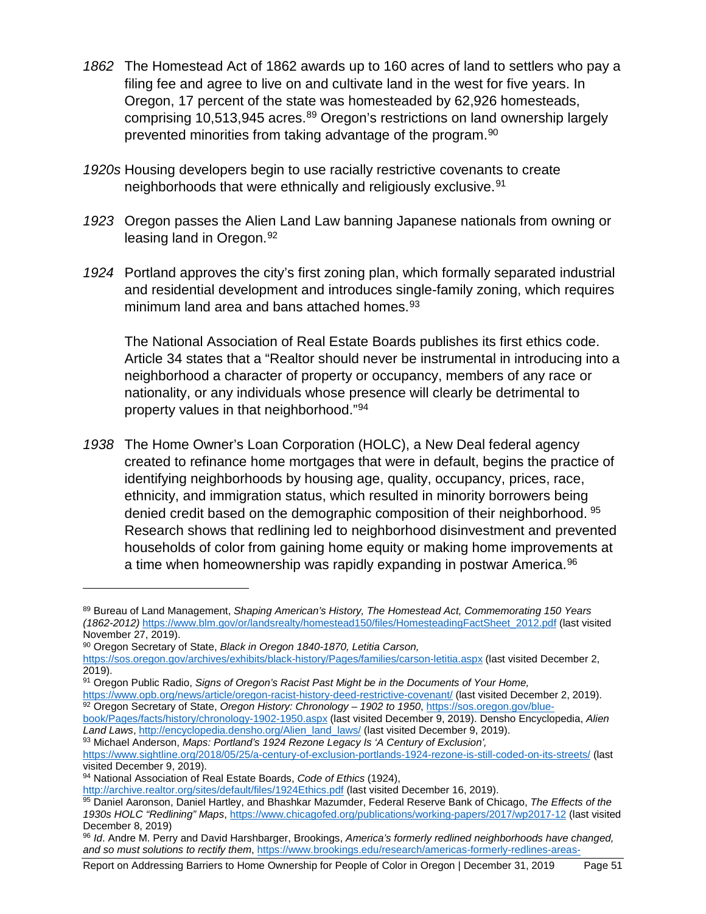*1862* The Homestead Act of 1862 awards up to 160 acres of land to settlers who pay a filing fee and agree to live on and cultivate land in the west for five years. In Oregon, 17 percent of the state was homesteaded by 62,926 homesteads, comprising 10,513,945 acres.[89] Oregon's restrictions on land ownership largely prevented minorities from taking advantage of the program.[90]

*1920s* Housing developers begin to use racially restrictive covenants to create neighborhoods that were ethnically and religiously exclusive.[91]

*1923* Oregon passes the Alien Land Law banning Japanese nationals from owning or leasing land in Oregon.[92]

*1924* Portland approves the city's first zoning plan, which formally separated industrial and residential development and introduces single-family zoning, which requires minimum land area and bans attached homes.[93]

The National Association of Real Estate Boards publishes its first ethics code. Article 34 states that a "Realtor should never be instrumental in introducing into a neighborhood a character of property or occupancy, members of any race or nationality, or any individuals whose presence will clearly be detrimental to property values in that neighborhood."[94]

*1938* The Home Owner's Loan Corporation (HOLC), a New Deal federal agency created to refinance home mortgages that were in default, begins the practice of identifying neighborhoods by housing age, quality, occupancy, prices, race, ethnicity, and immigration status, which resulted in minority borrowers being denied credit based on the demographic composition of their neighborhood. [95] Research shows that redlining led to neighborhood disinvestment and prevented households of color from gaining home equity or making home improvements at a time when homeownership was rapidly expanding in postwar America.[96]

---

[89] Bureau of Land Management, *Shaping American's History, The Homestead Act, Commemorating 150 Years (1862-2012)* https://www.blm.gov/or/landsrealty/homestead150/files/HomesteadingFactSheet_2012.pdf (last visited November 27, 2019).

[90] Oregon Secretary of State, *Black in Oregon 1840-1870, Letitia Carson,* https://sos.oregon.gov/archives/exhibits/black-history/Pages/families/carson-letitia.aspx (last visited December 2, 2019).

[91] Oregon Public Radio, *Signs of Oregon's Racist Past Might be in the Documents of Your Home,* https://www.opb.org/news/article/oregon-racist-history-deed-restrictive-covenant/ (last visited December 2, 2019).

[92] Oregon Secretary of State, *Oregon History: Chronology – 1902 to 1950*, https://sos.oregon.gov/blue-book/Pages/facts/history/chronology-1902-1950.aspx (last visited December 9, 2019). Densho Encyclopedia, *Alien Land Laws*, http://encyclopedia.densho.org/Alien_land_laws/ (last visited December 9, 2019).

[93] Michael Anderson, *Maps: Portland's 1924 Rezone Legacy Is 'A Century of Exclusion',* https://www.sightline.org/2018/05/25/a-century-of-exclusion-portlands-1924-rezone-is-still-coded-on-its-streets/ (last visited December 9, 2019).

[94] National Association of Real Estate Boards, *Code of Ethics* (1924), http://archive.realtor.org/sites/default/files/1924Ethics.pdf (last visited December 16, 2019).

[95] Daniel Aaronson, Daniel Hartley, and Bhashkar Mazumder, Federal Reserve Bank of Chicago, *The Effects of the 1930s HOLC "Redlining" Maps*, https://www.chicagofed.org/publications/working-papers/2017/wp2017-12 (last visited December 8, 2019)

[96] *Id*. Andre M. Perry and David Harshbarger, Brookings, *America's formerly redlined neighborhoods have changed, and so must solutions to rectify them*, https://www.brookings.edu/research/americas-formerly-redlines-areas-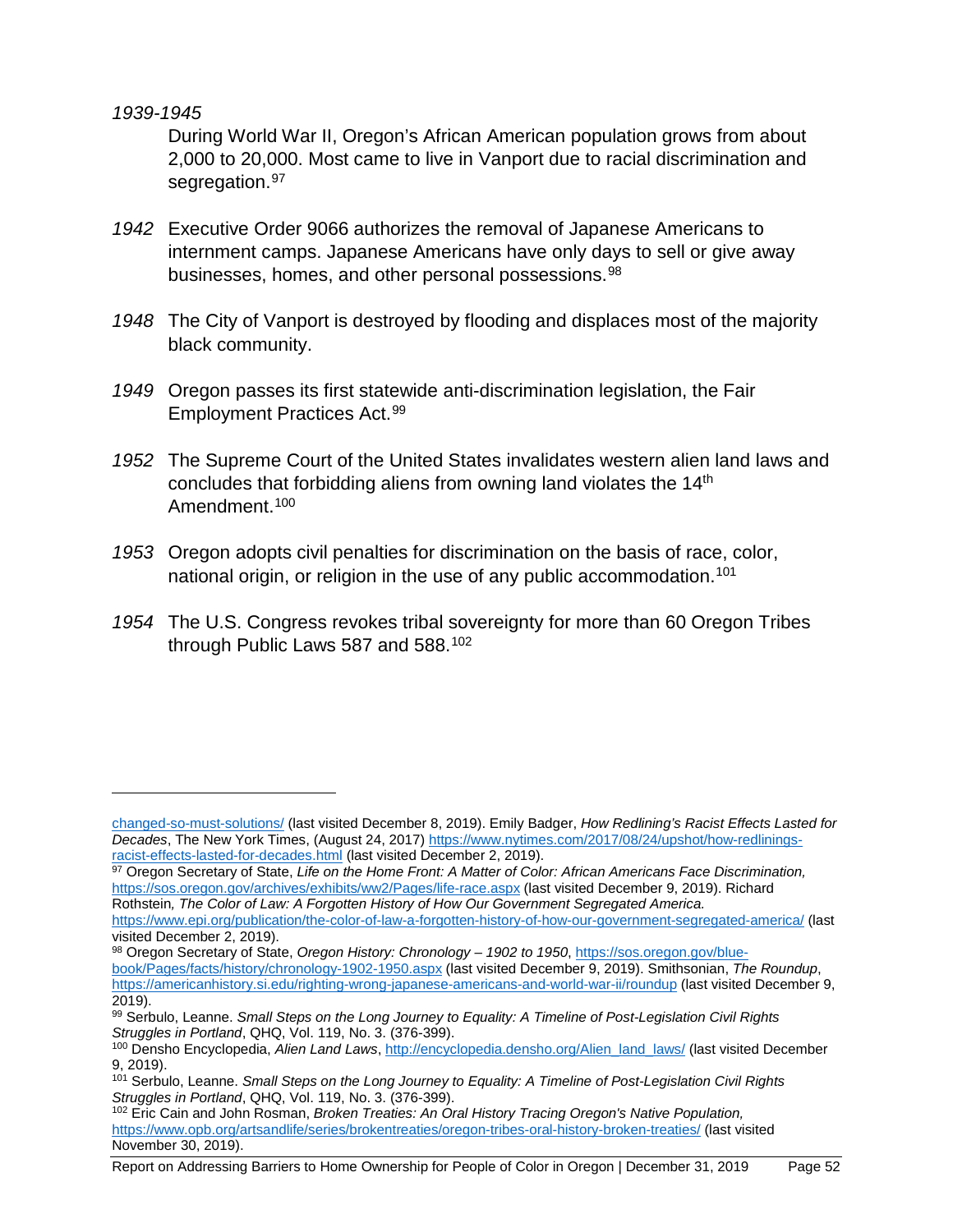*1939-1945*

During World War II, Oregon's African American population grows from about 2,000 to 20,000. Most came to live in Vanport due to racial discrimination and segregation.[97]

*1942* Executive Order 9066 authorizes the removal of Japanese Americans to internment camps. Japanese Americans have only days to sell or give away businesses, homes, and other personal possessions.[98]

*1948* The City of Vanport is destroyed by flooding and displaces most of the majority black community.

*1949* Oregon passes its first statewide anti-discrimination legislation, the Fair Employment Practices Act.[99]

*1952* The Supreme Court of the United States invalidates western alien land laws and concludes that forbidding aliens from owning land violates the 14th Amendment.[100]

*1953* Oregon adopts civil penalties for discrimination on the basis of race, color, national origin, or religion in the use of any public accommodation.[101]

*1954* The U.S. Congress revokes tribal sovereignty for more than 60 Oregon Tribes through Public Laws 587 and 588.[102]

---

changed-so-must-solutions/ (last visited December 8, 2019). Emily Badger, *How Redlining's Racist Effects Lasted for Decades*, The New York Times, (August 24, 2017) https://www.nytimes.com/2017/08/24/upshot/how-redlinings-racist-effects-lasted-for-decades.html (last visited December 2, 2019).

[97] Oregon Secretary of State, *Life on the Home Front: A Matter of Color: African Americans Face Discrimination,* https://sos.oregon.gov/archives/exhibits/ww2/Pages/life-race.aspx (last visited December 9, 2019). Richard Rothstein*, The Color of Law: A Forgotten History of How Our Government Segregated America.* https://www.epi.org/publication/the-color-of-law-a-forgotten-history-of-how-our-government-segregated-america/ (last visited December 2, 2019).

[98] Oregon Secretary of State, *Oregon History: Chronology – 1902 to 1950*, https://sos.oregon.gov/blue-book/Pages/facts/history/chronology-1902-1950.aspx (last visited December 9, 2019). Smithsonian, *The Roundup*, https://americanhistory.si.edu/righting-wrong-japanese-americans-and-world-war-ii/roundup (last visited December 9, 2019).

[99] Serbulo, Leanne. *Small Steps on the Long Journey to Equality: A Timeline of Post-Legislation Civil Rights Struggles in Portland*, QHQ, Vol. 119, No. 3. (376-399).

[100] Densho Encyclopedia, *Alien Land Laws*, http://encyclopedia.densho.org/Alien_land_laws/ (last visited December 9, 2019).

[101] Serbulo, Leanne. *Small Steps on the Long Journey to Equality: A Timeline of Post-Legislation Civil Rights Struggles in Portland*, QHQ, Vol. 119, No. 3. (376-399).

[102] Eric Cain and John Rosman, *Broken Treaties: An Oral History Tracing Oregon's Native Population,* https://www.opb.org/artsandlife/series/brokentreaties/oregon-tribes-oral-history-broken-treaties/ (last visited November 30, 2019).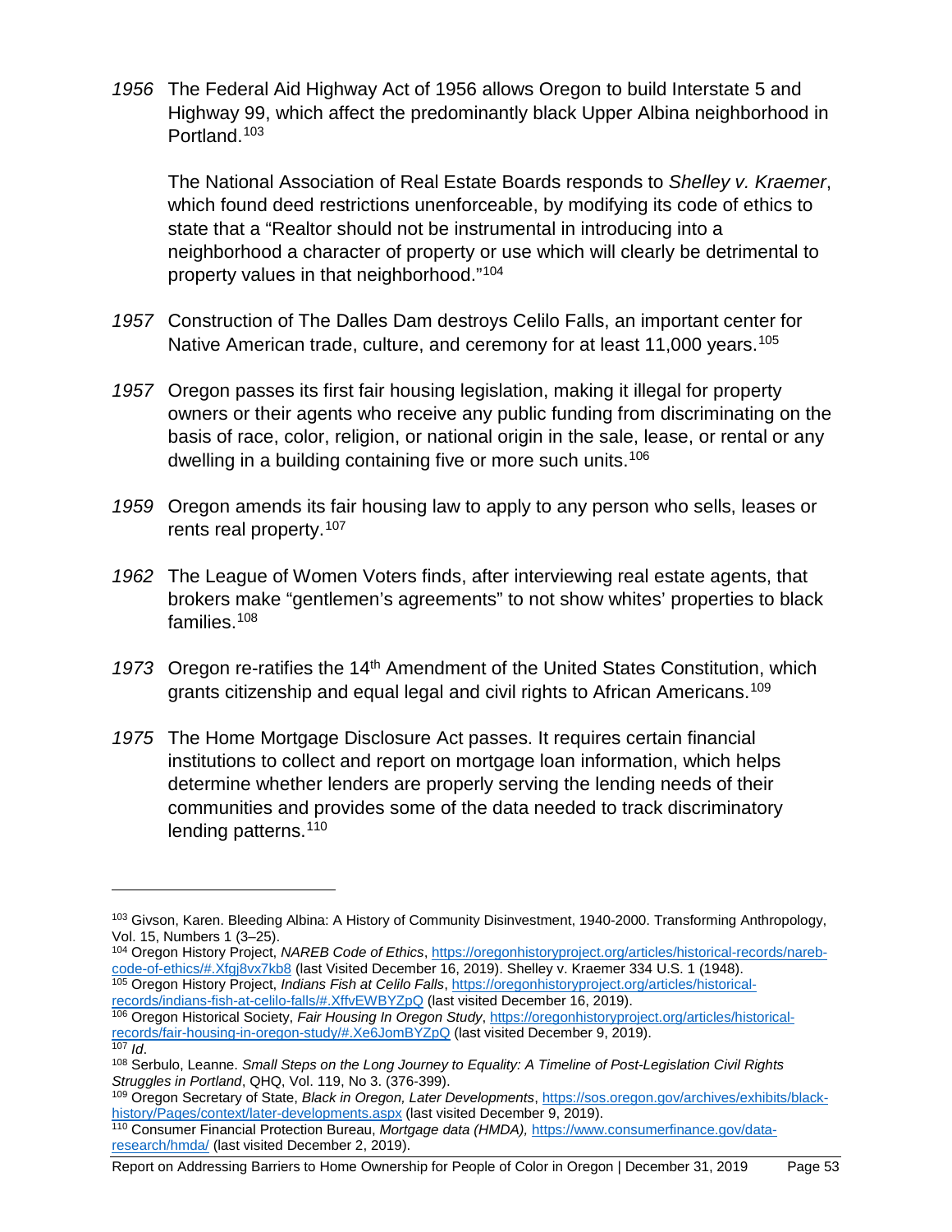*1956* The Federal Aid Highway Act of 1956 allows Oregon to build Interstate 5 and Highway 99, which affect the predominantly black Upper Albina neighborhood in Portland.[103]

The National Association of Real Estate Boards responds to *Shelley v. Kraemer*, which found deed restrictions unenforceable, by modifying its code of ethics to state that a "Realtor should not be instrumental in introducing into a neighborhood a character of property or use which will clearly be detrimental to property values in that neighborhood."[104]

*1957* Construction of The Dalles Dam destroys Celilo Falls, an important center for Native American trade, culture, and ceremony for at least 11,000 years.[105]

*1957* Oregon passes its first fair housing legislation, making it illegal for property owners or their agents who receive any public funding from discriminating on the basis of race, color, religion, or national origin in the sale, lease, or rental or any dwelling in a building containing five or more such units.[106]

*1959* Oregon amends its fair housing law to apply to any person who sells, leases or rents real property.[107]

*1962* The League of Women Voters finds, after interviewing real estate agents, that brokers make "gentlemen's agreements" to not show whites' properties to black families.[108]

*1973* Oregon re-ratifies the 14th Amendment of the United States Constitution, which grants citizenship and equal legal and civil rights to African Americans.[109]

*1975* The Home Mortgage Disclosure Act passes. It requires certain financial institutions to collect and report on mortgage loan information, which helps determine whether lenders are properly serving the lending needs of their communities and provides some of the data needed to track discriminatory lending patterns.[110]

---

[103] Givson, Karen. Bleeding Albina: A History of Community Disinvestment, 1940-2000. Transforming Anthropology, Vol. 15, Numbers 1 (3–25).

[104] Oregon History Project, *NAREB Code of Ethics*, https://oregonhistoryproject.org/articles/historical-records/nareb-code-of-ethics/#.Xfgj8vx7kb8 (last Visited December 16, 2019). Shelley v. Kraemer 334 U.S. 1 (1948).

[105] Oregon History Project, *Indians Fish at Celilo Falls*, https://oregonhistoryproject.org/articles/historical-records/indians-fish-at-celilo-falls/#.XffvEWBYZpQ (last visited December 16, 2019).

[106] Oregon Historical Society, *Fair Housing In Oregon Study*, https://oregonhistoryproject.org/articles/historical-records/fair-housing-in-oregon-study/#.Xe6JomBYZpQ (last visited December 9, 2019).

[107] *Id*.

[108] Serbulo, Leanne. *Small Steps on the Long Journey to Equality: A Timeline of Post-Legislation Civil Rights Struggles in Portland*, QHQ, Vol. 119, No 3. (376-399).

[109] Oregon Secretary of State, *Black in Oregon, Later Developments*, https://sos.oregon.gov/archives/exhibits/black-history/Pages/context/later-developments.aspx (last visited December 9, 2019).

[110] Consumer Finance Protection Bureau, *Mortgage data (HMDA),* https://www.consumerfinance.gov/data-research/hmda/ (last visited December 2, 2019).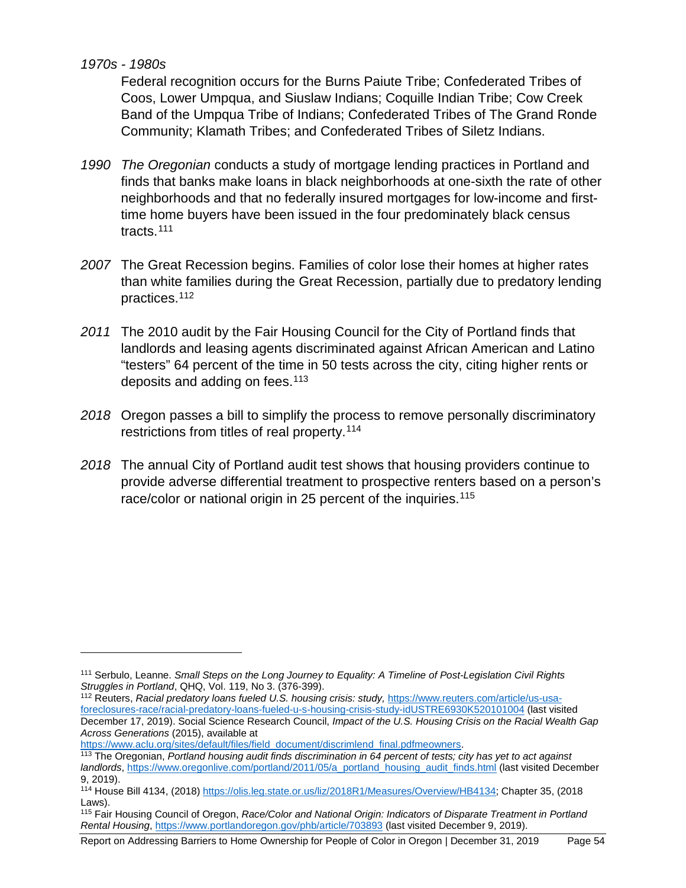*1970s - 1980s*

Federal recognition occurs for the Burns Paiute Tribe; Confederated Tribes of Coos, Lower Umpqua, and Siuslaw Indians; Coquille Indian Tribe; Cow Creek Band of the Umpqua Tribe of Indians; Confederated Tribes of The Grand Ronde Community; Klamath Tribes; and Confederated Tribes of Siletz Indians.

*1990* *The Oregonian* conducts a study of mortgage lending practices in Portland and finds that banks make loans in black neighborhoods at one-sixth the rate of other neighborhoods and that no federally insured mortgages for low-income and first-time home buyers have been issued in the four predominately black census tracts.[111]

*2007* The Great Recession begins. Families of color lose their homes at higher rates than white families during the Great Recession, partially due to predatory lending practices.[112]

*2011* The 2010 audit by the Fair Housing Council for the City of Portland finds that landlords and leasing agents discriminated against African American and Latino "testers" 64 percent of the time in 50 tests across the city, citing higher rents or deposits and adding on fees.[113]

*2018* Oregon passes a bill to simplify the process to remove personally discriminatory restrictions from titles of real property.[114]

*2018* The annual City of Portland audit test shows that housing providers continue to provide adverse differential treatment to prospective renters based on a person's race/color or national origin in 25 percent of the inquiries.[115]

---

[111] Serbulo, Leanne. *Small Steps on the Long Journey to Equality: A Timeline of Post-Legislation Civil Rights Struggles in Portland*, QHQ, Vol. 119, No 3. (376-399).

[112] Reuters, *Racial predatory loans fueled U.S. housing crisis: study,* https://www.reuters.com/article/us-usa-foreclosures-race/racial-predatory-loans-fueled-u-s-housing-crisis-study-idUSTRE6930K520101004 (last visited December 17, 2019). Social Science Research Council, *Impact of the U.S. Housing Crisis on the Racial Wealth Gap Across Generations* (2015), available at https://www.aclu.org/sites/default/files/field_document/discrimlend_final.pdfmeowners.

[113] The Oregonian, *Portland housing audit finds discrimination in 64 percent of tests; city has yet to act against landlords*, https://www.oregonlive.com/portland/2011/05/a_portland_housing_audit_finds.html (last visited December 9, 2019).

[114] House Bill 4134, (2018) https://olis.leg.state.or.us/liz/2018R1/Measures/Overview/HB4134; Chapter 35, (2018 Laws).

[115] Fair Housing Council of Oregon, *Race/Color and National Origin: Indicators of Disparate Treatment in Portland Rental Housing*, https://www.portlandoregon.gov/phb/article/703893 (last visited December 9, 2019).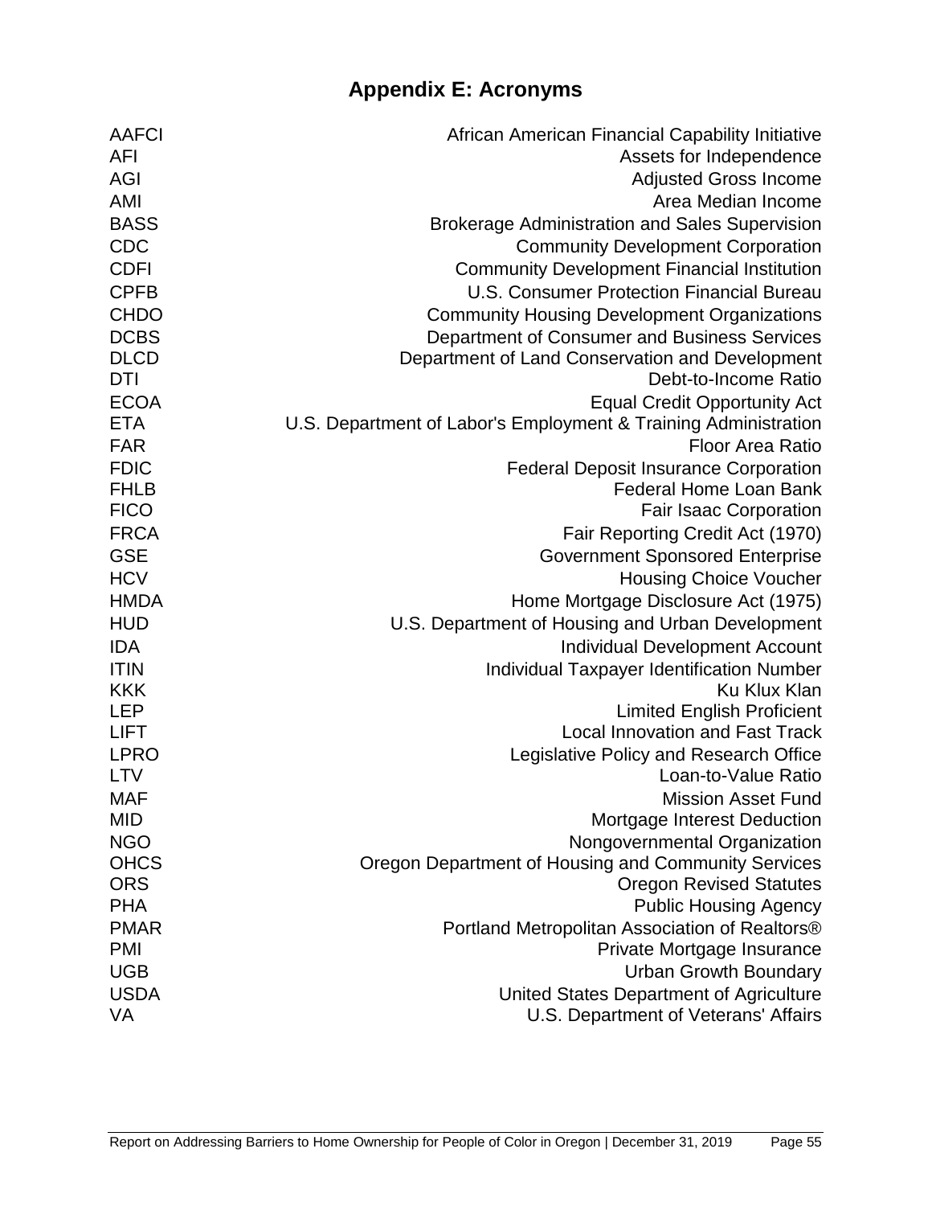# Appendix E: Acronyms

| | |
|---|---|
| AAFCI | African American Financial Capability Initiative |
| AFI | Assets for Independence |
| AGI | Adjusted Gross Income |
| AMI | Area Median Income |
| BASS | Brokerage Administration and Sales Supervision |
| CDC | Community Development Corporation |
| CDFI | Community Development Financial Institution |
| CPFB | U.S. Consumer Protection Financial Bureau |
| CHDO | Community Housing Development Organizations |
| DCBS | Department of Consumer and Business Services |
| DLCD | Department of Land Conservation and Development |
| DTI | Debt-to-Income Ratio |
| ECOA | Equal Credit Opportunity Act |
| ETA | U.S. Department of Labor's Employment & Training Administration |
| FAR | Floor Area Ratio |
| FDIC | Federal Deposit Insurance Corporation |
| FHLB | Federal Home Loan Bank |
| FICO | Fair Isaac Corporation |
| FRCA | Fair Reporting Credit Act (1970) |
| GSE | Government Sponsored Enterprise |
| HCV | Housing Choice Voucher |
| HMDA | Home Mortgage Disclosure Act (1975) |
| HUD | U.S. Department of Housing and Urban Development |
| IDA | Individual Development Account |
| ITIN | Individual Taxpayer Identification Number |
| KKK | Ku Klux Klan |
| LEP | Limited English Proficient |
| LIFT | Local Innovation and Fast Track |
| LPRO | Legislative Policy and Research Office |
| LTV | Loan-to-Value Ratio |
| MAF | Mission Asset Fund |
| MID | Mortgage Interest Deduction |
| NGO | Nongovernmental Organization |
| OHCS | Oregon Department of Housing and Community Services |
| ORS | Oregon Revised Statutes |
| PHA | Public Housing Agency |
| PMAR | Portland Metropolitan Association of Realtors® |
| PMI | Private Mortgage Insurance |
| UGB | Urban Growth Boundary |
| USDA | United States Department of Agriculture |
| VA | U.S. Department of Veterans' Affairs |